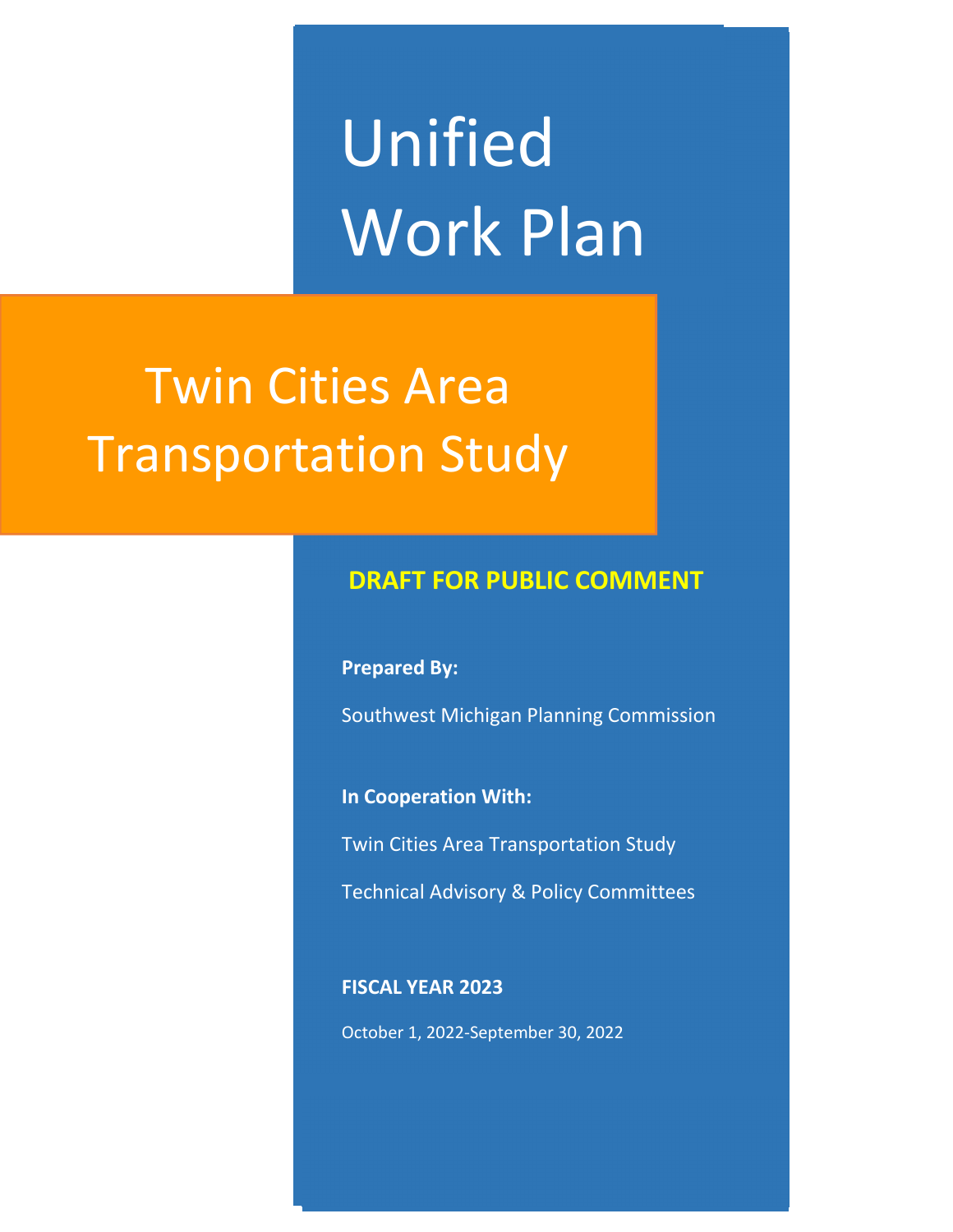# Unified Work Plan

## Twin Cities Area Transportation Study

**DRAFT FOR PUBLIC COMMENT**

**Prepared By:**

Southwest Michigan Planning Commission

**In Cooperation With:**

Twin Cities Area Transportation Study

Technical Advisory & Policy Committees

**FISCAL YEAR 2023**

October 1, 2022-September 30, 2022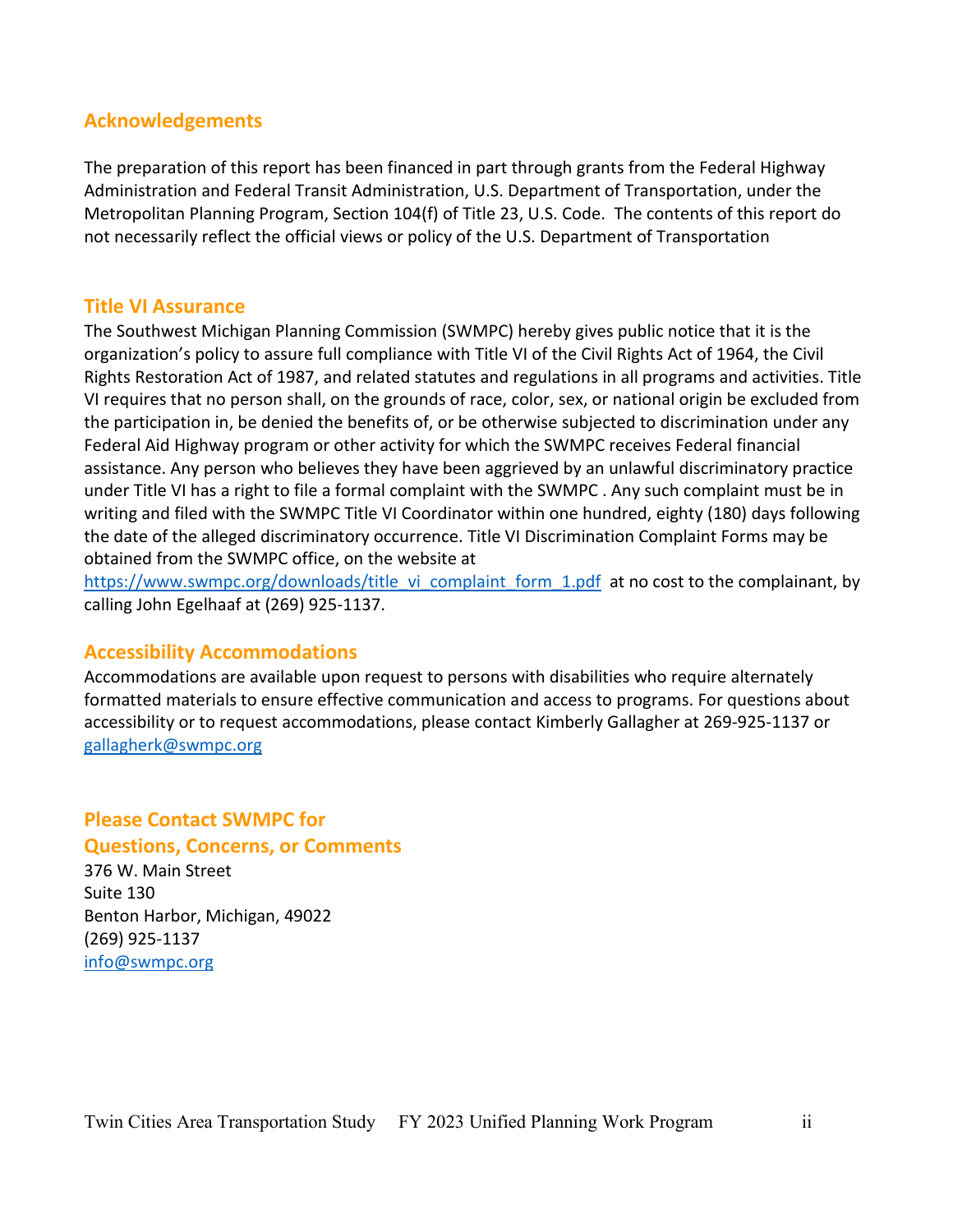## Acknowledgements

The preparation of this report has been financed in part through grants from the Federal Highway Administration and Federal Transit Administration, U.S. Department of Transportation, under the Metropolitan Planning Program, Section 104(f) of Title 23, U.S. Code. The contents of this report do not necessarily reflect the official views or policy of the U.S. Department of Transportation

## Title VI Assurance

The Southwest Michigan Planning Commission (SWMPC) hereby gives public notice that it is the organization's policy to assure full compliance with Title VI of the Civil Rights Act of 1964, the Civil Rights Restoration Act of 1987, and related statutes and regulations in all programs and activities. Title VI requires that no person shall, on the grounds of race, color, sex, or national origin be excluded from the participation in, be denied the benefits of, or be otherwise subjected to discrimination under any Federal Aid Highway program or other activity for which the SWMPC receives Federal financial assistance. Any person who believes they have been aggrieved by an unlawful discriminatory practice under Title VI has a right to file a formal complaint with the SWMPC . Any such complaint must be in writing and filed with the SWMPC Title VI Coordinator within one hundred, eighty (180) days following the date of the alleged discriminatory occurrence. Title VI Discrimination Complaint Forms may be obtained from the SWMPC office, on the website at https://www.swmpc.org/downloads/title_vi_complaint_form_1.pdf at no cost to the complainant, by calling John Egelhaaf at (269) 925-1137.

## Accessibility Accommodations

Accommodations are available upon request to persons with disabilities who require alternately formatted materials to ensure effective communication and access to programs. For questions about accessibility or to request accommodations, please contact Kimberly Gallagher at 269-925-1137 or gallagherk@swmpc.org

## Please Contact SWMPC for Questions, Concerns, or Comments

376 W. Main Street
Suite 130
Benton Harbor, Michigan, 49022
(269) 925-1137
info@swmpc.org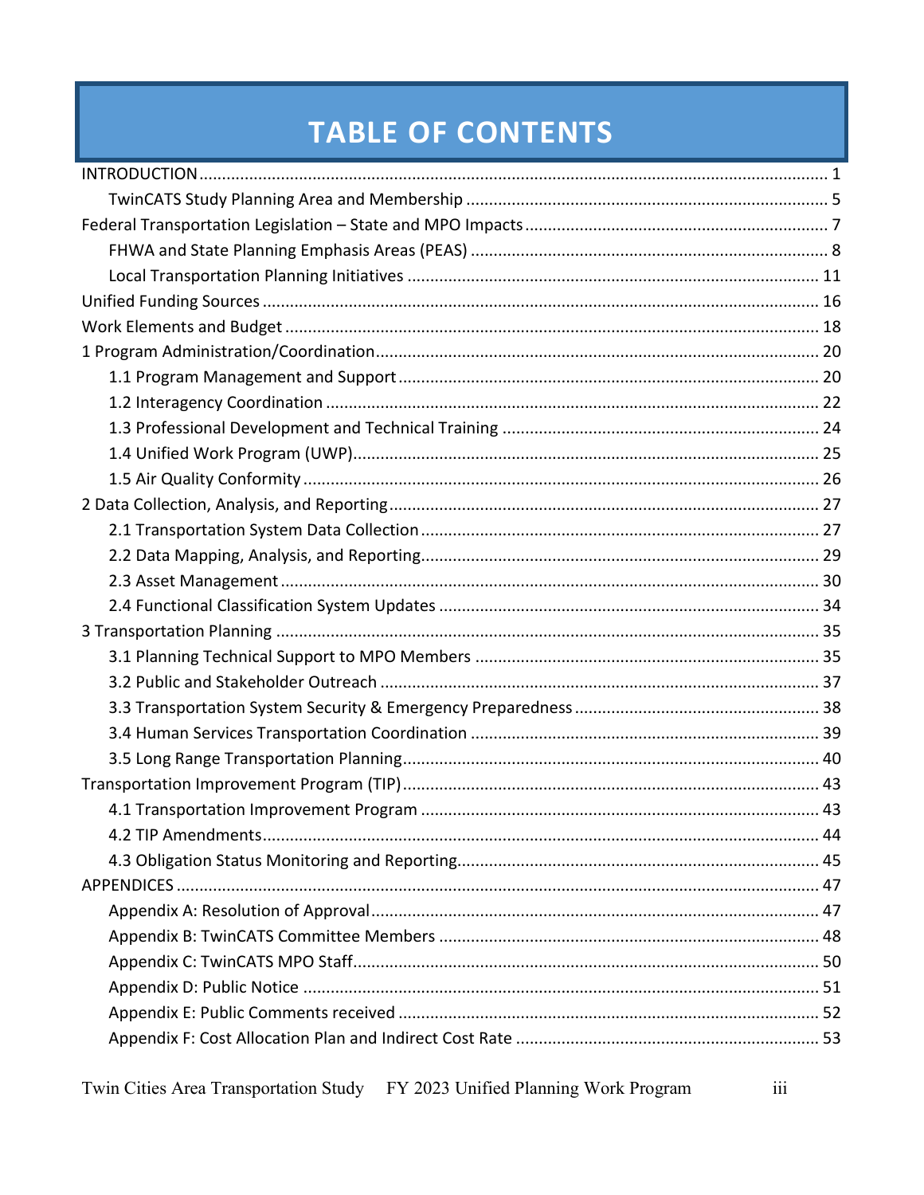# TABLE OF CONTENTS

- INTRODUCTION ... 1
  - TwinCATS Study Planning Area and Membership ... 5
- Federal Transportation Legislation – State and MPO Impacts ... 7
  - FHWA and State Planning Emphasis Areas (PEAS) ... 8
  - Local Transportation Planning Initiatives ... 11
- Unified Funding Sources ... 16
- Work Elements and Budget ... 18
- 1 Program Administration/Coordination ... 20
  - 1.1 Program Management and Support ... 20
  - 1.2 Interagency Coordination ... 22
  - 1.3 Professional Development and Technical Training ... 24
  - 1.4 Unified Work Program (UWP) ... 25
  - 1.5 Air Quality Conformity ... 26
- 2 Data Collection, Analysis, and Reporting ... 27
  - 2.1 Transportation System Data Collection ... 27
  - 2.2 Data Mapping, Analysis, and Reporting ... 29
  - 2.3 Asset Management ... 30
  - 2.4 Functional Classification System Updates ... 34
- 3 Transportation Planning ... 35
  - 3.1 Planning Technical Support to MPO Members ... 35
  - 3.2 Public and Stakeholder Outreach ... 37
  - 3.3 Transportation System Security & Emergency Preparedness ... 38
  - 3.4 Human Services Transportation Coordination ... 39
  - 3.5 Long Range Transportation Planning ... 40
- Transportation Improvement Program (TIP) ... 43
  - 4.1 Transportation Improvement Program ... 43
  - 4.2 TIP Amendments ... 44
  - 4.3 Obligation Status Monitoring and Reporting ... 45
- APPENDICES ... 47
  - Appendix A: Resolution of Approval ... 47
  - Appendix B: TwinCATS Committee Members ... 48
  - Appendix C: TwinCATS MPO Staff ... 50
  - Appendix D: Public Notice ... 51
  - Appendix E: Public Comments received ... 52
  - Appendix F: Cost Allocation Plan and Indirect Cost Rate ... 53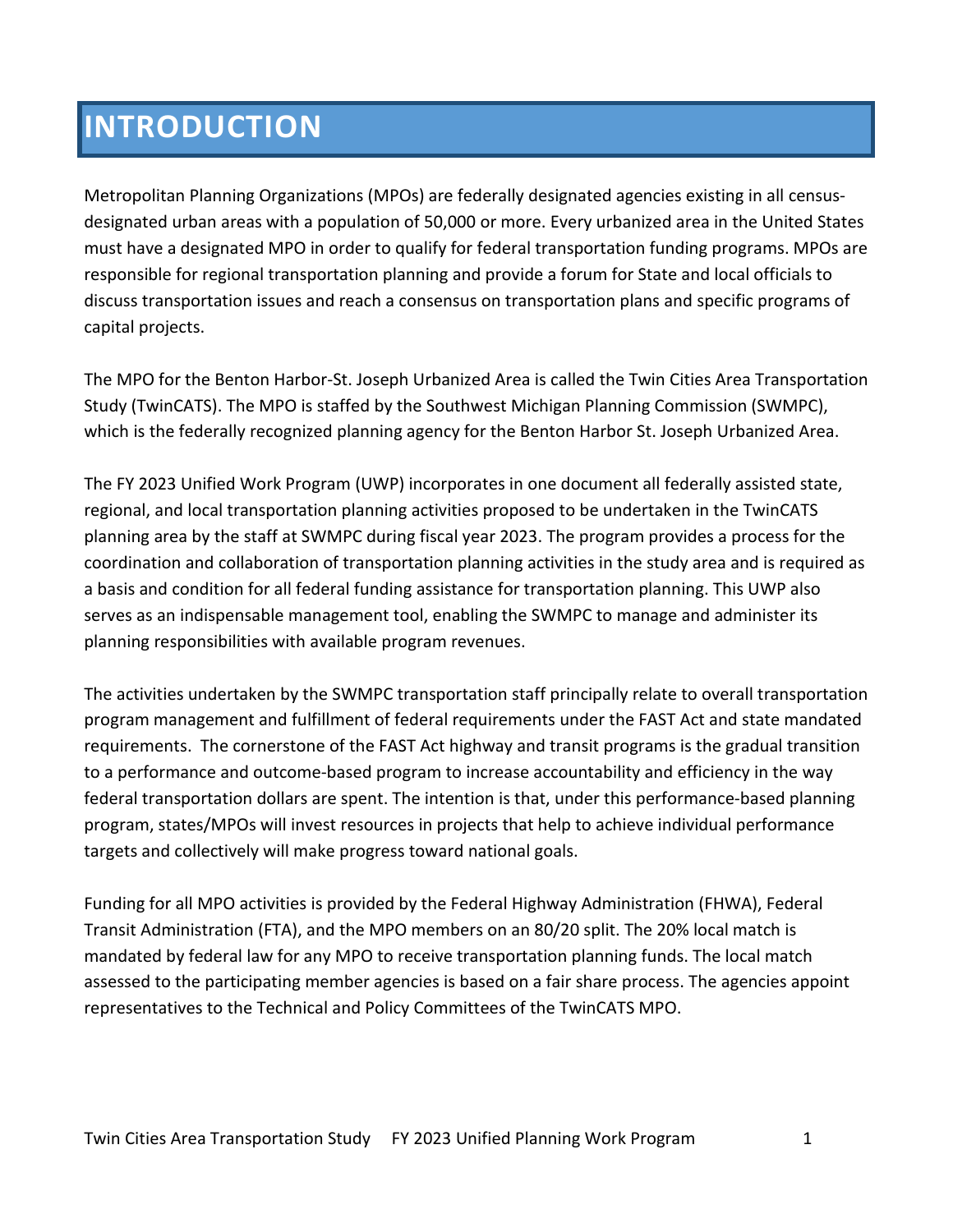# INTRODUCTION

Metropolitan Planning Organizations (MPOs) are federally designated agencies existing in all census-designated urban areas with a population of 50,000 or more. Every urbanized area in the United States must have a designated MPO in order to qualify for federal transportation funding programs. MPOs are responsible for regional transportation planning and provide a forum for State and local officials to discuss transportation issues and reach a consensus on transportation plans and specific programs of capital projects.

The MPO for the Benton Harbor-St. Joseph Urbanized Area is called the Twin Cities Area Transportation Study (TwinCATS). The MPO is staffed by the Southwest Michigan Planning Commission (SWMPC), which is the federally recognized planning agency for the Benton Harbor St. Joseph Urbanized Area.

The FY 2023 Unified Work Program (UWP) incorporates in one document all federally assisted state, regional, and local transportation planning activities proposed to be undertaken in the TwinCATS planning area by the staff at SWMPC during fiscal year 2023. The program provides a process for the coordination and collaboration of transportation planning activities in the study area and is required as a basis and condition for all federal funding assistance for transportation planning. This UWP also serves as an indispensable management tool, enabling the SWMPC to manage and administer its planning responsibilities with available program revenues.

The activities undertaken by the SWMPC transportation staff principally relate to overall transportation program management and fulfillment of federal requirements under the FAST Act and state mandated requirements. The cornerstone of the FAST Act highway and transit programs is the gradual transition to a performance and outcome-based program to increase accountability and efficiency in the way federal transportation dollars are spent. The intention is that, under this performance-based planning program, states/MPOs will invest resources in projects that help to achieve individual performance targets and collectively will make progress toward national goals.

Funding for all MPO activities is provided by the Federal Highway Administration (FHWA), Federal Transit Administration (FTA), and the MPO members on an 80/20 split. The 20% local match is mandated by federal law for any MPO to receive transportation planning funds. The local match assessed to the participating member agencies is based on a fair share process. The agencies appoint representatives to the Technical and Policy Committees of the TwinCATS MPO.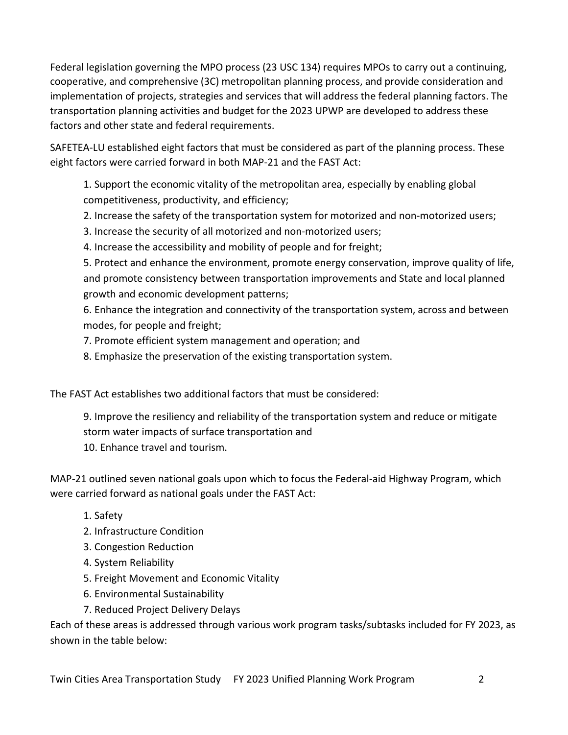Federal legislation governing the MPO process (23 USC 134) requires MPOs to carry out a continuing, cooperative, and comprehensive (3C) metropolitan planning process, and provide consideration and implementation of projects, strategies and services that will address the federal planning factors. The transportation planning activities and budget for the 2023 UPWP are developed to address these factors and other state and federal requirements.

SAFETEA-LU established eight factors that must be considered as part of the planning process. These eight factors were carried forward in both MAP-21 and the FAST Act:

1. Support the economic vitality of the metropolitan area, especially by enabling global competitiveness, productivity, and efficiency;
2. Increase the safety of the transportation system for motorized and non-motorized users;
3. Increase the security of all motorized and non-motorized users;
4. Increase the accessibility and mobility of people and for freight;
5. Protect and enhance the environment, promote energy conservation, improve quality of life, and promote consistency between transportation improvements and State and local planned growth and economic development patterns;
6. Enhance the integration and connectivity of the transportation system, across and between modes, for people and freight;
7. Promote efficient system management and operation; and
8. Emphasize the preservation of the existing transportation system.

The FAST Act establishes two additional factors that must be considered:

9. Improve the resiliency and reliability of the transportation system and reduce or mitigate storm water impacts of surface transportation and
10. Enhance travel and tourism.

MAP-21 outlined seven national goals upon which to focus the Federal-aid Highway Program, which were carried forward as national goals under the FAST Act:

1. Safety
2. Infrastructure Condition
3. Congestion Reduction
4. System Reliability
5. Freight Movement and Economic Vitality
6. Environmental Sustainability
7. Reduced Project Delivery Delays

Each of these areas is addressed through various work program tasks/subtasks included for FY 2023, as shown in the table below: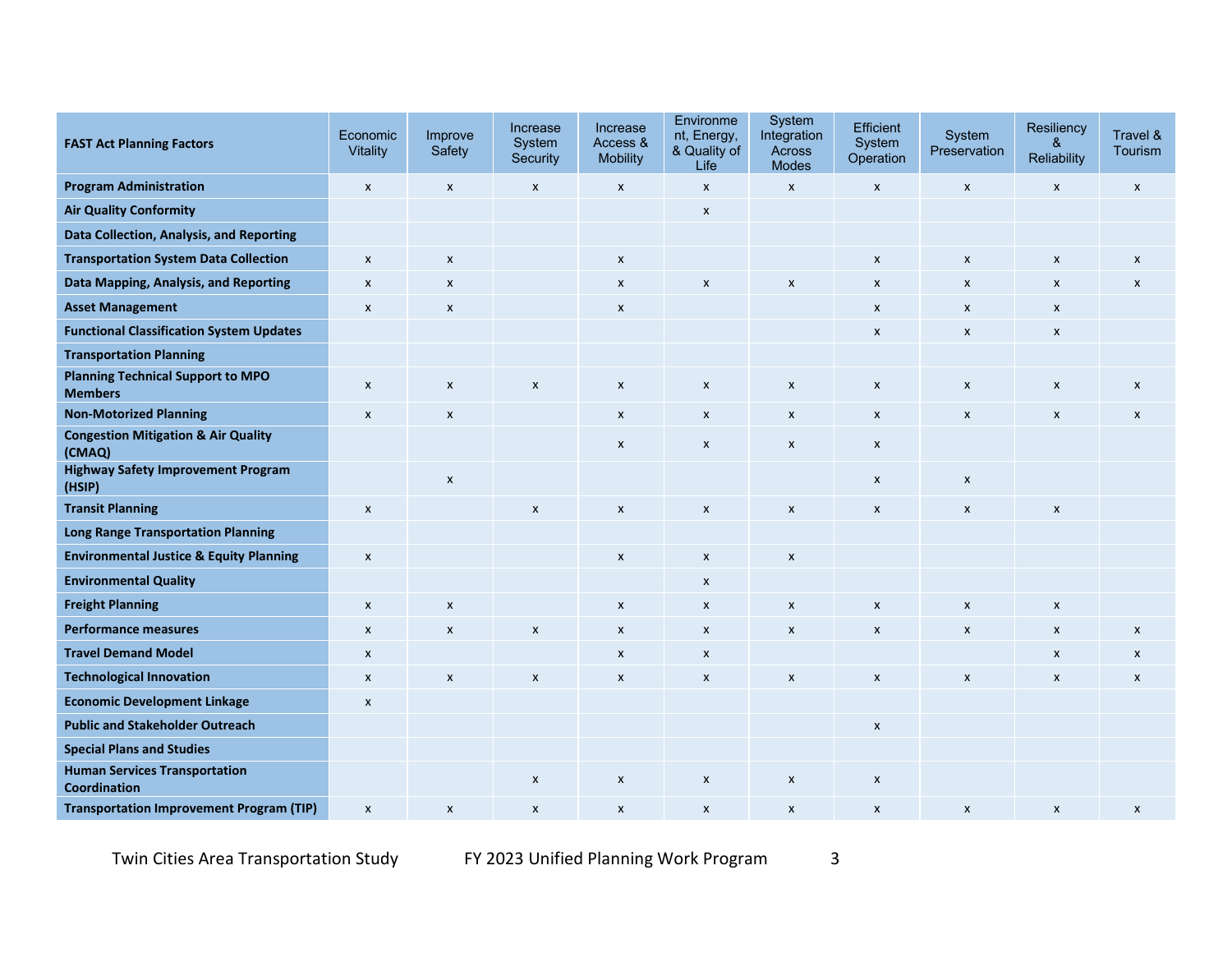| FAST Act Planning Factors | Economic Vitality | Improve Safety | Increase System Security | Increase Access & Mobility | Environment, Energy, & Quality of Life | System Integration Across Modes | Efficient System Operation | System Preservation | Resiliency & Reliability | Travel & Tourism |
|---|---|---|---|---|---|---|---|---|---|---|
| **Program Administration** | x | x | x | x | x | x | x | x | x | x |
| **Air Quality Conformity** | | | | | x | | | | | |
| **Data Collection, Analysis, and Reporting** | | | | | | | | | | |
| **Transportation System Data Collection** | x | x | | x | | | x | x | x | x |
| **Data Mapping, Analysis, and Reporting** | x | x | | x | x | x | x | x | x | x |
| **Asset Management** | x | x | | x | | | x | x | x | |
| **Functional Classification System Updates** | | | | | | | x | x | x | |
| **Transportation Planning** | | | | | | | | | | |
| **Planning Technical Support to MPO Members** | x | x | x | x | x | x | x | x | x | x |
| **Non-Motorized Planning** | x | x | | x | x | x | x | x | x | x |
| **Congestion Mitigation & Air Quality (CMAQ)** | | | | x | x | x | x | | | |
| **Highway Safety Improvement Program (HSIP)** | | x | | | | | x | x | | |
| **Transit Planning** | x | | x | x | x | x | x | x | x | |
| **Long Range Transportation Planning** | | | | | | | | | | |
| **Environmental Justice & Equity Planning** | x | | | x | x | x | | | | |
| **Environmental Quality** | | | | | x | | | | | |
| **Freight Planning** | x | x | | x | x | x | x | x | x | |
| **Performance measures** | x | x | x | x | x | x | x | x | x | x |
| **Travel Demand Model** | x | | | x | x | | | | x | x |
| **Technological Innovation** | x | x | x | x | x | x | x | x | x | x |
| **Economic Development Linkage** | x | | | | | | | | | |
| **Public and Stakeholder Outreach** | | | | | | | x | | | |
| **Special Plans and Studies** | | | | | | | | | | |
| **Human Services Transportation Coordination** | | | x | x | x | x | x | | | |
| **Transportation Improvement Program (TIP)** | x | x | x | x | x | x | x | x | x | x |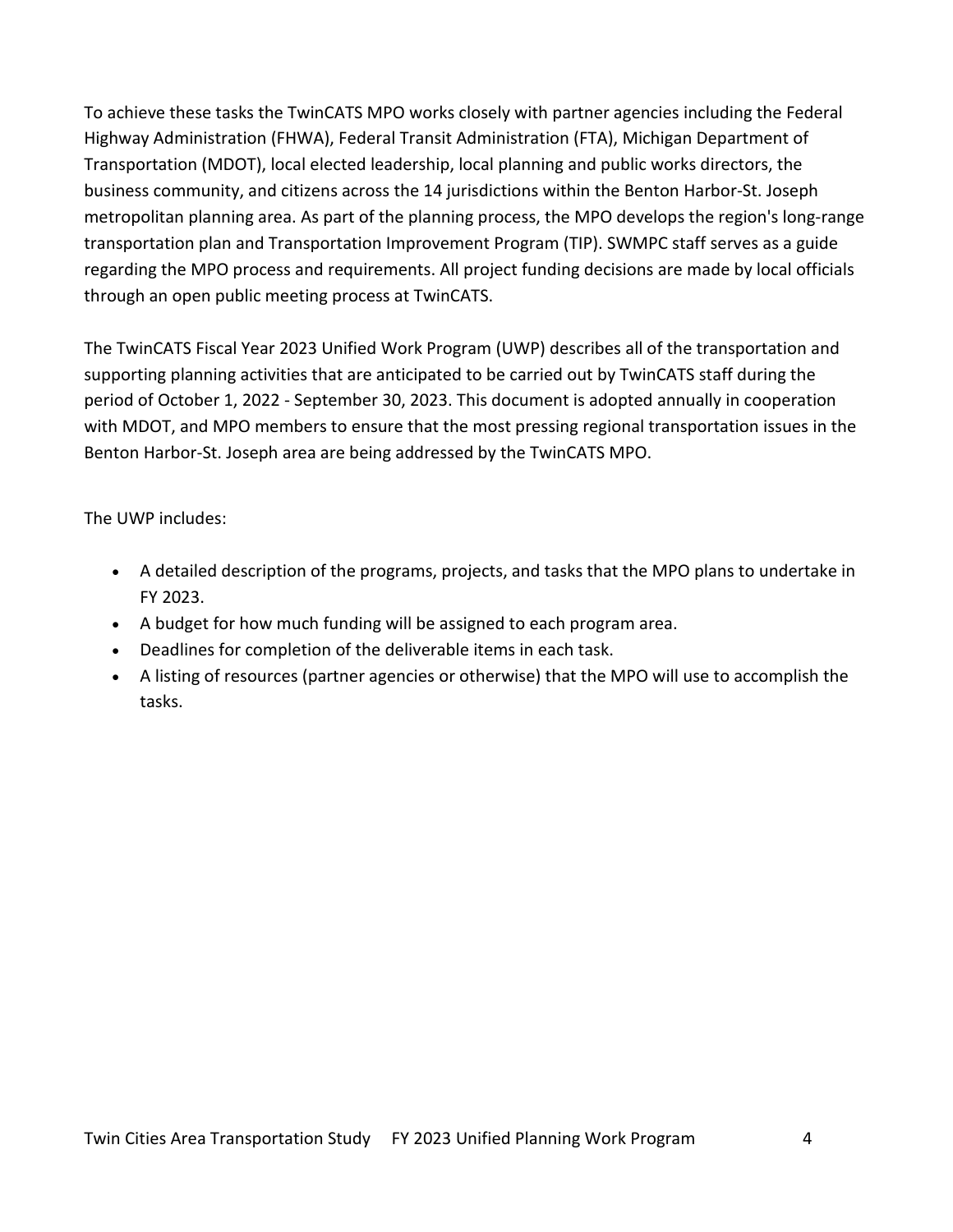To achieve these tasks the TwinCATS MPO works closely with partner agencies including the Federal Highway Administration (FHWA), Federal Transit Administration (FTA), Michigan Department of Transportation (MDOT), local elected leadership, local planning and public works directors, the business community, and citizens across the 14 jurisdictions within the Benton Harbor-St. Joseph metropolitan planning area. As part of the planning process, the MPO develops the region's long-range transportation plan and Transportation Improvement Program (TIP). SWMPC staff serves as a guide regarding the MPO process and requirements. All project funding decisions are made by local officials through an open public meeting process at TwinCATS.

The TwinCATS Fiscal Year 2023 Unified Work Program (UWP) describes all of the transportation and supporting planning activities that are anticipated to be carried out by TwinCATS staff during the period of October 1, 2022 - September 30, 2023. This document is adopted annually in cooperation with MDOT, and MPO members to ensure that the most pressing regional transportation issues in the Benton Harbor-St. Joseph area are being addressed by the TwinCATS MPO.

The UWP includes:

- A detailed description of the programs, projects, and tasks that the MPO plans to undertake in FY 2023.
- A budget for how much funding will be assigned to each program area.
- Deadlines for completion of the deliverable items in each task.
- A listing of resources (partner agencies or otherwise) that the MPO will use to accomplish the tasks.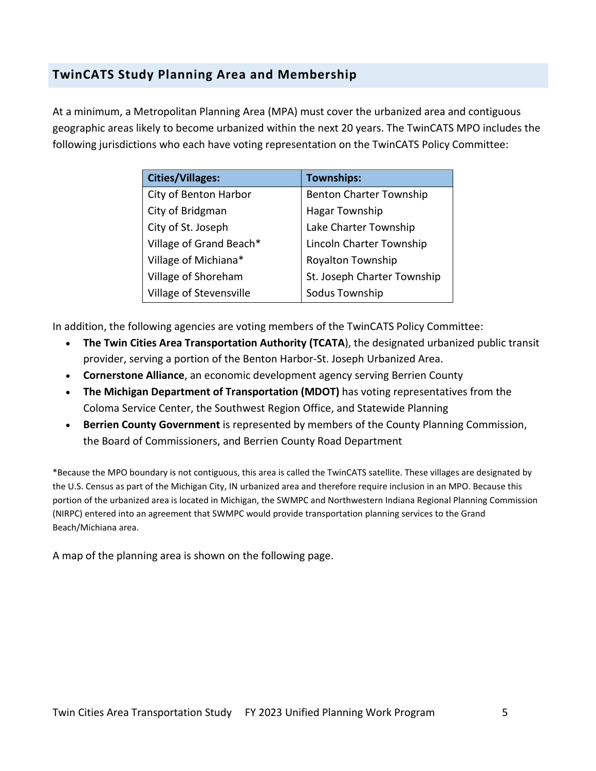## TwinCATS Study Planning Area and Membership

At a minimum, a Metropolitan Planning Area (MPA) must cover the urbanized area and contiguous geographic areas likely to become urbanized within the next 20 years. The TwinCATS MPO includes the following jurisdictions who each have voting representation on the TwinCATS Policy Committee:

| Cities/Villages: | Townships: |
|---|---|
| City of Benton Harbor | Benton Charter Township |
| City of Bridgman | Hagar Township |
| City of St. Joseph | Lake Charter Township |
| Village of Grand Beach* | Lincoln Charter Township |
| Village of Michiana* | Royalton Township |
| Village of Shoreham | St. Joseph Charter Township |
| Village of Stevensville | Sodus Township |

In addition, the following agencies are voting members of the TwinCATS Policy Committee:

- **The Twin Cities Area Transportation Authority (TCATA**), the designated urbanized public transit provider, serving a portion of the Benton Harbor-St. Joseph Urbanized Area.
- **Cornerstone Alliance**, an economic development agency serving Berrien County
- **The Michigan Department of Transportation (MDOT)** has voting representatives from the Coloma Service Center, the Southwest Region Office, and Statewide Planning
- **Berrien County Government** is represented by members of the County Planning Commission, the Board of Commissioners, and Berrien County Road Department

*Because the MPO boundary is not contiguous, this area is called the TwinCATS satellite. These villages are designated by the U.S. Census as part of the Michigan City, IN urbanized area and therefore require inclusion in an MPO. Because this portion of the urbanized area is located in Michigan, the SWMPC and Northwestern Indiana Regional Planning Commission (NIRPC) entered into an agreement that SWMPC would provide transportation planning services to the Grand Beach/Michiana area.

A map of the planning area is shown on the following page.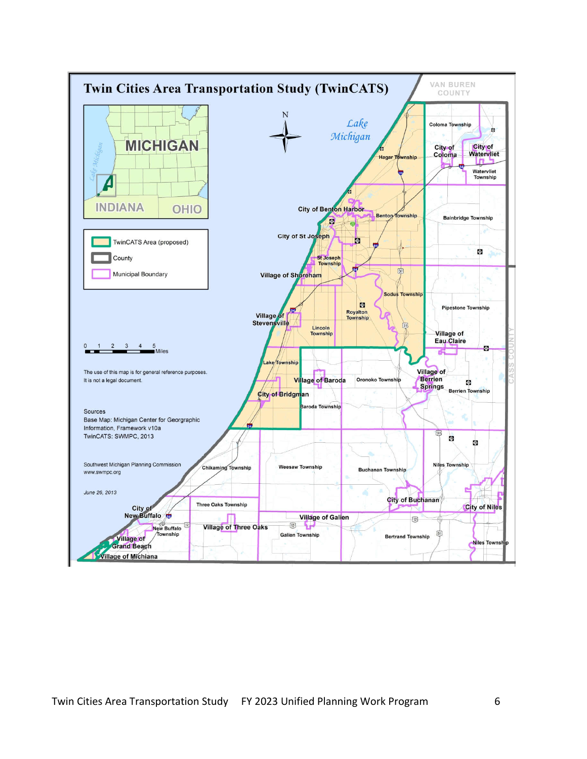# Twin Cities Area Transportation Study (TwinCATS)

MICHIGAN

INDIANA OHIO

Lake Michigan

- TwinCATS Area (proposed)
- County
- Municipal Boundary

0 1 2 3 4 5 Miles

The use of this map is for general reference purposes. It is not a legal document.

Sources
Base Map: Michigan Center for Georgraphic Information, Framework v10a
TwinCATS: SWMPC, 2013

Southwest Michigan Planning Commission
www.swmpc.org

*June 26, 2013*

VAN BUREN COUNTY

CASS COUNTY

Coloma Township, City of Coloma, City of Watervliet, Watervliet Township, Hagar Township, City of Benton Harbor, Benton Township, Bainbridge Township, City of St Joseph, St Joseph Township, Village of Shoreham, Sodus Township, Pipestone Township, Royalton Township, Village of Stevensville, Lincoln Township, Village of Eau Claire, Lake Township, Village of Baroda, Oronoko Township, Village of Berrien Springs, Berrien Township, City of Bridgman, Baroda Township, Chikaming Township, Weesaw Township, Buchanan Township, Niles Township, City of Buchanan, City of Niles, Three Oaks Township, City of New Buffalo, Village of Galien, New Buffalo Township, Village of Three Oaks, Galien Township, Bertrand Township, Village of Grand Beach, Niles Township, Village of Michiana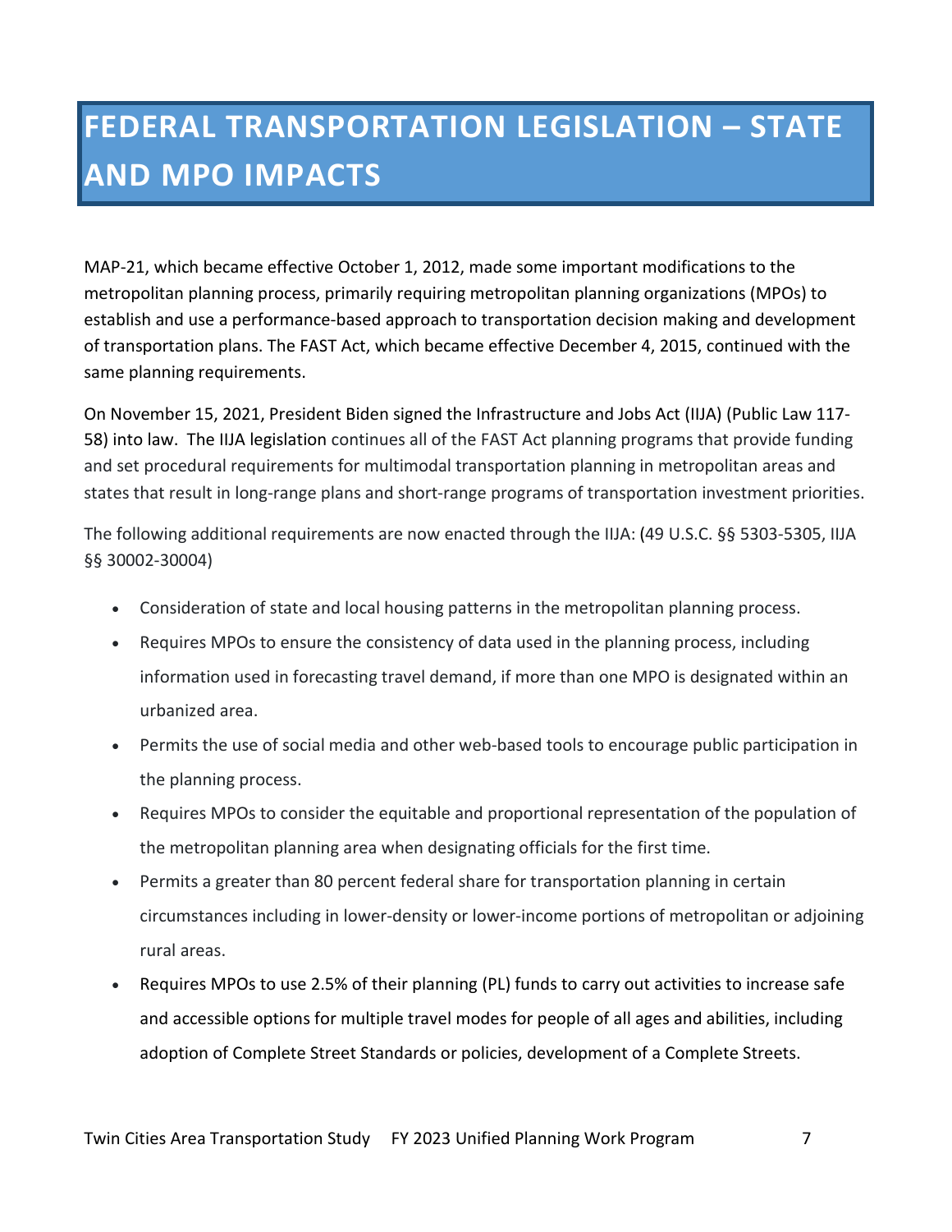# FEDERAL TRANSPORTATION LEGISLATION – STATE AND MPO IMPACTS

MAP-21, which became effective October 1, 2012, made some important modifications to the metropolitan planning process, primarily requiring metropolitan planning organizations (MPOs) to establish and use a performance-based approach to transportation decision making and development of transportation plans. The FAST Act, which became effective December 4, 2015, continued with the same planning requirements.

On November 15, 2021, President Biden signed the Infrastructure and Jobs Act (IIJA) (Public Law 117-58) into law. The IIJA legislation continues all of the FAST Act planning programs that provide funding and set procedural requirements for multimodal transportation planning in metropolitan areas and states that result in long-range plans and short-range programs of transportation investment priorities.

The following additional requirements are now enacted through the IIJA: (49 U.S.C. §§ 5303-5305, IIJA §§ 30002-30004)

- Consideration of state and local housing patterns in the metropolitan planning process.
- Requires MPOs to ensure the consistency of data used in the planning process, including information used in forecasting travel demand, if more than one MPO is designated within an urbanized area.
- Permits the use of social media and other web-based tools to encourage public participation in the planning process.
- Requires MPOs to consider the equitable and proportional representation of the population of the metropolitan planning area when designating officials for the first time.
- Permits a greater than 80 percent federal share for transportation planning in certain circumstances including in lower-density or lower-income portions of metropolitan or adjoining rural areas.
- Requires MPOs to use 2.5% of their planning (PL) funds to carry out activities to increase safe and accessible options for multiple travel modes for people of all ages and abilities, including adoption of Complete Street Standards or policies, development of a Complete Streets.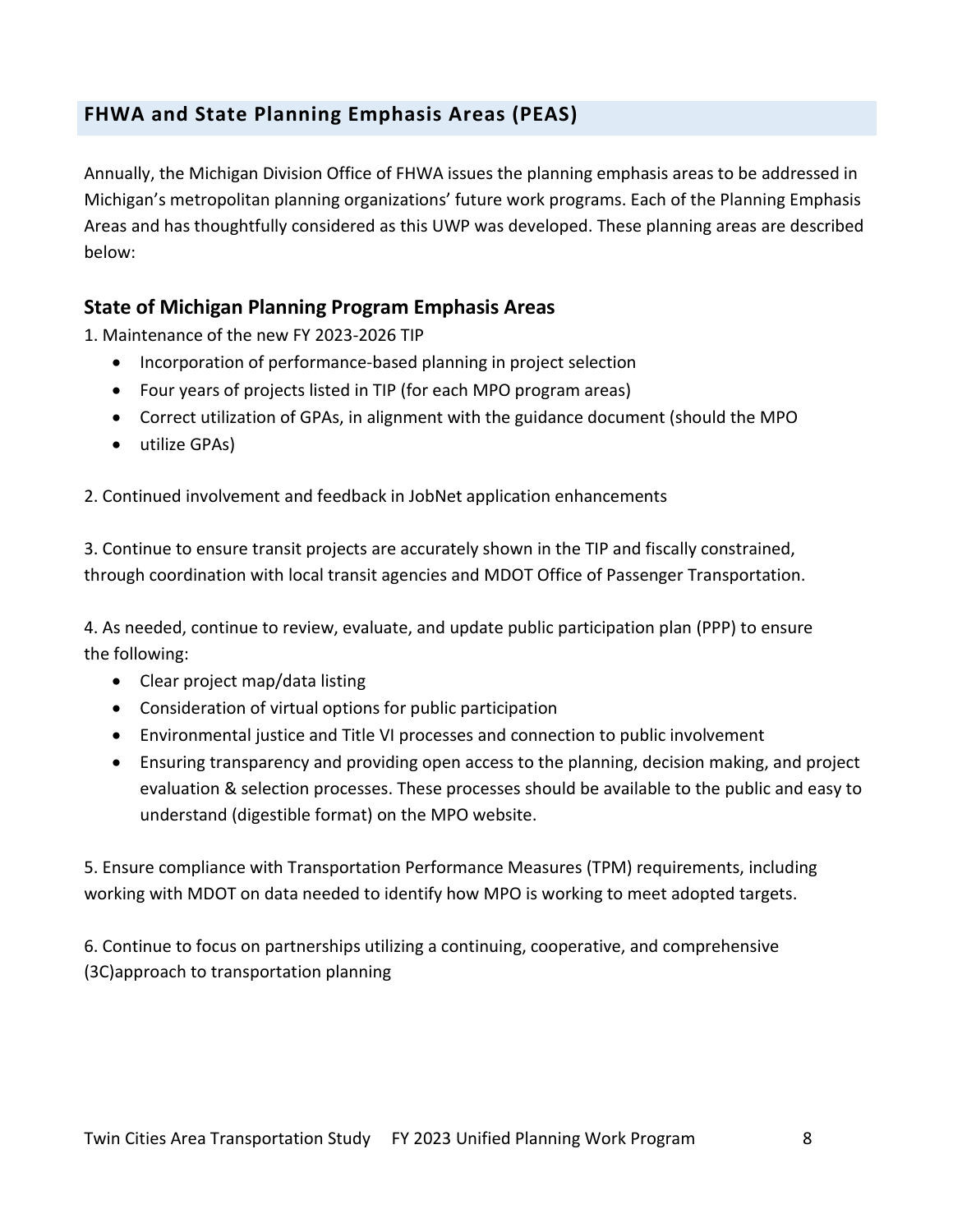## FHWA and State Planning Emphasis Areas (PEAS)

Annually, the Michigan Division Office of FHWA issues the planning emphasis areas to be addressed in Michigan's metropolitan planning organizations' future work programs. Each of the Planning Emphasis Areas and has thoughtfully considered as this UWP was developed. These planning areas are described below:

### State of Michigan Planning Program Emphasis Areas

1. Maintenance of the new FY 2023-2026 TIP
   - Incorporation of performance-based planning in project selection
   - Four years of projects listed in TIP (for each MPO program areas)
   - Correct utilization of GPAs, in alignment with the guidance document (should the MPO
   - utilize GPAs)

2. Continued involvement and feedback in JobNet application enhancements

3. Continue to ensure transit projects are accurately shown in the TIP and fiscally constrained, through coordination with local transit agencies and MDOT Office of Passenger Transportation.

4. As needed, continue to review, evaluate, and update public participation plan (PPP) to ensure the following:
   - Clear project map/data listing
   - Consideration of virtual options for public participation
   - Environmental justice and Title VI processes and connection to public involvement
   - Ensuring transparency and providing open access to the planning, decision making, and project evaluation & selection processes. These processes should be available to the public and easy to understand (digestible format) on the MPO website.

5. Ensure compliance with Transportation Performance Measures (TPM) requirements, including working with MDOT on data needed to identify how MPO is working to meet adopted targets.

6. Continue to focus on partnerships utilizing a continuing, cooperative, and comprehensive (3C)approach to transportation planning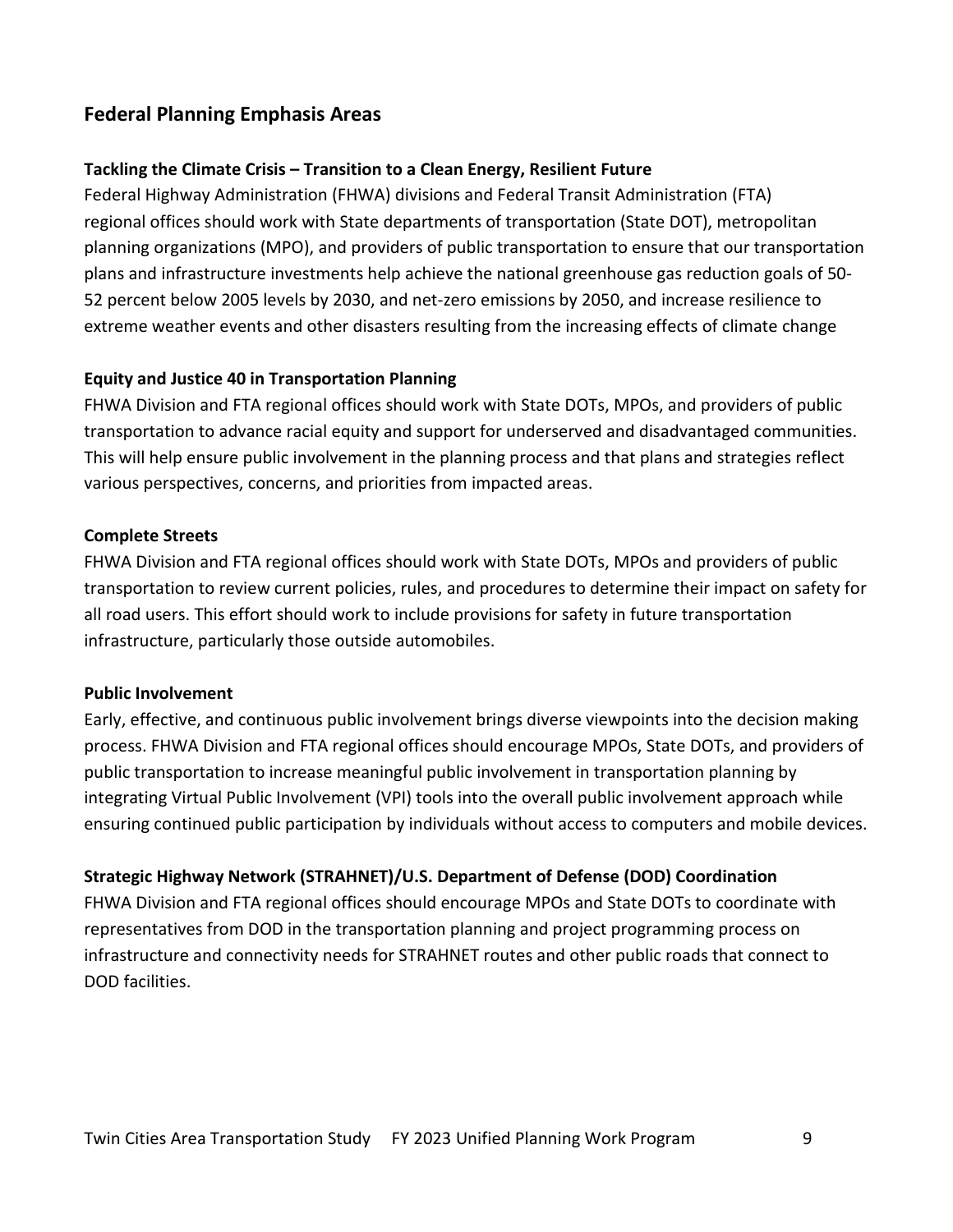## Federal Planning Emphasis Areas

**Tackling the Climate Crisis – Transition to a Clean Energy, Resilient Future**

Federal Highway Administration (FHWA) divisions and Federal Transit Administration (FTA) regional offices should work with State departments of transportation (State DOT), metropolitan planning organizations (MPO), and providers of public transportation to ensure that our transportation plans and infrastructure investments help achieve the national greenhouse gas reduction goals of 50-52 percent below 2005 levels by 2030, and net-zero emissions by 2050, and increase resilience to extreme weather events and other disasters resulting from the increasing effects of climate change

**Equity and Justice 40 in Transportation Planning**

FHWA Division and FTA regional offices should work with State DOTs, MPOs, and providers of public transportation to advance racial equity and support for underserved and disadvantaged communities. This will help ensure public involvement in the planning process and that plans and strategies reflect various perspectives, concerns, and priorities from impacted areas.

**Complete Streets**

FHWA Division and FTA regional offices should work with State DOTs, MPOs and providers of public transportation to review current policies, rules, and procedures to determine their impact on safety for all road users. This effort should work to include provisions for safety in future transportation infrastructure, particularly those outside automobiles.

**Public Involvement**

Early, effective, and continuous public involvement brings diverse viewpoints into the decision making process. FHWA Division and FTA regional offices should encourage MPOs, State DOTs, and providers of public transportation to increase meaningful public involvement in transportation planning by integrating Virtual Public Involvement (VPI) tools into the overall public involvement approach while ensuring continued public participation by individuals without access to computers and mobile devices.

**Strategic Highway Network (STRAHNET)/U.S. Department of Defense (DOD) Coordination**

FHWA Division and FTA regional offices should encourage MPOs and State DOTs to coordinate with representatives from DOD in the transportation planning and project programming process on infrastructure and connectivity needs for STRAHNET routes and other public roads that connect to DOD facilities.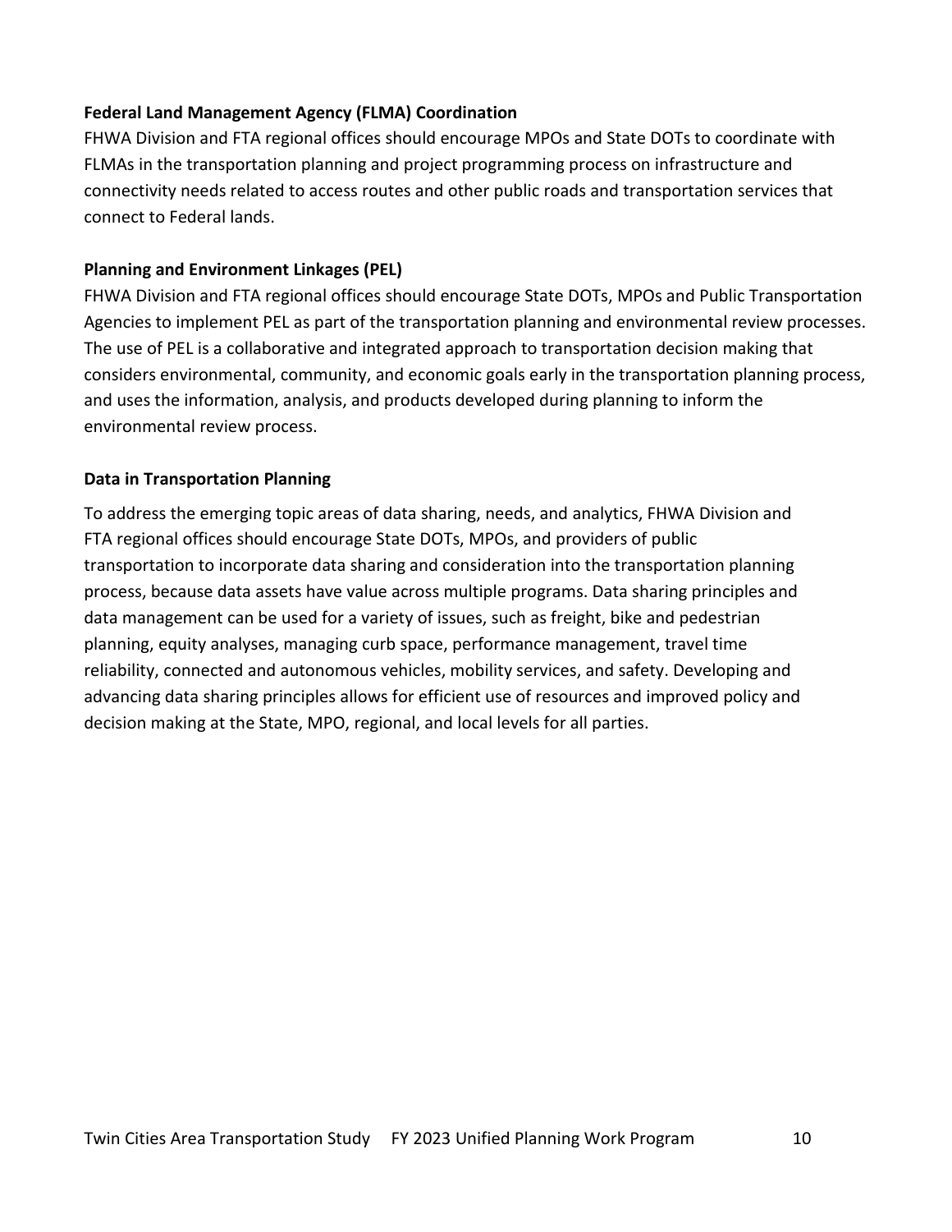**Federal Land Management Agency (FLMA) Coordination**

FHWA Division and FTA regional offices should encourage MPOs and State DOTs to coordinate with FLMAs in the transportation planning and project programming process on infrastructure and connectivity needs related to access routes and other public roads and transportation services that connect to Federal lands.

**Planning and Environment Linkages (PEL)**

FHWA Division and FTA regional offices should encourage State DOTs, MPOs and Public Transportation Agencies to implement PEL as part of the transportation planning and environmental review processes. The use of PEL is a collaborative and integrated approach to transportation decision making that considers environmental, community, and economic goals early in the transportation planning process, and uses the information, analysis, and products developed during planning to inform the environmental review process.

**Data in Transportation Planning**

To address the emerging topic areas of data sharing, needs, and analytics, FHWA Division and FTA regional offices should encourage State DOTs, MPOs, and providers of public transportation to incorporate data sharing and consideration into the transportation planning process, because data assets have value across multiple programs. Data sharing principles and data management can be used for a variety of issues, such as freight, bike and pedestrian planning, equity analyses, managing curb space, performance management, travel time reliability, connected and autonomous vehicles, mobility services, and safety. Developing and advancing data sharing principles allows for efficient use of resources and improved policy and decision making at the State, MPO, regional, and local levels for all parties.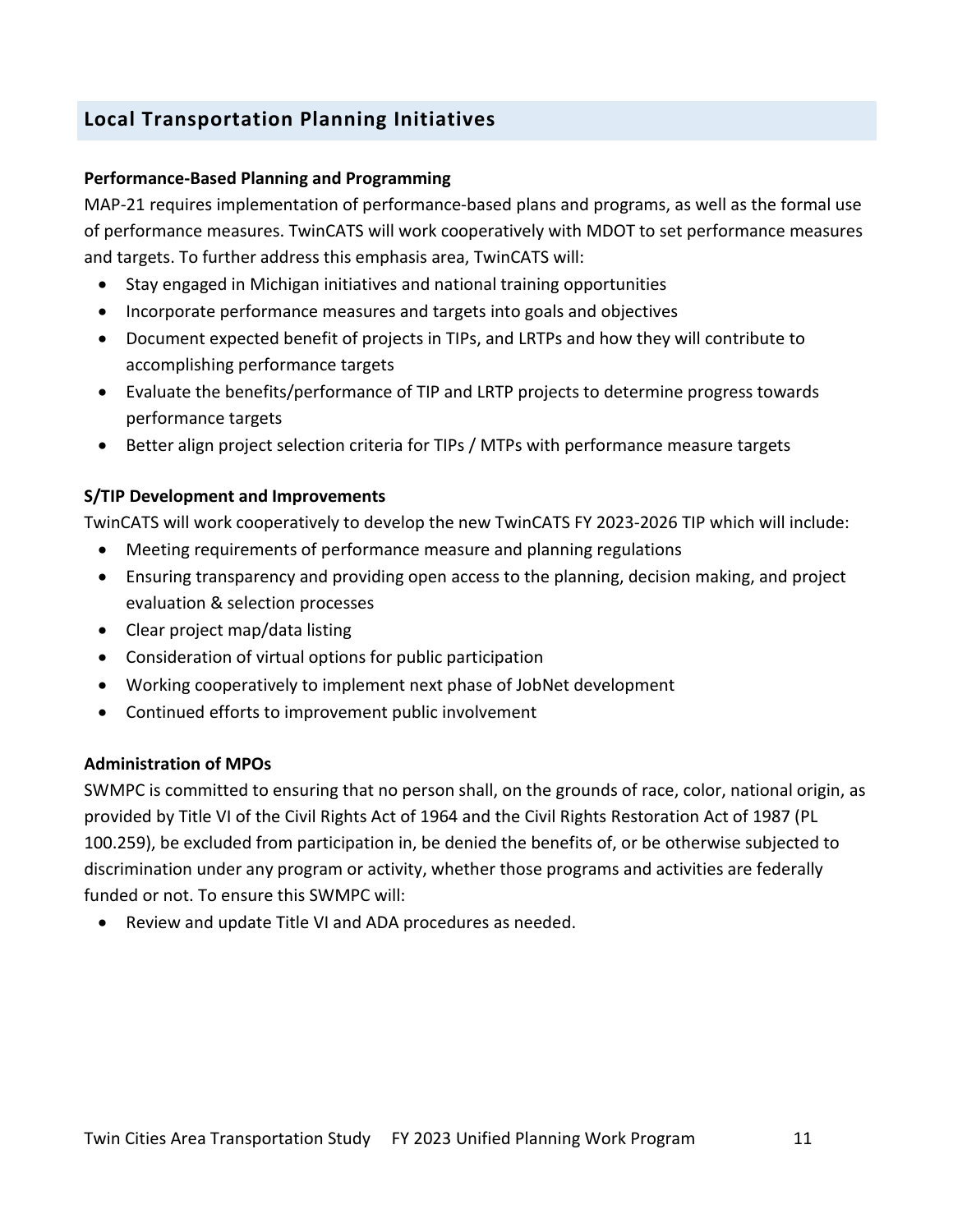## Local Transportation Planning Initiatives

**Performance-Based Planning and Programming**

MAP-21 requires implementation of performance-based plans and programs, as well as the formal use of performance measures. TwinCATS will work cooperatively with MDOT to set performance measures and targets. To further address this emphasis area, TwinCATS will:

- Stay engaged in Michigan initiatives and national training opportunities
- Incorporate performance measures and targets into goals and objectives
- Document expected benefit of projects in TIPs, and LRTPs and how they will contribute to accomplishing performance targets
- Evaluate the benefits/performance of TIP and LRTP projects to determine progress towards performance targets
- Better align project selection criteria for TIPs / MTPs with performance measure targets

**S/TIP Development and Improvements**

TwinCATS will work cooperatively to develop the new TwinCATS FY 2023-2026 TIP which will include:

- Meeting requirements of performance measure and planning regulations
- Ensuring transparency and providing open access to the planning, decision making, and project evaluation & selection processes
- Clear project map/data listing
- Consideration of virtual options for public participation
- Working cooperatively to implement next phase of JobNet development
- Continued efforts to improvement public involvement

**Administration of MPOs**

SWMPC is committed to ensuring that no person shall, on the grounds of race, color, national origin, as provided by Title VI of the Civil Rights Act of 1964 and the Civil Rights Restoration Act of 1987 (PL 100.259), be excluded from participation in, be denied the benefits of, or be otherwise subjected to discrimination under any program or activity, whether those programs and activities are federally funded or not. To ensure this SWMPC will:

- Review and update Title VI and ADA procedures as needed.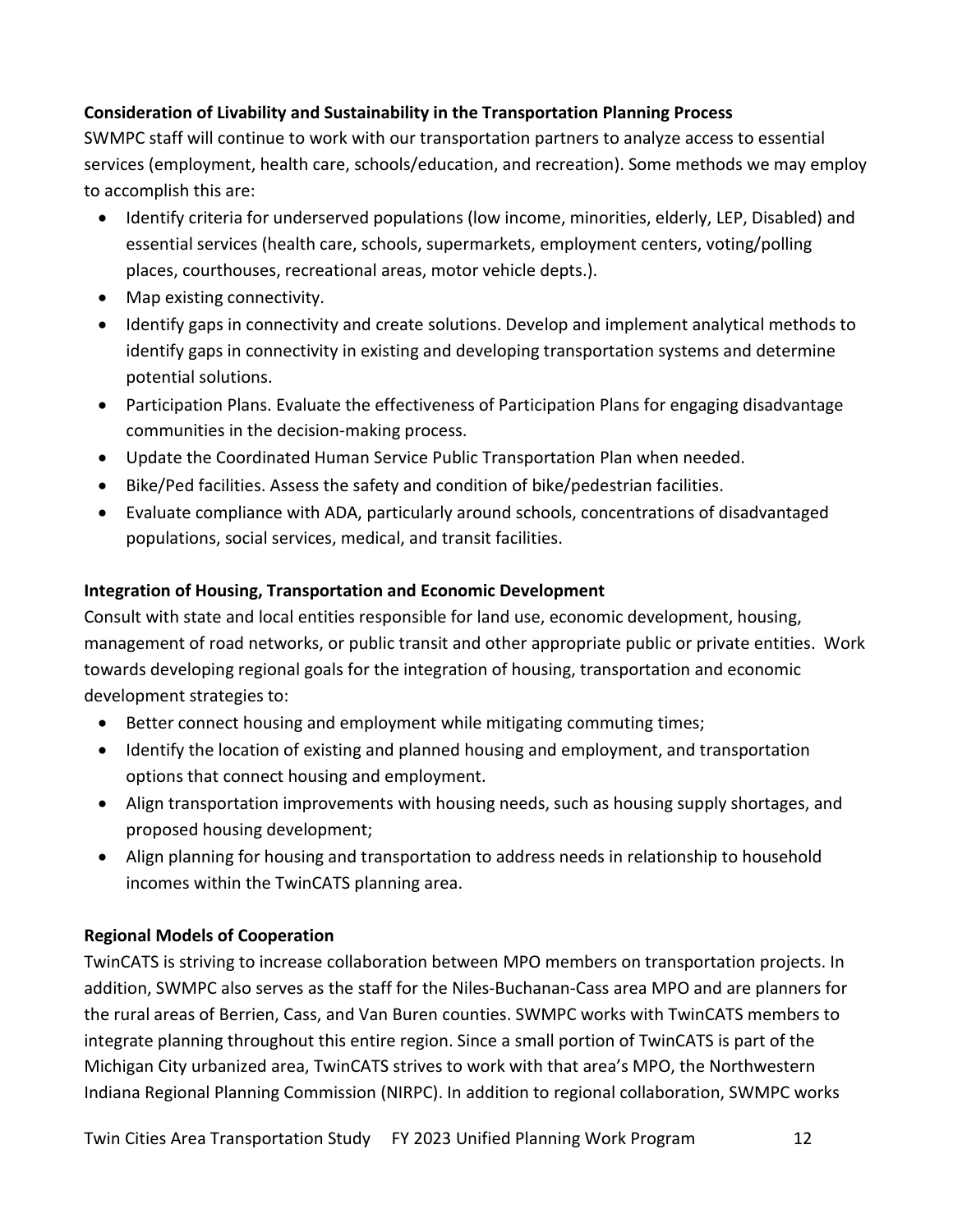**Consideration of Livability and Sustainability in the Transportation Planning Process**

SWMPC staff will continue to work with our transportation partners to analyze access to essential services (employment, health care, schools/education, and recreation). Some methods we may employ to accomplish this are:

- Identify criteria for underserved populations (low income, minorities, elderly, LEP, Disabled) and essential services (health care, schools, supermarkets, employment centers, voting/polling places, courthouses, recreational areas, motor vehicle depts.).
- Map existing connectivity.
- Identify gaps in connectivity and create solutions. Develop and implement analytical methods to identify gaps in connectivity in existing and developing transportation systems and determine potential solutions.
- Participation Plans. Evaluate the effectiveness of Participation Plans for engaging disadvantage communities in the decision-making process.
- Update the Coordinated Human Service Public Transportation Plan when needed.
- Bike/Ped facilities. Assess the safety and condition of bike/pedestrian facilities.
- Evaluate compliance with ADA, particularly around schools, concentrations of disadvantaged populations, social services, medical, and transit facilities.

**Integration of Housing, Transportation and Economic Development**

Consult with state and local entities responsible for land use, economic development, housing, management of road networks, or public transit and other appropriate public or private entities. Work towards developing regional goals for the integration of housing, transportation and economic development strategies to:

- Better connect housing and employment while mitigating commuting times;
- Identify the location of existing and planned housing and employment, and transportation options that connect housing and employment.
- Align transportation improvements with housing needs, such as housing supply shortages, and proposed housing development;
- Align planning for housing and transportation to address needs in relationship to household incomes within the TwinCATS planning area.

**Regional Models of Cooperation**

TwinCATS is striving to increase collaboration between MPO members on transportation projects. In addition, SWMPC also serves as the staff for the Niles-Buchanan-Cass area MPO and are planners for the rural areas of Berrien, Cass, and Van Buren counties. SWMPC works with TwinCATS members to integrate planning throughout this entire region. Since a small portion of TwinCATS is part of the Michigan City urbanized area, TwinCATS strives to work with that area's MPO, the Northwestern Indiana Regional Planning Commission (NIRPC). In addition to regional collaboration, SWMPC works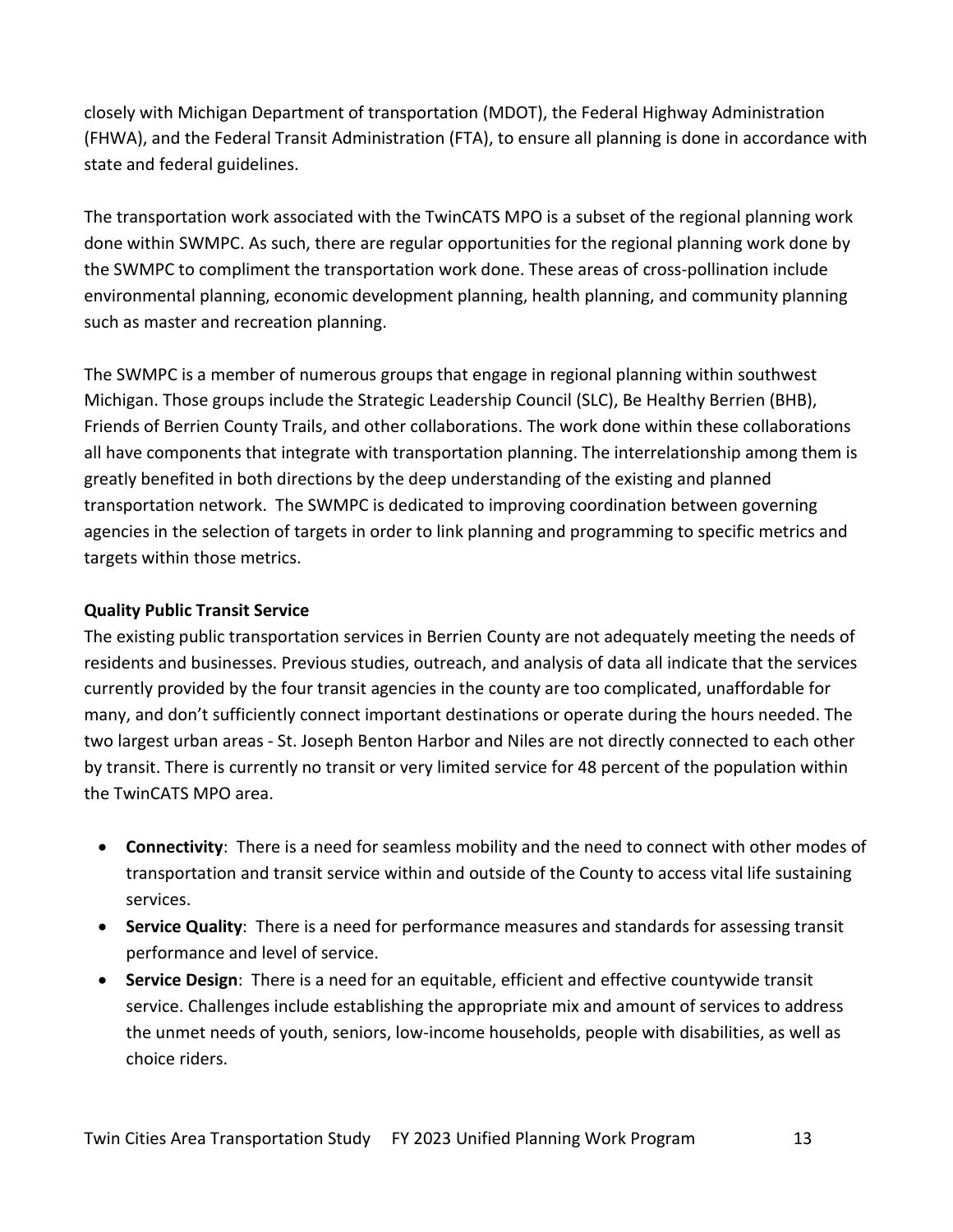closely with Michigan Department of transportation (MDOT), the Federal Highway Administration (FHWA), and the Federal Transit Administration (FTA), to ensure all planning is done in accordance with state and federal guidelines.

The transportation work associated with the TwinCATS MPO is a subset of the regional planning work done within SWMPC. As such, there are regular opportunities for the regional planning work done by the SWMPC to compliment the transportation work done. These areas of cross-pollination include environmental planning, economic development planning, health planning, and community planning such as master and recreation planning.

The SWMPC is a member of numerous groups that engage in regional planning within southwest Michigan. Those groups include the Strategic Leadership Council (SLC), Be Healthy Berrien (BHB), Friends of Berrien County Trails, and other collaborations. The work done within these collaborations all have components that integrate with transportation planning. The interrelationship among them is greatly benefited in both directions by the deep understanding of the existing and planned transportation network. The SWMPC is dedicated to improving coordination between governing agencies in the selection of targets in order to link planning and programming to specific metrics and targets within those metrics.

**Quality Public Transit Service**

The existing public transportation services in Berrien County are not adequately meeting the needs of residents and businesses. Previous studies, outreach, and analysis of data all indicate that the services currently provided by the four transit agencies in the county are too complicated, unaffordable for many, and don't sufficiently connect important destinations or operate during the hours needed. The two largest urban areas - St. Joseph Benton Harbor and Niles are not directly connected to each other by transit. There is currently no transit or very limited service for 48 percent of the population within the TwinCATS MPO area.

- **Connectivity**: There is a need for seamless mobility and the need to connect with other modes of transportation and transit service within and outside of the County to access vital life sustaining services.
- **Service Quality**: There is a need for performance measures and standards for assessing transit performance and level of service.
- **Service Design**: There is a need for an equitable, efficient and effective countywide transit service. Challenges include establishing the appropriate mix and amount of services to address the unmet needs of youth, seniors, low-income households, people with disabilities, as well as choice riders.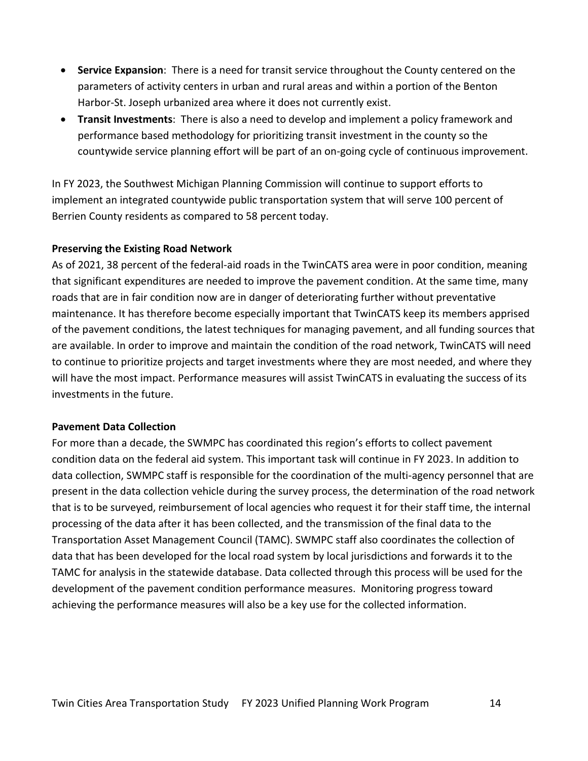- **Service Expansion**: There is a need for transit service throughout the County centered on the parameters of activity centers in urban and rural areas and within a portion of the Benton Harbor-St. Joseph urbanized area where it does not currently exist.
- **Transit Investments**: There is also a need to develop and implement a policy framework and performance based methodology for prioritizing transit investment in the county so the countywide service planning effort will be part of an on-going cycle of continuous improvement.

In FY 2023, the Southwest Michigan Planning Commission will continue to support efforts to implement an integrated countywide public transportation system that will serve 100 percent of Berrien County residents as compared to 58 percent today.

**Preserving the Existing Road Network**

As of 2021, 38 percent of the federal-aid roads in the TwinCATS area were in poor condition, meaning that significant expenditures are needed to improve the pavement condition. At the same time, many roads that are in fair condition now are in danger of deteriorating further without preventative maintenance. It has therefore become especially important that TwinCATS keep its members apprised of the pavement conditions, the latest techniques for managing pavement, and all funding sources that are available. In order to improve and maintain the condition of the road network, TwinCATS will need to continue to prioritize projects and target investments where they are most needed, and where they will have the most impact. Performance measures will assist TwinCATS in evaluating the success of its investments in the future.

**Pavement Data Collection**

For more than a decade, the SWMPC has coordinated this region's efforts to collect pavement condition data on the federal aid system. This important task will continue in FY 2023. In addition to data collection, SWMPC staff is responsible for the coordination of the multi-agency personnel that are present in the data collection vehicle during the survey process, the determination of the road network that is to be surveyed, reimbursement of local agencies who request it for their staff time, the internal processing of the data after it has been collected, and the transmission of the final data to the Transportation Asset Management Council (TAMC). SWMPC staff also coordinates the collection of data that has been developed for the local road system by local jurisdictions and forwards it to the TAMC for analysis in the statewide database. Data collected through this process will be used for the development of the pavement condition performance measures. Monitoring progress toward achieving the performance measures will also be a key use for the collected information.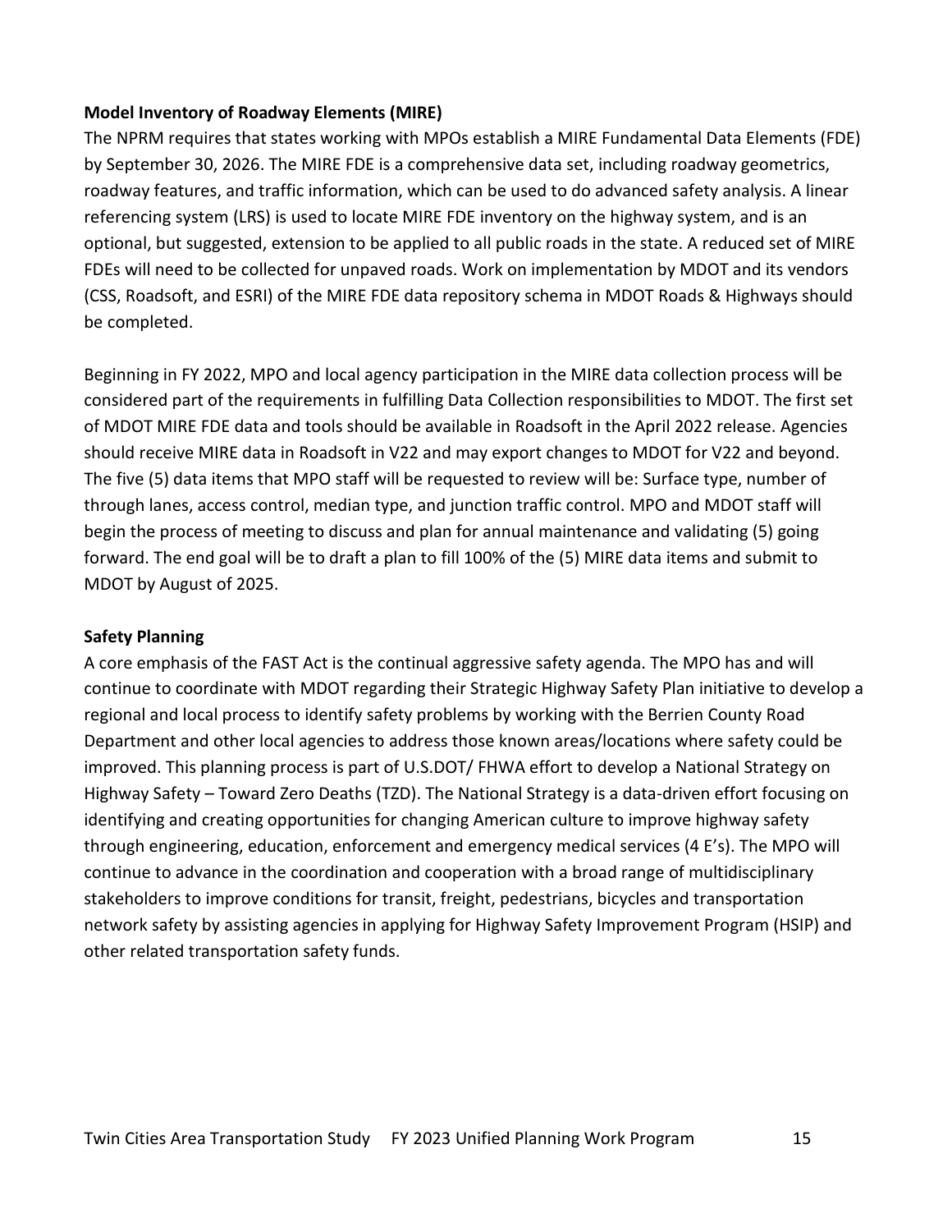**Model Inventory of Roadway Elements (MIRE)**

The NPRM requires that states working with MPOs establish a MIRE Fundamental Data Elements (FDE) by September 30, 2026. The MIRE FDE is a comprehensive data set, including roadway geometrics, roadway features, and traffic information, which can be used to do advanced safety analysis. A linear referencing system (LRS) is used to locate MIRE FDE inventory on the highway system, and is an optional, but suggested, extension to be applied to all public roads in the state. A reduced set of MIRE FDEs will need to be collected for unpaved roads. Work on implementation by MDOT and its vendors (CSS, Roadsoft, and ESRI) of the MIRE FDE data repository schema in MDOT Roads & Highways should be completed.

Beginning in FY 2022, MPO and local agency participation in the MIRE data collection process will be considered part of the requirements in fulfilling Data Collection responsibilities to MDOT. The first set of MDOT MIRE FDE data and tools should be available in Roadsoft in the April 2022 release. Agencies should receive MIRE data in Roadsoft in V22 and may export changes to MDOT for V22 and beyond. The five (5) data items that MPO staff will be requested to review will be: Surface type, number of through lanes, access control, median type, and junction traffic control. MPO and MDOT staff will begin the process of meeting to discuss and plan for annual maintenance and validating (5) going forward. The end goal will be to draft a plan to fill 100% of the (5) MIRE data items and submit to MDOT by August of 2025.

**Safety Planning**

A core emphasis of the FAST Act is the continual aggressive safety agenda. The MPO has and will continue to coordinate with MDOT regarding their Strategic Highway Safety Plan initiative to develop a regional and local process to identify safety problems by working with the Berrien County Road Department and other local agencies to address those known areas/locations where safety could be improved. This planning process is part of U.S.DOT/ FHWA effort to develop a National Strategy on Highway Safety – Toward Zero Deaths (TZD). The National Strategy is a data-driven effort focusing on identifying and creating opportunities for changing American culture to improve highway safety through engineering, education, enforcement and emergency medical services (4 E's). The MPO will continue to advance in the coordination and cooperation with a broad range of multidisciplinary stakeholders to improve conditions for transit, freight, pedestrians, bicycles and transportation network safety by assisting agencies in applying for Highway Safety Improvement Program (HSIP) and other related transportation safety funds.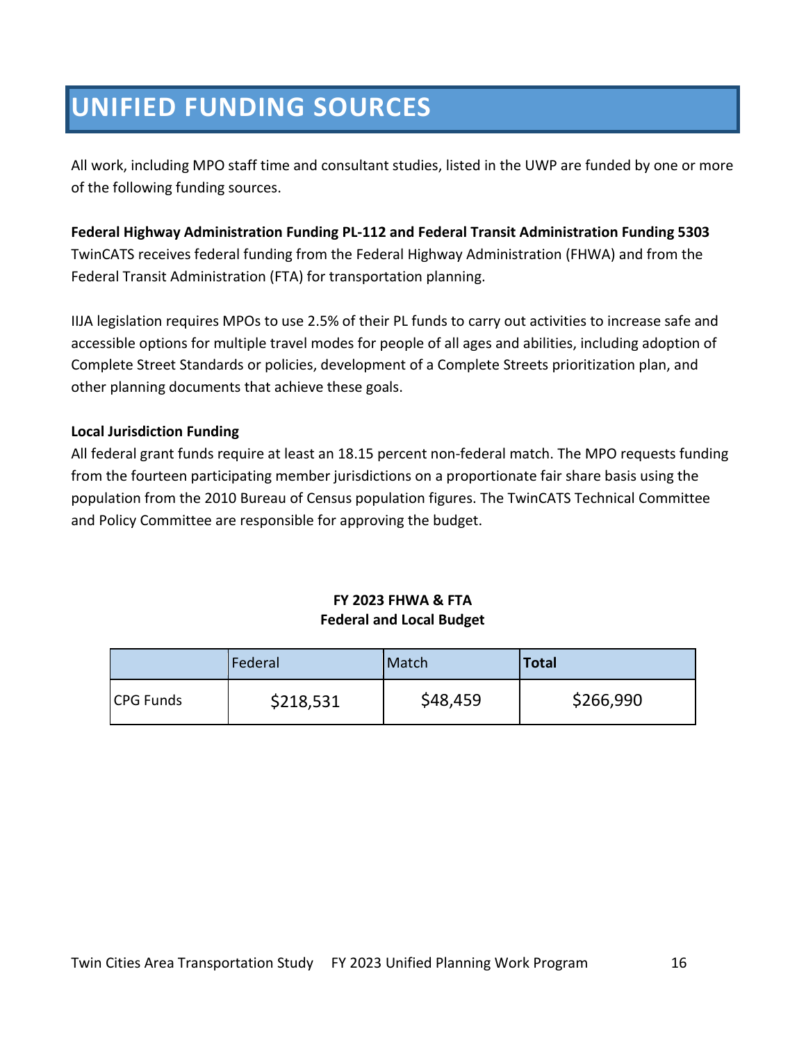# UNIFIED FUNDING SOURCES

All work, including MPO staff time and consultant studies, listed in the UWP are funded by one or more of the following funding sources.

**Federal Highway Administration Funding PL-112 and Federal Transit Administration Funding 5303**
TwinCATS receives federal funding from the Federal Highway Administration (FHWA) and from the Federal Transit Administration (FTA) for transportation planning.

IIJA legislation requires MPOs to use 2.5% of their PL funds to carry out activities to increase safe and accessible options for multiple travel modes for people of all ages and abilities, including adoption of Complete Street Standards or policies, development of a Complete Streets prioritization plan, and other planning documents that achieve these goals.

**Local Jurisdiction Funding**
All federal grant funds require at least an 18.15 percent non-federal match. The MPO requests funding from the fourteen participating member jurisdictions on a proportionate fair share basis using the population from the 2010 Bureau of Census population figures. The TwinCATS Technical Committee and Policy Committee are responsible for approving the budget.

**FY 2023 FHWA & FTA**
**Federal and Local Budget**

| | Federal | Match | **Total** |
|---|---|---|---|
| CPG Funds | $218,531 | $48,459 | $266,990 |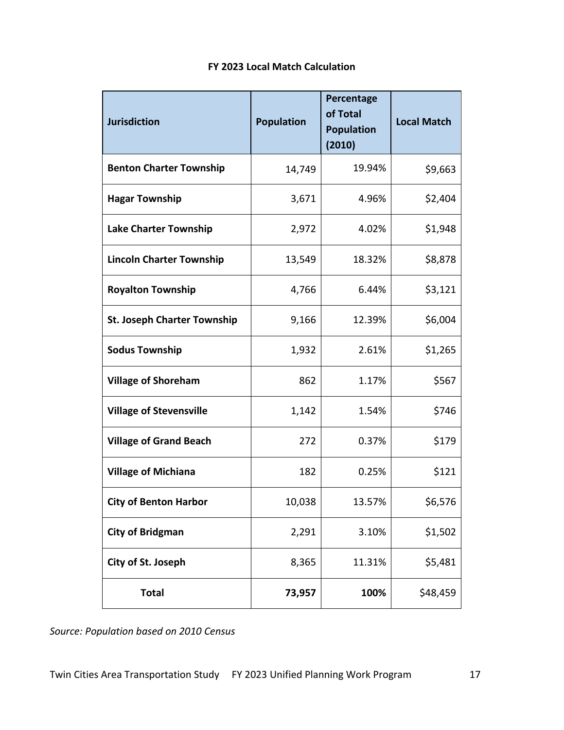**FY 2023 Local Match Calculation**

| Jurisdiction | Population | Percentage of Total Population (2010) | Local Match |
|---|---|---|---|
| **Benton Charter Township** | 14,749 | 19.94% | $9,663 |
| **Hagar Township** | 3,671 | 4.96% | $2,404 |
| **Lake Charter Township** | 2,972 | 4.02% | $1,948 |
| **Lincoln Charter Township** | 13,549 | 18.32% | $8,878 |
| **Royalton Township** | 4,766 | 6.44% | $3,121 |
| **St. Joseph Charter Township** | 9,166 | 12.39% | $6,004 |
| **Sodus Township** | 1,932 | 2.61% | $1,265 |
| **Village of Shoreham** | 862 | 1.17% | $567 |
| **Village of Stevensville** | 1,142 | 1.54% | $746 |
| **Village of Grand Beach** | 272 | 0.37% | $179 |
| **Village of Michiana** | 182 | 0.25% | $121 |
| **City of Benton Harbor** | 10,038 | 13.57% | $6,576 |
| **City of Bridgman** | 2,291 | 3.10% | $1,502 |
| **City of St. Joseph** | 8,365 | 11.31% | $5,481 |
| **Total** | **73,957** | **100%** | $48,459 |

*Source: Population based on 2010 Census*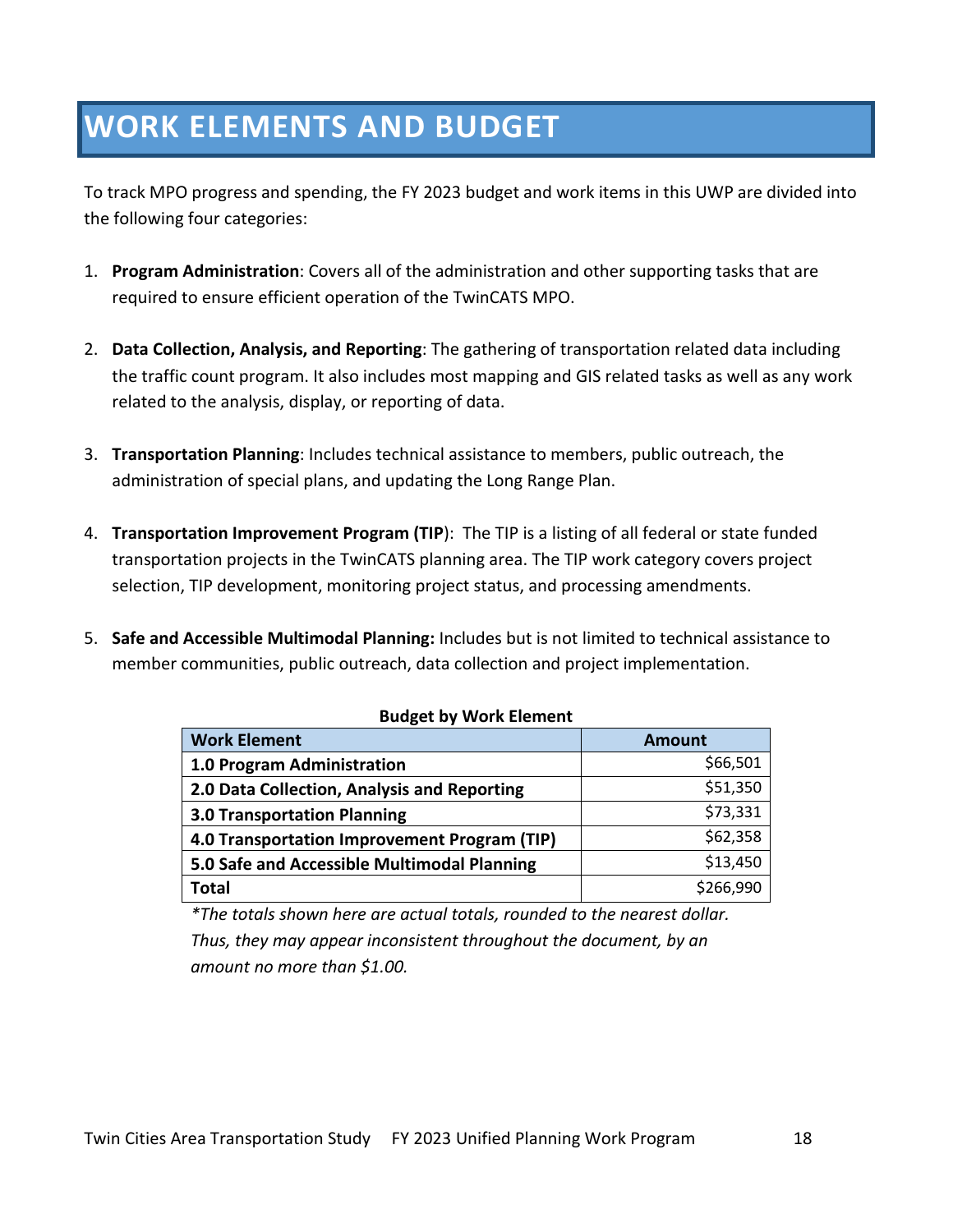# WORK ELEMENTS AND BUDGET

To track MPO progress and spending, the FY 2023 budget and work items in this UWP are divided into the following four categories:

1. **Program Administration**: Covers all of the administration and other supporting tasks that are required to ensure efficient operation of the TwinCATS MPO.

2. **Data Collection, Analysis, and Reporting**: The gathering of transportation related data including the traffic count program. It also includes most mapping and GIS related tasks as well as any work related to the analysis, display, or reporting of data.

3. **Transportation Planning**: Includes technical assistance to members, public outreach, the administration of special plans, and updating the Long Range Plan.

4. **Transportation Improvement Program (TIP)**: The TIP is a listing of all federal or state funded transportation projects in the TwinCATS planning area. The TIP work category covers project selection, TIP development, monitoring project status, and processing amendments.

5. **Safe and Accessible Multimodal Planning:** Includes but is not limited to technical assistance to member communities, public outreach, data collection and project implementation.

**Budget by Work Element**

| Work Element | Amount |
|---|---|
| **1.0 Program Administration** | $66,501 |
| **2.0 Data Collection, Analysis and Reporting** | $51,350 |
| **3.0 Transportation Planning** | $73,331 |
| **4.0 Transportation Improvement Program (TIP)** | $62,358 |
| **5.0 Safe and Accessible Multimodal Planning** | $13,450 |
| **Total** | $266,990 |

*\*The totals shown here are actual totals, rounded to the nearest dollar. Thus, they may appear inconsistent throughout the document, by an amount no more than $1.00.*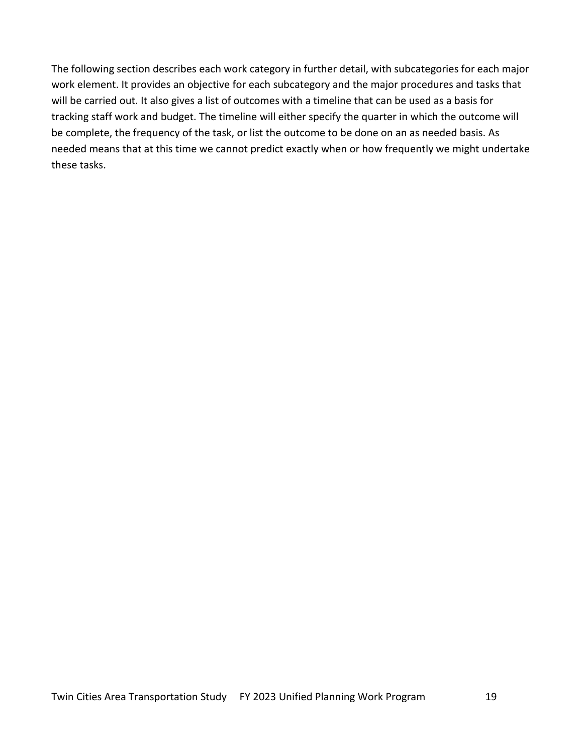The following section describes each work category in further detail, with subcategories for each major work element. It provides an objective for each subcategory and the major procedures and tasks that will be carried out. It also gives a list of outcomes with a timeline that can be used as a basis for tracking staff work and budget. The timeline will either specify the quarter in which the outcome will be complete, the frequency of the task, or list the outcome to be done on an as needed basis. As needed means that at this time we cannot predict exactly when or how frequently we might undertake these tasks.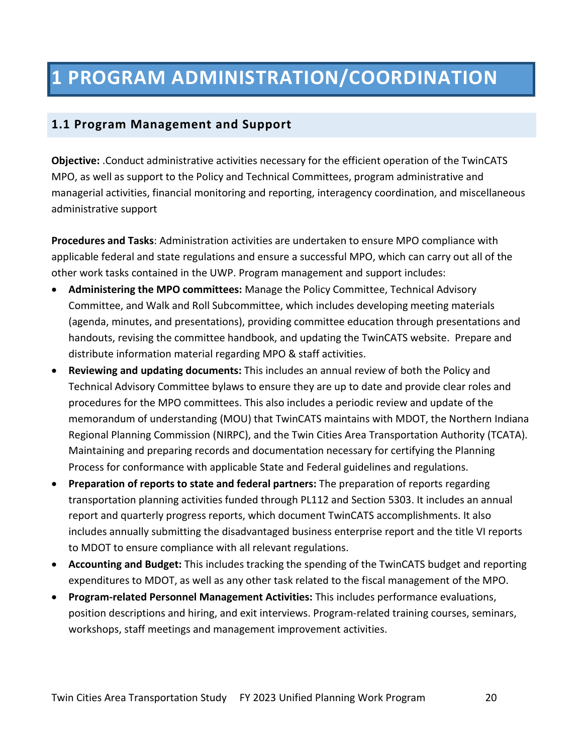# 1 PROGRAM ADMINISTRATION/COORDINATION

## 1.1 Program Management and Support

**Objective:** .Conduct administrative activities necessary for the efficient operation of the TwinCATS MPO, as well as support to the Policy and Technical Committees, program administrative and managerial activities, financial monitoring and reporting, interagency coordination, and miscellaneous administrative support

**Procedures and Tasks**: Administration activities are undertaken to ensure MPO compliance with applicable federal and state regulations and ensure a successful MPO, which can carry out all of the other work tasks contained in the UWP. Program management and support includes:

- **Administering the MPO committees:** Manage the Policy Committee, Technical Advisory Committee, and Walk and Roll Subcommittee, which includes developing meeting materials (agenda, minutes, and presentations), providing committee education through presentations and handouts, revising the committee handbook, and updating the TwinCATS website. Prepare and distribute information material regarding MPO & staff activities.
- **Reviewing and updating documents:** This includes an annual review of both the Policy and Technical Advisory Committee bylaws to ensure they are up to date and provide clear roles and procedures for the MPO committees. This also includes a periodic review and update of the memorandum of understanding (MOU) that TwinCATS maintains with MDOT, the Northern Indiana Regional Planning Commission (NIRPC), and the Twin Cities Area Transportation Authority (TCATA). Maintaining and preparing records and documentation necessary for certifying the Planning Process for conformance with applicable State and Federal guidelines and regulations.
- **Preparation of reports to state and federal partners:** The preparation of reports regarding transportation planning activities funded through PL112 and Section 5303. It includes an annual report and quarterly progress reports, which document TwinCATS accomplishments. It also includes annually submitting the disadvantaged business enterprise report and the title VI reports to MDOT to ensure compliance with all relevant regulations.
- **Accounting and Budget:** This includes tracking the spending of the TwinCATS budget and reporting expenditures to MDOT, as well as any other task related to the fiscal management of the MPO.
- **Program-related Personnel Management Activities:** This includes performance evaluations, position descriptions and hiring, and exit interviews. Program-related training courses, seminars, workshops, staff meetings and management improvement activities.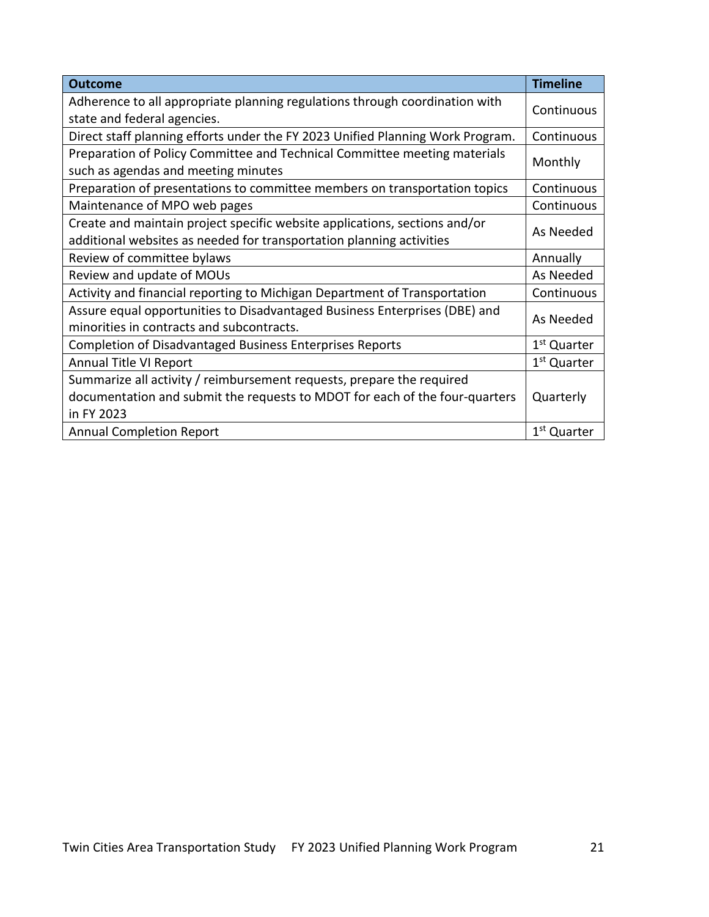| Outcome | Timeline |
|---|---|
| Adherence to all appropriate planning regulations through coordination with state and federal agencies. | Continuous |
| Direct staff planning efforts under the FY 2023 Unified Planning Work Program. | Continuous |
| Preparation of Policy Committee and Technical Committee meeting materials such as agendas and meeting minutes | Monthly |
| Preparation of presentations to committee members on transportation topics | Continuous |
| Maintenance of MPO web pages | Continuous |
| Create and maintain project specific website applications, sections and/or additional websites as needed for transportation planning activities | As Needed |
| Review of committee bylaws | Annually |
| Review and update of MOUs | As Needed |
| Activity and financial reporting to Michigan Department of Transportation | Continuous |
| Assure equal opportunities to Disadvantaged Business Enterprises (DBE) and minorities in contracts and subcontracts. | As Needed |
| Completion of Disadvantaged Business Enterprises Reports | 1st Quarter |
| Annual Title VI Report | 1st Quarter |
| Summarize all activity / reimbursement requests, prepare the required documentation and submit the requests to MDOT for each of the four-quarters in FY 2023 | Quarterly |
| Annual Completion Report | 1st Quarter |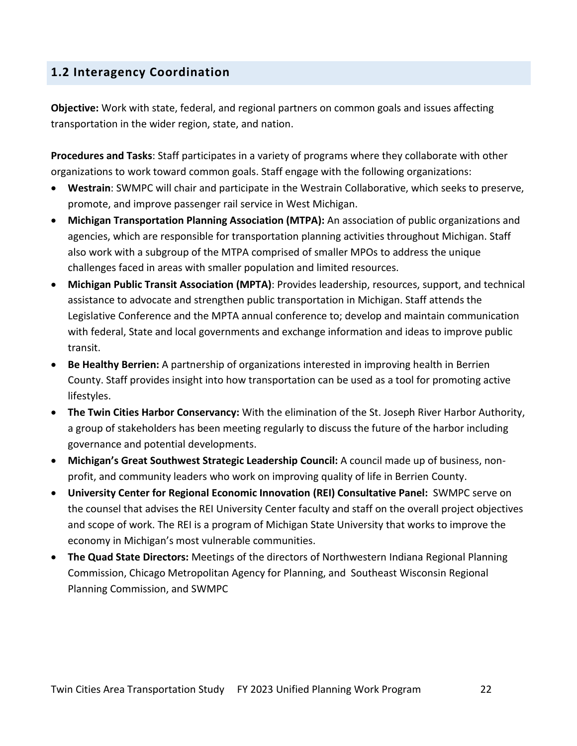## 1.2 Interagency Coordination

**Objective:** Work with state, federal, and regional partners on common goals and issues affecting transportation in the wider region, state, and nation.

**Procedures and Tasks**: Staff participates in a variety of programs where they collaborate with other organizations to work toward common goals. Staff engage with the following organizations:

- **Westrain**: SWMPC will chair and participate in the Westrain Collaborative, which seeks to preserve, promote, and improve passenger rail service in West Michigan.
- **Michigan Transportation Planning Association (MTPA):** An association of public organizations and agencies, which are responsible for transportation planning activities throughout Michigan. Staff also work with a subgroup of the MTPA comprised of smaller MPOs to address the unique challenges faced in areas with smaller population and limited resources.
- **Michigan Public Transit Association (MPTA)**: Provides leadership, resources, support, and technical assistance to advocate and strengthen public transportation in Michigan. Staff attends the Legislative Conference and the MPTA annual conference to; develop and maintain communication with federal, State and local governments and exchange information and ideas to improve public transit.
- **Be Healthy Berrien:** A partnership of organizations interested in improving health in Berrien County. Staff provides insight into how transportation can be used as a tool for promoting active lifestyles.
- **The Twin Cities Harbor Conservancy:** With the elimination of the St. Joseph River Harbor Authority, a group of stakeholders has been meeting regularly to discuss the future of the harbor including governance and potential developments.
- **Michigan's Great Southwest Strategic Leadership Council:** A council made up of business, non-profit, and community leaders who work on improving quality of life in Berrien County.
- **University Center for Regional Economic Innovation (REI) Consultative Panel:** SWMPC serve on the counsel that advises the REI University Center faculty and staff on the overall project objectives and scope of work. The REI is a program of Michigan State University that works to improve the economy in Michigan's most vulnerable communities.
- **The Quad State Directors:** Meetings of the directors of Northwestern Indiana Regional Planning Commission, Chicago Metropolitan Agency for Planning, and Southeast Wisconsin Regional Planning Commission, and SWMPC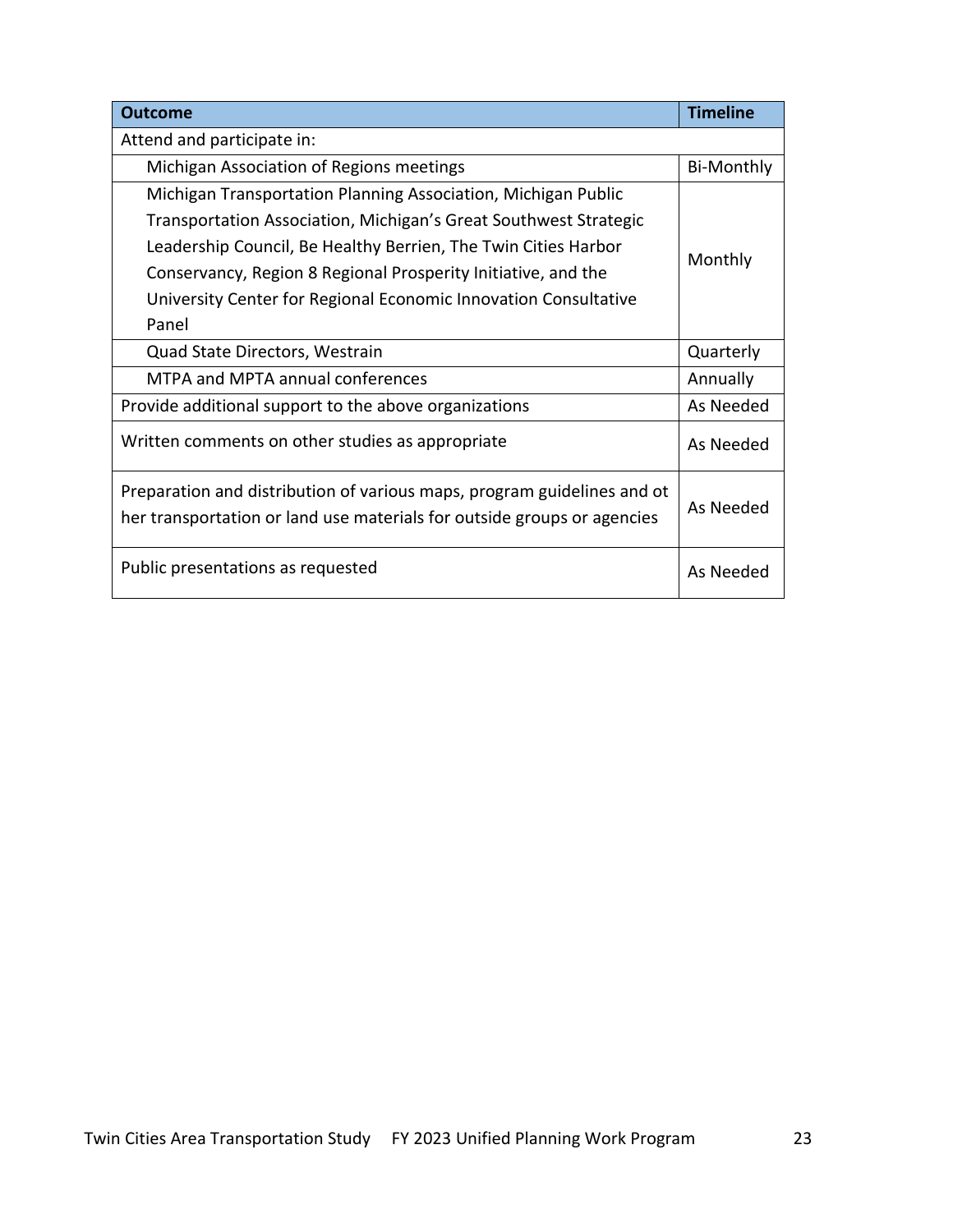| Outcome | Timeline |
|---|---|
| Attend and participate in: | |
| Michigan Association of Regions meetings | Bi-Monthly |
| Michigan Transportation Planning Association, Michigan Public Transportation Association, Michigan's Great Southwest Strategic Leadership Council, Be Healthy Berrien, The Twin Cities Harbor Conservancy, Region 8 Regional Prosperity Initiative, and the University Center for Regional Economic Innovation Consultative Panel | Monthly |
| Quad State Directors, Westrain | Quarterly |
| MTPA and MPTA annual conferences | Annually |
| Provide additional support to the above organizations | As Needed |
| Written comments on other studies as appropriate | As Needed |
| Preparation and distribution of various maps, program guidelines and ot her transportation or land use materials for outside groups or agencies | As Needed |
| Public presentations as requested | As Needed |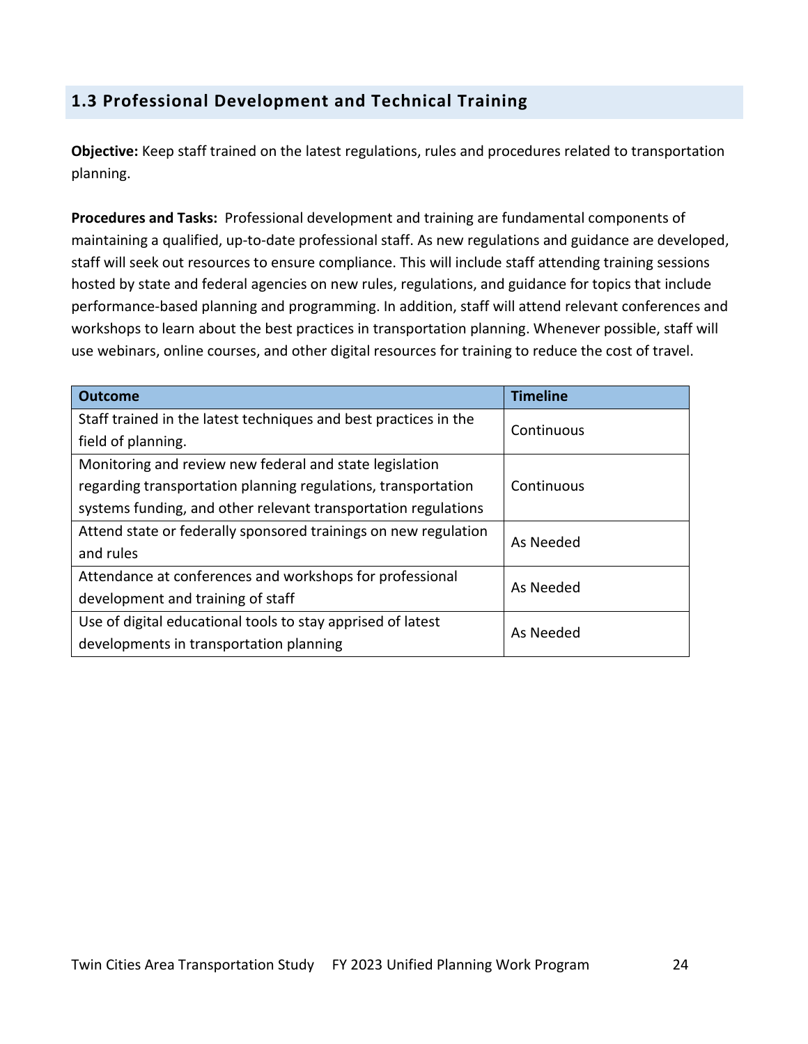## 1.3 Professional Development and Technical Training

**Objective:** Keep staff trained on the latest regulations, rules and procedures related to transportation planning.

**Procedures and Tasks:** Professional development and training are fundamental components of maintaining a qualified, up-to-date professional staff. As new regulations and guidance are developed, staff will seek out resources to ensure compliance. This will include staff attending training sessions hosted by state and federal agencies on new rules, regulations, and guidance for topics that include performance-based planning and programming. In addition, staff will attend relevant conferences and workshops to learn about the best practices in transportation planning. Whenever possible, staff will use webinars, online courses, and other digital resources for training to reduce the cost of travel.

| Outcome | Timeline |
| --- | --- |
| Staff trained in the latest techniques and best practices in the field of planning. | Continuous |
| Monitoring and review new federal and state legislation regarding transportation planning regulations, transportation systems funding, and other relevant transportation regulations | Continuous |
| Attend state or federally sponsored trainings on new regulation and rules | As Needed |
| Attendance at conferences and workshops for professional development and training of staff | As Needed |
| Use of digital educational tools to stay apprised of latest developments in transportation planning | As Needed |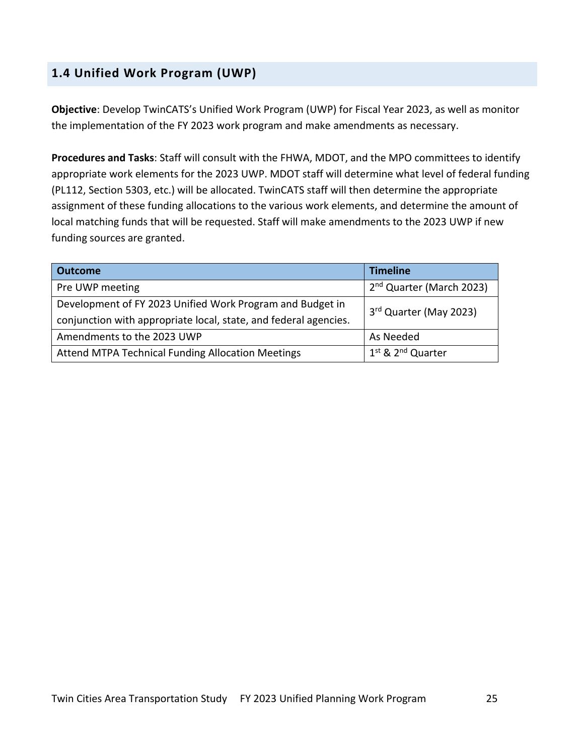## 1.4 Unified Work Program (UWP)

**Objective**: Develop TwinCATS's Unified Work Program (UWP) for Fiscal Year 2023, as well as monitor the implementation of the FY 2023 work program and make amendments as necessary.

**Procedures and Tasks**: Staff will consult with the FHWA, MDOT, and the MPO committees to identify appropriate work elements for the 2023 UWP. MDOT staff will determine what level of federal funding (PL112, Section 5303, etc.) will be allocated. TwinCATS staff will then determine the appropriate assignment of these funding allocations to the various work elements, and determine the amount of local matching funds that will be requested. Staff will make amendments to the 2023 UWP if new funding sources are granted.

| Outcome | Timeline |
|---|---|
| Pre UWP meeting | 2nd Quarter (March 2023) |
| Development of FY 2023 Unified Work Program and Budget in conjunction with appropriate local, state, and federal agencies. | 3rd Quarter (May 2023) |
| Amendments to the 2023 UWP | As Needed |
| Attend MTPA Technical Funding Allocation Meetings | 1st & 2nd Quarter |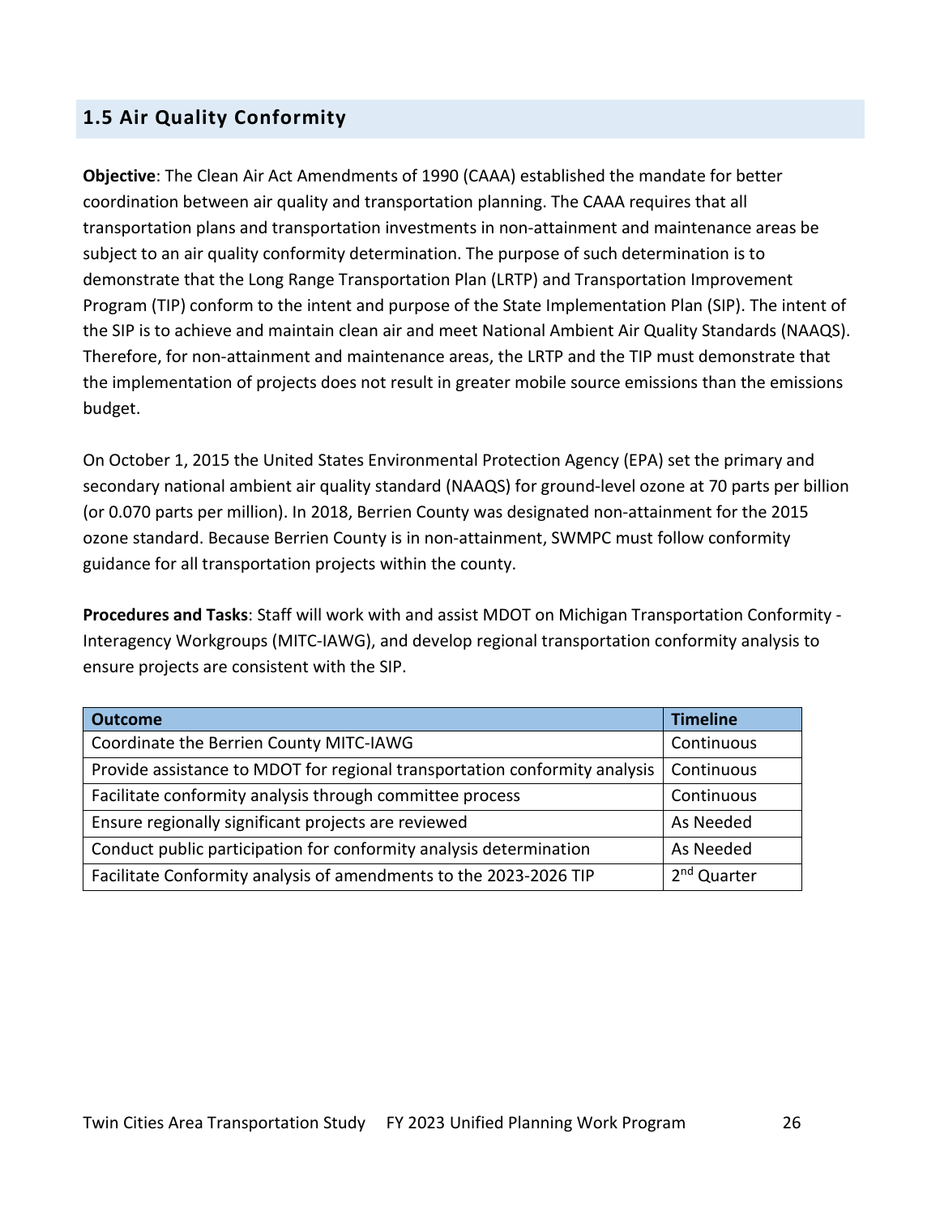## 1.5 Air Quality Conformity

**Objective**: The Clean Air Act Amendments of 1990 (CAAA) established the mandate for better coordination between air quality and transportation planning. The CAAA requires that all transportation plans and transportation investments in non-attainment and maintenance areas be subject to an air quality conformity determination. The purpose of such determination is to demonstrate that the Long Range Transportation Plan (LRTP) and Transportation Improvement Program (TIP) conform to the intent and purpose of the State Implementation Plan (SIP). The intent of the SIP is to achieve and maintain clean air and meet National Ambient Air Quality Standards (NAAQS). Therefore, for non-attainment and maintenance areas, the LRTP and the TIP must demonstrate that the implementation of projects does not result in greater mobile source emissions than the emissions budget.

On October 1, 2015 the United States Environmental Protection Agency (EPA) set the primary and secondary national ambient air quality standard (NAAQS) for ground-level ozone at 70 parts per billion (or 0.070 parts per million). In 2018, Berrien County was designated non-attainment for the 2015 ozone standard. Because Berrien County is in non-attainment, SWMPC must follow conformity guidance for all transportation projects within the county.

**Procedures and Tasks**: Staff will work with and assist MDOT on Michigan Transportation Conformity - Interagency Workgroups (MITC-IAWG), and develop regional transportation conformity analysis to ensure projects are consistent with the SIP.

| Outcome | Timeline |
|---|---|
| Coordinate the Berrien County MITC-IAWG | Continuous |
| Provide assistance to MDOT for regional transportation conformity analysis | Continuous |
| Facilitate conformity analysis through committee process | Continuous |
| Ensure regionally significant projects are reviewed | As Needed |
| Conduct public participation for conformity analysis determination | As Needed |
| Facilitate Conformity analysis of amendments to the 2023-2026 TIP | 2nd Quarter |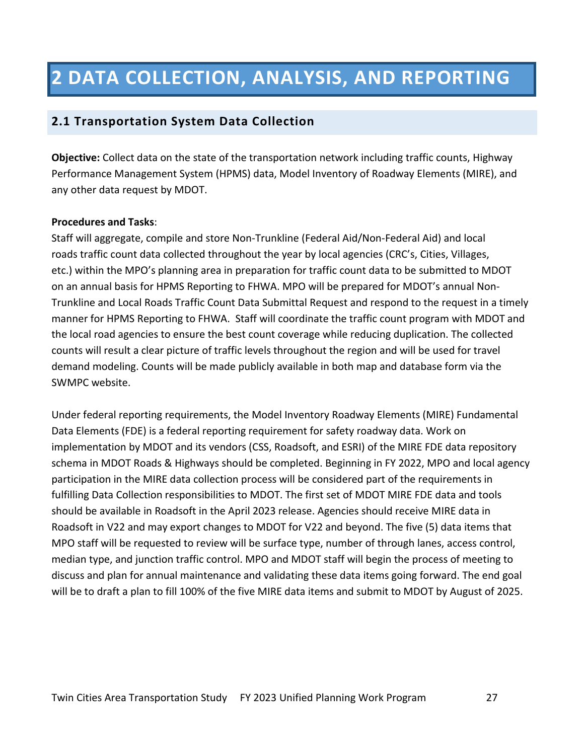# 2 DATA COLLECTION, ANALYSIS, AND REPORTING

## 2.1 Transportation System Data Collection

**Objective:** Collect data on the state of the transportation network including traffic counts, Highway Performance Management System (HPMS) data, Model Inventory of Roadway Elements (MIRE), and any other data request by MDOT.

**Procedures and Tasks**:
Staff will aggregate, compile and store Non-Trunkline (Federal Aid/Non-Federal Aid) and local roads traffic count data collected throughout the year by local agencies (CRC's, Cities, Villages, etc.) within the MPO's planning area in preparation for traffic count data to be submitted to MDOT on an annual basis for HPMS Reporting to FHWA. MPO will be prepared for MDOT's annual Non-Trunkline and Local Roads Traffic Count Data Submittal Request and respond to the request in a timely manner for HPMS Reporting to FHWA. Staff will coordinate the traffic count program with MDOT and the local road agencies to ensure the best count coverage while reducing duplication. The collected counts will result a clear picture of traffic levels throughout the region and will be used for travel demand modeling. Counts will be made publicly available in both map and database form via the SWMPC website.

Under federal reporting requirements, the Model Inventory Roadway Elements (MIRE) Fundamental Data Elements (FDE) is a federal reporting requirement for safety roadway data. Work on implementation by MDOT and its vendors (CSS, Roadsoft, and ESRI) of the MIRE FDE data repository schema in MDOT Roads & Highways should be completed. Beginning in FY 2022, MPO and local agency participation in the MIRE data collection process will be considered part of the requirements in fulfilling Data Collection responsibilities to MDOT. The first set of MDOT MIRE FDE data and tools should be available in Roadsoft in the April 2023 release. Agencies should receive MIRE data in Roadsoft in V22 and may export changes to MDOT for V22 and beyond. The five (5) data items that MPO staff will be requested to review will be surface type, number of through lanes, access control, median type, and junction traffic control. MPO and MDOT staff will begin the process of meeting to discuss and plan for annual maintenance and validating these data items going forward. The end goal will be to draft a plan to fill 100% of the five MIRE data items and submit to MDOT by August of 2025.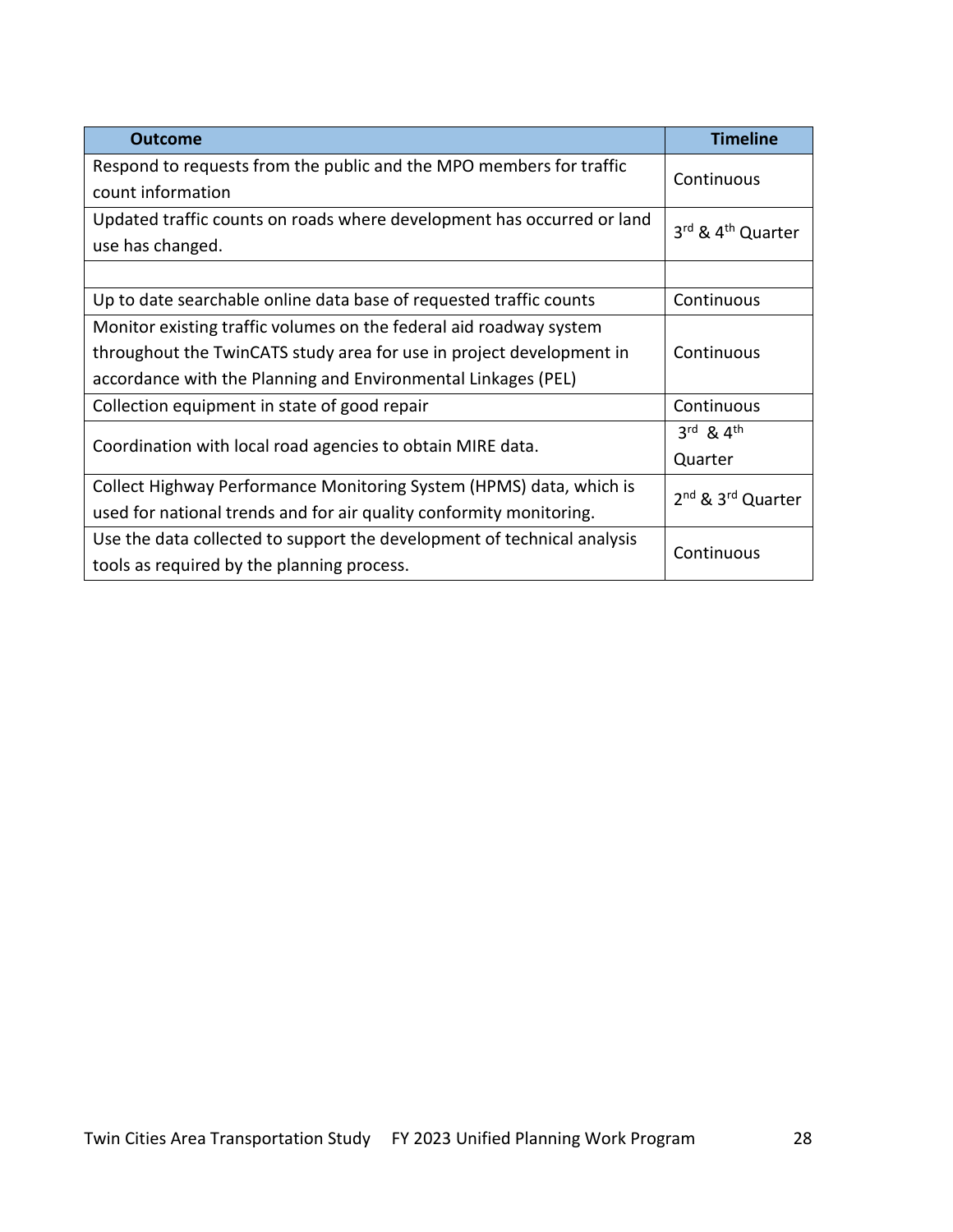| Outcome | Timeline |
|---|---|
| Respond to requests from the public and the MPO members for traffic count information | Continuous |
| Updated traffic counts on roads where development has occurred or land use has changed. | 3rd & 4th Quarter |
| | |
| Up to date searchable online data base of requested traffic counts | Continuous |
| Monitor existing traffic volumes on the federal aid roadway system throughout the TwinCATS study area for use in project development in accordance with the Planning and Environmental Linkages (PEL) | Continuous |
| Collection equipment in state of good repair | Continuous |
| Coordination with local road agencies to obtain MIRE data. | 3rd & 4th Quarter |
| Collect Highway Performance Monitoring System (HPMS) data, which is used for national trends and for air quality conformity monitoring. | 2nd & 3rd Quarter |
| Use the data collected to support the development of technical analysis tools as required by the planning process. | Continuous |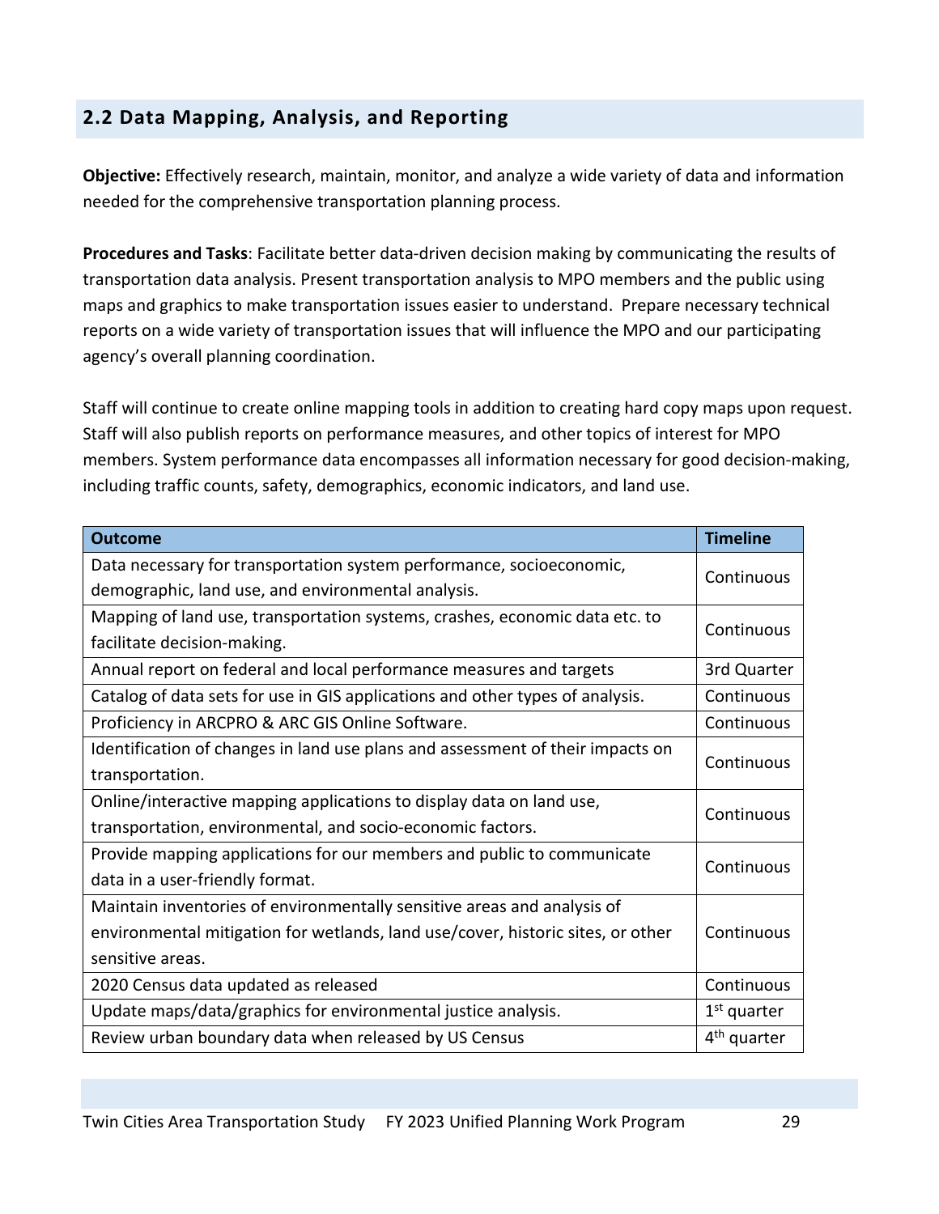## 2.2 Data Mapping, Analysis, and Reporting

**Objective:** Effectively research, maintain, monitor, and analyze a wide variety of data and information needed for the comprehensive transportation planning process.

**Procedures and Tasks**: Facilitate better data-driven decision making by communicating the results of transportation data analysis. Present transportation analysis to MPO members and the public using maps and graphics to make transportation issues easier to understand. Prepare necessary technical reports on a wide variety of transportation issues that will influence the MPO and our participating agency's overall planning coordination.

Staff will continue to create online mapping tools in addition to creating hard copy maps upon request. Staff will also publish reports on performance measures, and other topics of interest for MPO members. System performance data encompasses all information necessary for good decision-making, including traffic counts, safety, demographics, economic indicators, and land use.

| Outcome | Timeline |
|---|---|
| Data necessary for transportation system performance, socioeconomic, demographic, land use, and environmental analysis. | Continuous |
| Mapping of land use, transportation systems, crashes, economic data etc. to facilitate decision-making. | Continuous |
| Annual report on federal and local performance measures and targets | 3rd Quarter |
| Catalog of data sets for use in GIS applications and other types of analysis. | Continuous |
| Proficiency in ARCPRO & ARC GIS Online Software. | Continuous |
| Identification of changes in land use plans and assessment of their impacts on transportation. | Continuous |
| Online/interactive mapping applications to display data on land use, transportation, environmental, and socio-economic factors. | Continuous |
| Provide mapping applications for our members and public to communicate data in a user-friendly format. | Continuous |
| Maintain inventories of environmentally sensitive areas and analysis of environmental mitigation for wetlands, land use/cover, historic sites, or other sensitive areas. | Continuous |
| 2020 Census data updated as released | Continuous |
| Update maps/data/graphics for environmental justice analysis. | 1st quarter |
| Review urban boundary data when released by US Census | 4th quarter |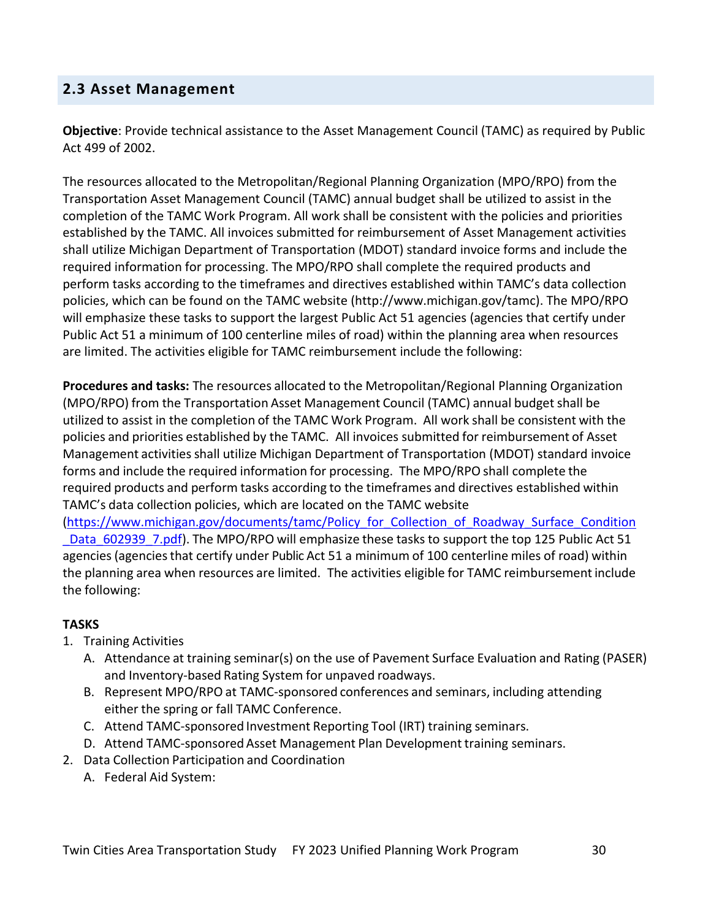## 2.3 Asset Management

**Objective**: Provide technical assistance to the Asset Management Council (TAMC) as required by Public Act 499 of 2002.

The resources allocated to the Metropolitan/Regional Planning Organization (MPO/RPO) from the Transportation Asset Management Council (TAMC) annual budget shall be utilized to assist in the completion of the TAMC Work Program. All work shall be consistent with the policies and priorities established by the TAMC. All invoices submitted for reimbursement of Asset Management activities shall utilize Michigan Department of Transportation (MDOT) standard invoice forms and include the required information for processing. The MPO/RPO shall complete the required products and perform tasks according to the timeframes and directives established within TAMC's data collection policies, which can be found on the TAMC website (http://www.michigan.gov/tamc). The MPO/RPO will emphasize these tasks to support the largest Public Act 51 agencies (agencies that certify under Public Act 51 a minimum of 100 centerline miles of road) within the planning area when resources are limited. The activities eligible for TAMC reimbursement include the following:

**Procedures and tasks:** The resources allocated to the Metropolitan/Regional Planning Organization (MPO/RPO) from the Transportation Asset Management Council (TAMC) annual budget shall be utilized to assist in the completion of the TAMC Work Program. All work shall be consistent with the policies and priorities established by the TAMC. All invoices submitted for reimbursement of Asset Management activities shall utilize Michigan Department of Transportation (MDOT) standard invoice forms and include the required information for processing. The MPO/RPO shall complete the required products and perform tasks according to the timeframes and directives established within TAMC's data collection policies, which are located on the TAMC website (https://www.michigan.gov/documents/tamc/Policy_for_Collection_of_Roadway_Surface_Condition_Data_602939_7.pdf). The MPO/RPO will emphasize these tasks to support the top 125 Public Act 51 agencies (agencies that certify under Public Act 51 a minimum of 100 centerline miles of road) within the planning area when resources are limited. The activities eligible for TAMC reimbursement include the following:

**TASKS**

1. Training Activities
   A. Attendance at training seminar(s) on the use of Pavement Surface Evaluation and Rating (PASER) and Inventory-based Rating System for unpaved roadways.
   B. Represent MPO/RPO at TAMC-sponsored conferences and seminars, including attending either the spring or fall TAMC Conference.
   C. Attend TAMC-sponsored Investment Reporting Tool (IRT) training seminars.
   D. Attend TAMC-sponsored Asset Management Plan Development training seminars.
2. Data Collection Participation and Coordination
   A. Federal Aid System: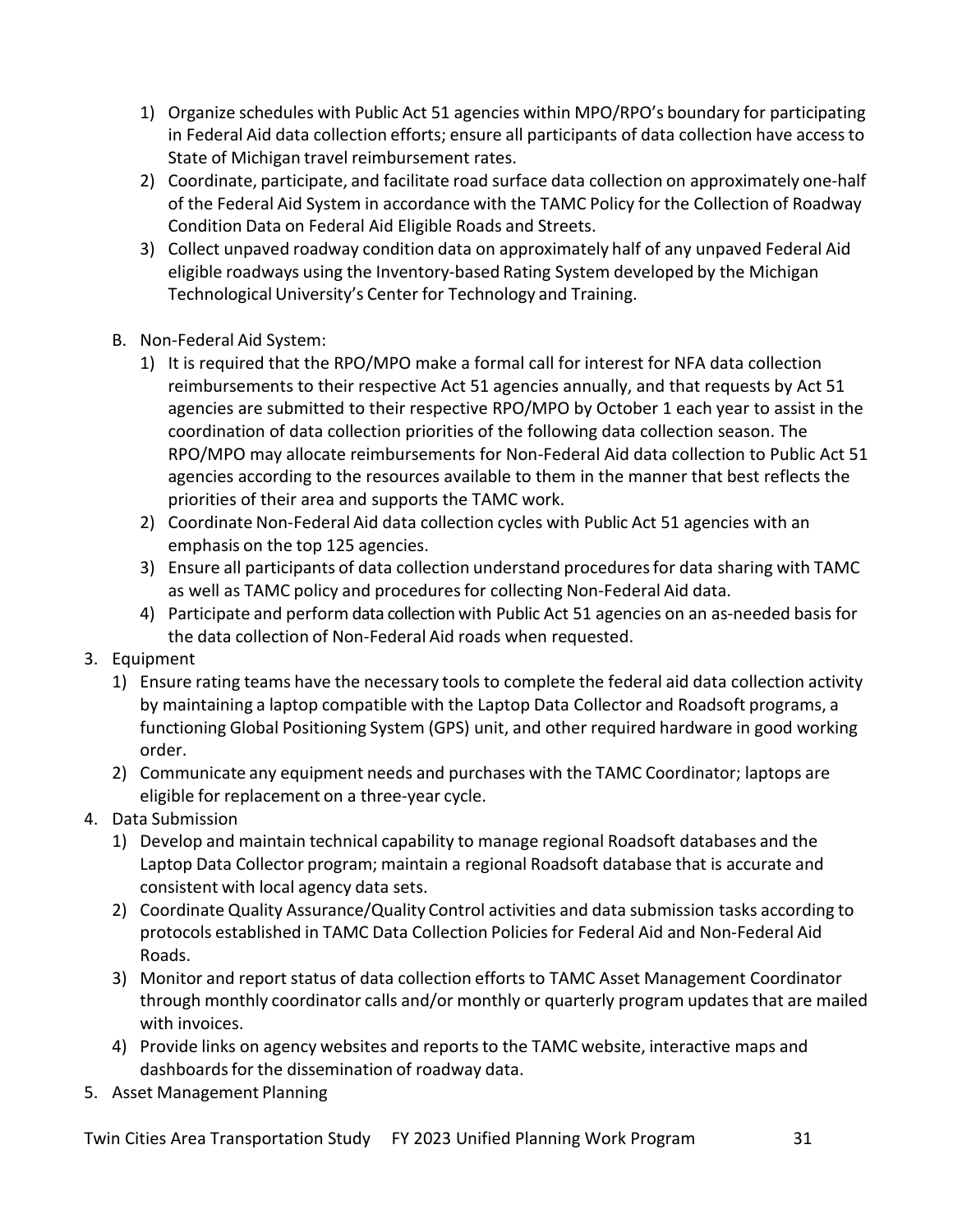1) Organize schedules with Public Act 51 agencies within MPO/RPO's boundary for participating in Federal Aid data collection efforts; ensure all participants of data collection have access to State of Michigan travel reimbursement rates.
2) Coordinate, participate, and facilitate road surface data collection on approximately one-half of the Federal Aid System in accordance with the TAMC Policy for the Collection of Roadway Condition Data on Federal Aid Eligible Roads and Streets.
3) Collect unpaved roadway condition data on approximately half of any unpaved Federal Aid eligible roadways using the Inventory-based Rating System developed by the Michigan Technological University's Center for Technology and Training.

B. Non-Federal Aid System:

1) It is required that the RPO/MPO make a formal call for interest for NFA data collection reimbursements to their respective Act 51 agencies annually, and that requests by Act 51 agencies are submitted to their respective RPO/MPO by October 1 each year to assist in the coordination of data collection priorities of the following data collection season. The RPO/MPO may allocate reimbursements for Non-Federal Aid data collection to Public Act 51 agencies according to the resources available to them in the manner that best reflects the priorities of their area and supports the TAMC work.
2) Coordinate Non-Federal Aid data collection cycles with Public Act 51 agencies with an emphasis on the top 125 agencies.
3) Ensure all participants of data collection understand procedures for data sharing with TAMC as well as TAMC policy and procedures for collecting Non-Federal Aid data.
4) Participate and perform data collection with Public Act 51 agencies on an as-needed basis for the data collection of Non-Federal Aid roads when requested.

3. Equipment
   1) Ensure rating teams have the necessary tools to complete the federal aid data collection activity by maintaining a laptop compatible with the Laptop Data Collector and Roadsoft programs, a functioning Global Positioning System (GPS) unit, and other required hardware in good working order.
   2) Communicate any equipment needs and purchases with the TAMC Coordinator; laptops are eligible for replacement on a three-year cycle.
4. Data Submission
   1) Develop and maintain technical capability to manage regional Roadsoft databases and the Laptop Data Collector program; maintain a regional Roadsoft database that is accurate and consistent with local agency data sets.
   2) Coordinate Quality Assurance/Quality Control activities and data submission tasks according to protocols established in TAMC Data Collection Policies for Federal Aid and Non-Federal Aid Roads.
   3) Monitor and report status of data collection efforts to TAMC Asset Management Coordinator through monthly coordinator calls and/or monthly or quarterly program updates that are mailed with invoices.
   4) Provide links on agency websites and reports to the TAMC website, interactive maps and dashboards for the dissemination of roadway data.
5. Asset Management Planning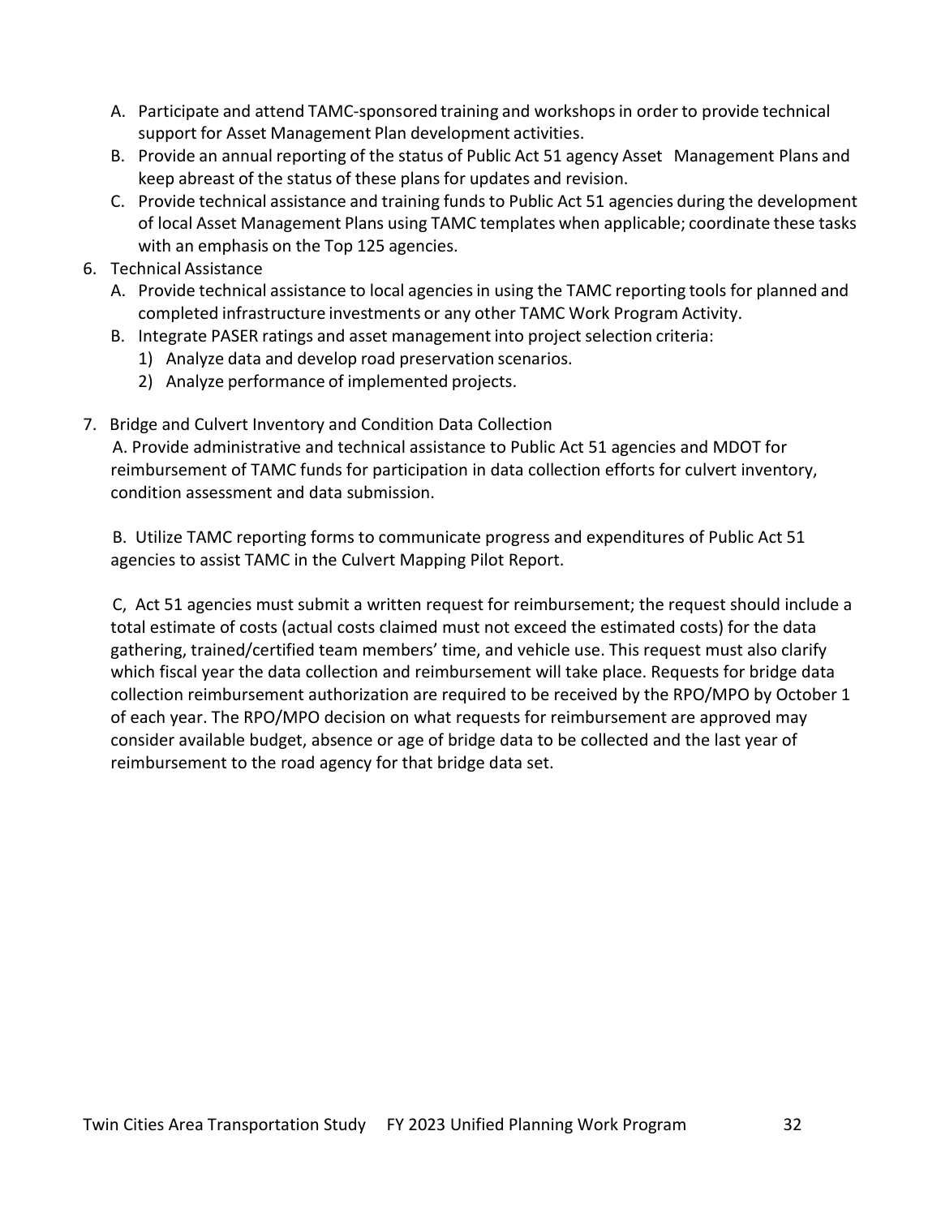A. Participate and attend TAMC-sponsored training and workshops in order to provide technical support for Asset Management Plan development activities.

B. Provide an annual reporting of the status of Public Act 51 agency Asset Management Plans and keep abreast of the status of these plans for updates and revision.

C. Provide technical assistance and training funds to Public Act 51 agencies during the development of local Asset Management Plans using TAMC templates when applicable; coordinate these tasks with an emphasis on the Top 125 agencies.

6. Technical Assistance

   A. Provide technical assistance to local agencies in using the TAMC reporting tools for planned and completed infrastructure investments or any other TAMC Work Program Activity.

   B. Integrate PASER ratings and asset management into project selection criteria:

      1) Analyze data and develop road preservation scenarios.

      2) Analyze performance of implemented projects.

7. Bridge and Culvert Inventory and Condition Data Collection

   A. Provide administrative and technical assistance to Public Act 51 agencies and MDOT for reimbursement of TAMC funds for participation in data collection efforts for culvert inventory, condition assessment and data submission.

   B. Utilize TAMC reporting forms to communicate progress and expenditures of Public Act 51 agencies to assist TAMC in the Culvert Mapping Pilot Report.

   C, Act 51 agencies must submit a written request for reimbursement; the request should include a total estimate of costs (actual costs claimed must not exceed the estimated costs) for the data gathering, trained/certified team members' time, and vehicle use. This request must also clarify which fiscal year the data collection and reimbursement will take place. Requests for bridge data collection reimbursement authorization are required to be received by the RPO/MPO by October 1 of each year. The RPO/MPO decision on what requests for reimbursement are approved may consider available budget, absence or age of bridge data to be collected and the last year of reimbursement to the road agency for that bridge data set.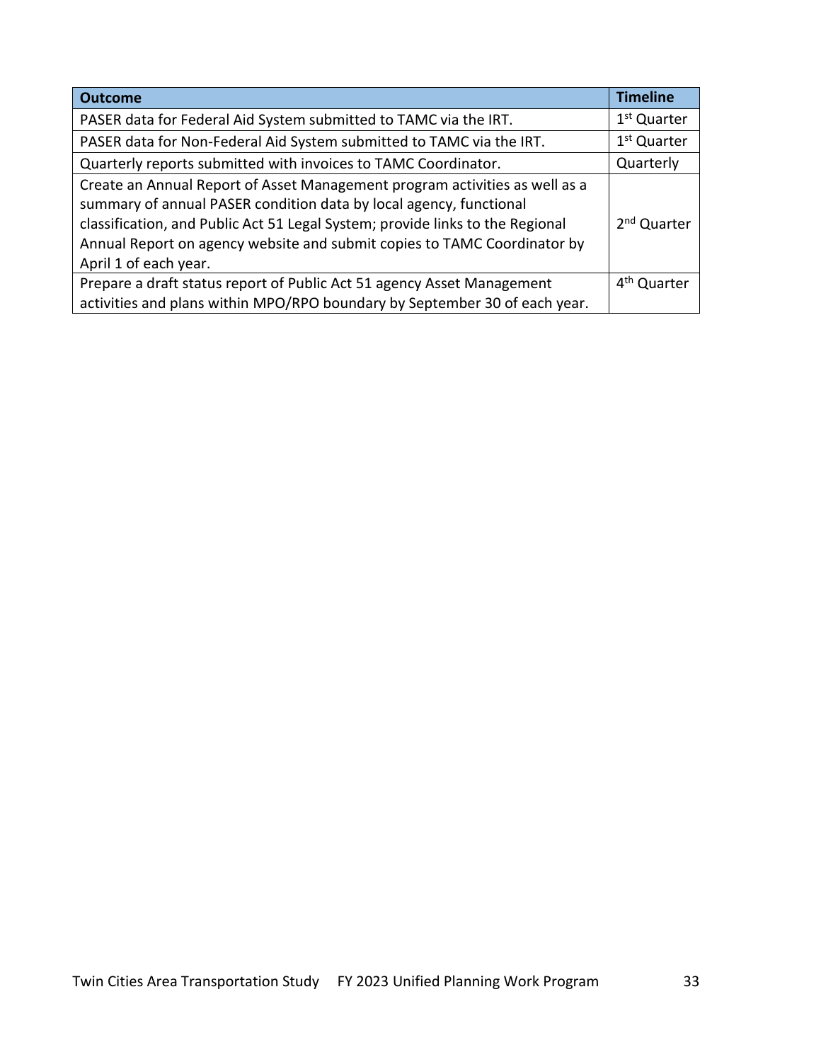| Outcome | Timeline |
| --- | --- |
| PASER data for Federal Aid System submitted to TAMC via the IRT. | 1st Quarter |
| PASER data for Non-Federal Aid System submitted to TAMC via the IRT. | 1st Quarter |
| Quarterly reports submitted with invoices to TAMC Coordinator. | Quarterly |
| Create an Annual Report of Asset Management program activities as well as a summary of annual PASER condition data by local agency, functional classification, and Public Act 51 Legal System; provide links to the Regional Annual Report on agency website and submit copies to TAMC Coordinator by April 1 of each year. | 2nd Quarter |
| Prepare a draft status report of Public Act 51 agency Asset Management activities and plans within MPO/RPO boundary by September 30 of each year. | 4th Quarter |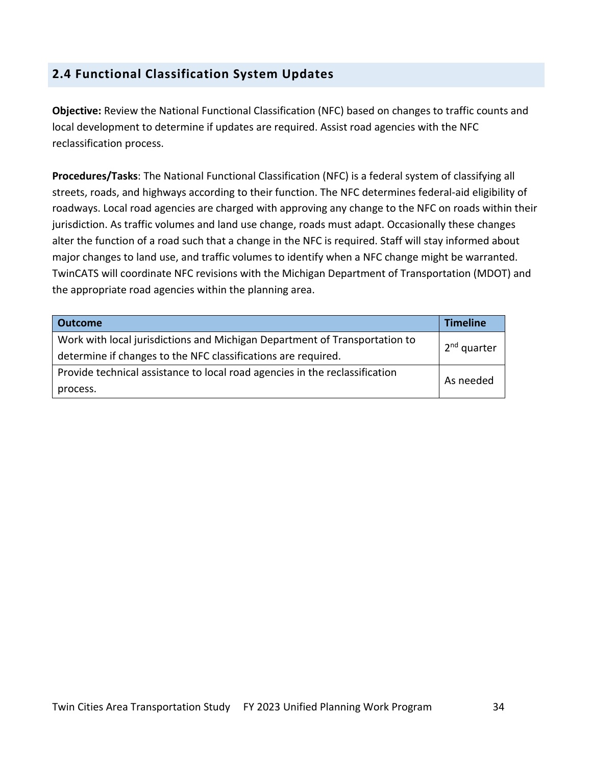## 2.4 Functional Classification System Updates

**Objective:** Review the National Functional Classification (NFC) based on changes to traffic counts and local development to determine if updates are required. Assist road agencies with the NFC reclassification process.

**Procedures/Tasks**: The National Functional Classification (NFC) is a federal system of classifying all streets, roads, and highways according to their function. The NFC determines federal-aid eligibility of roadways. Local road agencies are charged with approving any change to the NFC on roads within their jurisdiction. As traffic volumes and land use change, roads must adapt. Occasionally these changes alter the function of a road such that a change in the NFC is required. Staff will stay informed about major changes to land use, and traffic volumes to identify when a NFC change might be warranted. TwinCATS will coordinate NFC revisions with the Michigan Department of Transportation (MDOT) and the appropriate road agencies within the planning area.

| Outcome | Timeline |
|---|---|
| Work with local jurisdictions and Michigan Department of Transportation to determine if changes to the NFC classifications are required. | 2nd quarter |
| Provide technical assistance to local road agencies in the reclassification process. | As needed |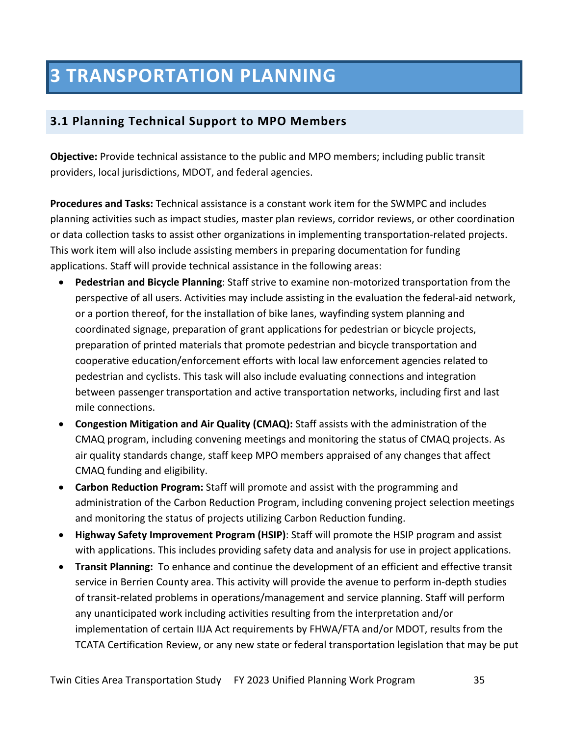# 3 TRANSPORTATION PLANNING

## 3.1 Planning Technical Support to MPO Members

**Objective:** Provide technical assistance to the public and MPO members; including public transit providers, local jurisdictions, MDOT, and federal agencies.

**Procedures and Tasks:** Technical assistance is a constant work item for the SWMPC and includes planning activities such as impact studies, master plan reviews, corridor reviews, or other coordination or data collection tasks to assist other organizations in implementing transportation-related projects. This work item will also include assisting members in preparing documentation for funding applications. Staff will provide technical assistance in the following areas:

- **Pedestrian and Bicycle Planning**: Staff strive to examine non-motorized transportation from the perspective of all users. Activities may include assisting in the evaluation the federal-aid network, or a portion thereof, for the installation of bike lanes, wayfinding system planning and coordinated signage, preparation of grant applications for pedestrian or bicycle projects, preparation of printed materials that promote pedestrian and bicycle transportation and cooperative education/enforcement efforts with local law enforcement agencies related to pedestrian and cyclists. This task will also include evaluating connections and integration between passenger transportation and active transportation networks, including first and last mile connections.
- **Congestion Mitigation and Air Quality (CMAQ):** Staff assists with the administration of the CMAQ program, including convening meetings and monitoring the status of CMAQ projects. As air quality standards change, staff keep MPO members appraised of any changes that affect CMAQ funding and eligibility.
- **Carbon Reduction Program:** Staff will promote and assist with the programming and administration of the Carbon Reduction Program, including convening project selection meetings and monitoring the status of projects utilizing Carbon Reduction funding.
- **Highway Safety Improvement Program (HSIP)**: Staff will promote the HSIP program and assist with applications. This includes providing safety data and analysis for use in project applications.
- **Transit Planning:** To enhance and continue the development of an efficient and effective transit service in Berrien County area. This activity will provide the avenue to perform in-depth studies of transit-related problems in operations/management and service planning. Staff will perform any unanticipated work including activities resulting from the interpretation and/or implementation of certain IIJA Act requirements by FHWA/FTA and/or MDOT, results from the TCATA Certification Review, or any new state or federal transportation legislation that may be put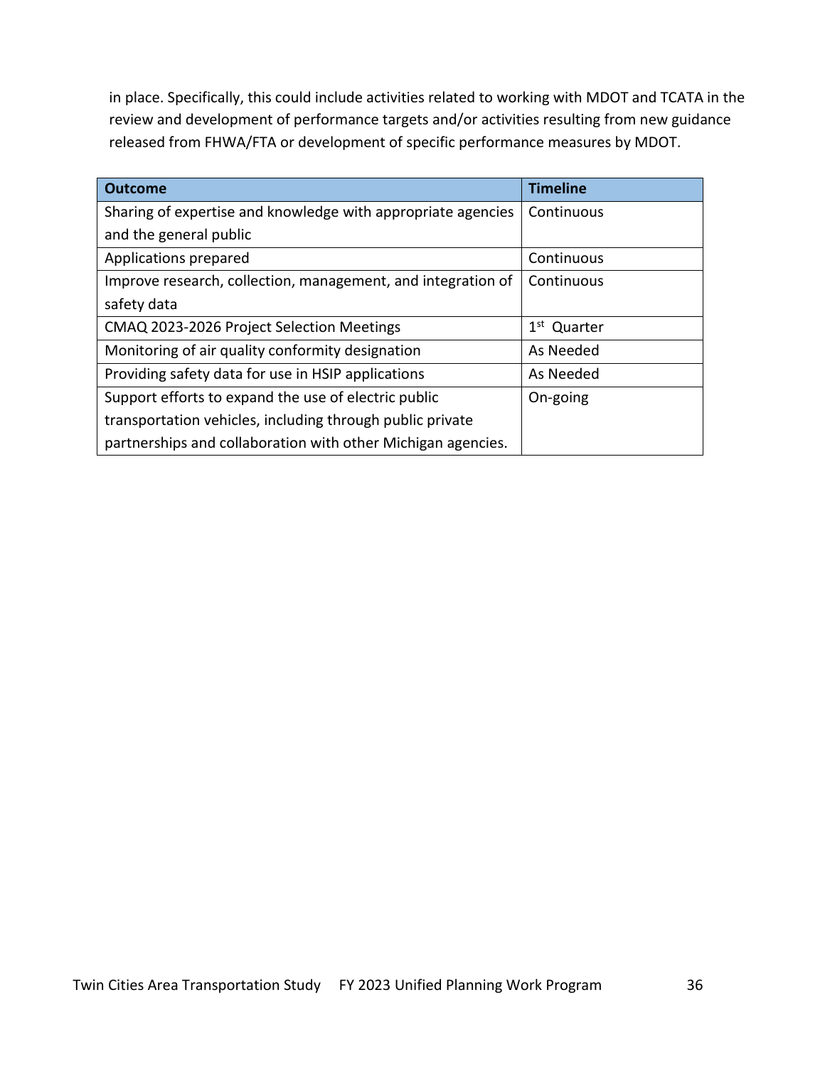in place. Specifically, this could include activities related to working with MDOT and TCATA in the review and development of performance targets and/or activities resulting from new guidance released from FHWA/FTA or development of specific performance measures by MDOT.

| Outcome | Timeline |
| --- | --- |
| Sharing of expertise and knowledge with appropriate agencies and the general public | Continuous |
| Applications prepared | Continuous |
| Improve research, collection, management, and integration of safety data | Continuous |
| CMAQ 2023-2026 Project Selection Meetings | 1st Quarter |
| Monitoring of air quality conformity designation | As Needed |
| Providing safety data for use in HSIP applications | As Needed |
| Support efforts to expand the use of electric public transportation vehicles, including through public private partnerships and collaboration with other Michigan agencies. | On-going |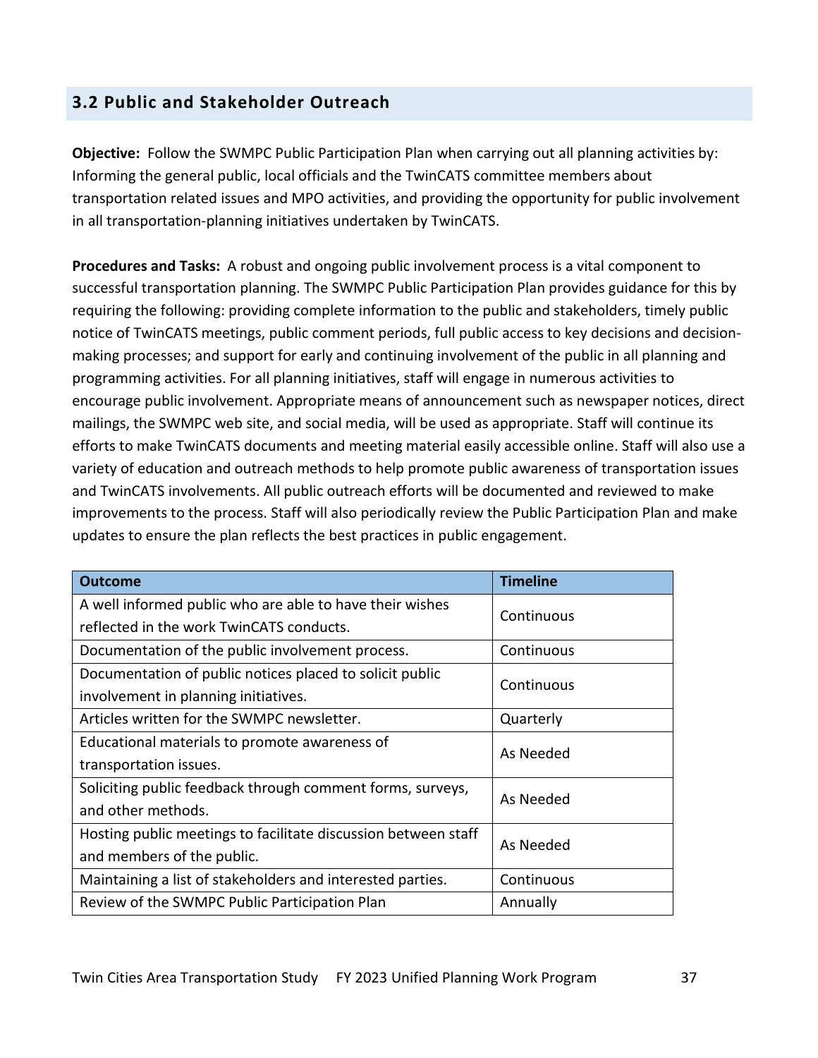## 3.2 Public and Stakeholder Outreach

**Objective:** Follow the SWMPC Public Participation Plan when carrying out all planning activities by: Informing the general public, local officials and the TwinCATS committee members about transportation related issues and MPO activities, and providing the opportunity for public involvement in all transportation-planning initiatives undertaken by TwinCATS.

**Procedures and Tasks:** A robust and ongoing public involvement process is a vital component to successful transportation planning. The SWMPC Public Participation Plan provides guidance for this by requiring the following: providing complete information to the public and stakeholders, timely public notice of TwinCATS meetings, public comment periods, full public access to key decisions and decision-making processes; and support for early and continuing involvement of the public in all planning and programming activities. For all planning initiatives, staff will engage in numerous activities to encourage public involvement. Appropriate means of announcement such as newspaper notices, direct mailings, the SWMPC web site, and social media, will be used as appropriate. Staff will continue its efforts to make TwinCATS documents and meeting material easily accessible online. Staff will also use a variety of education and outreach methods to help promote public awareness of transportation issues and TwinCATS involvements. All public outreach efforts will be documented and reviewed to make improvements to the process. Staff will also periodically review the Public Participation Plan and make updates to ensure the plan reflects the best practices in public engagement.

| Outcome | Timeline |
|---|---|
| A well informed public who are able to have their wishes reflected in the work TwinCATS conducts. | Continuous |
| Documentation of the public involvement process. | Continuous |
| Documentation of public notices placed to solicit public involvement in planning initiatives. | Continuous |
| Articles written for the SWMPC newsletter. | Quarterly |
| Educational materials to promote awareness of transportation issues. | As Needed |
| Soliciting public feedback through comment forms, surveys, and other methods. | As Needed |
| Hosting public meetings to facilitate discussion between staff and members of the public. | As Needed |
| Maintaining a list of stakeholders and interested parties. | Continuous |
| Review of the SWMPC Public Participation Plan | Annually |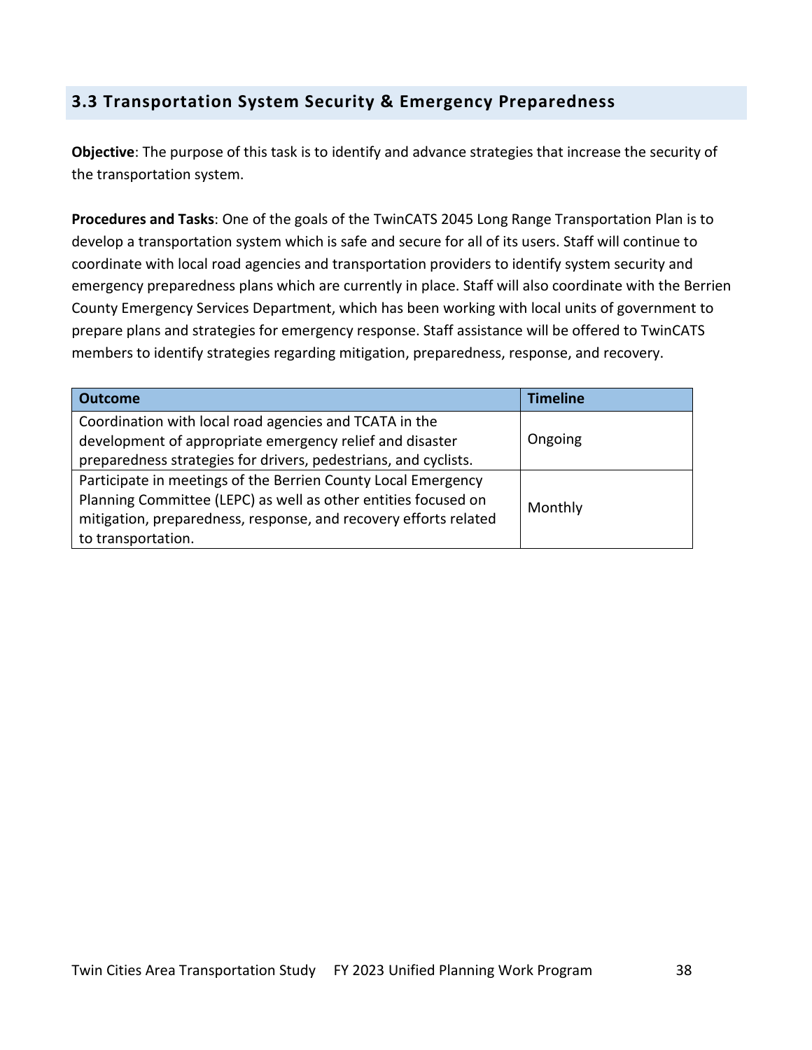## 3.3 Transportation System Security & Emergency Preparedness

**Objective**: The purpose of this task is to identify and advance strategies that increase the security of the transportation system.

**Procedures and Tasks**: One of the goals of the TwinCATS 2045 Long Range Transportation Plan is to develop a transportation system which is safe and secure for all of its users. Staff will continue to coordinate with local road agencies and transportation providers to identify system security and emergency preparedness plans which are currently in place. Staff will also coordinate with the Berrien County Emergency Services Department, which has been working with local units of government to prepare plans and strategies for emergency response. Staff assistance will be offered to TwinCATS members to identify strategies regarding mitigation, preparedness, response, and recovery.

| Outcome | Timeline |
| --- | --- |
| Coordination with local road agencies and TCATA in the development of appropriate emergency relief and disaster preparedness strategies for drivers, pedestrians, and cyclists. | Ongoing |
| Participate in meetings of the Berrien County Local Emergency Planning Committee (LEPC) as well as other entities focused on mitigation, preparedness, response, and recovery efforts related to transportation. | Monthly |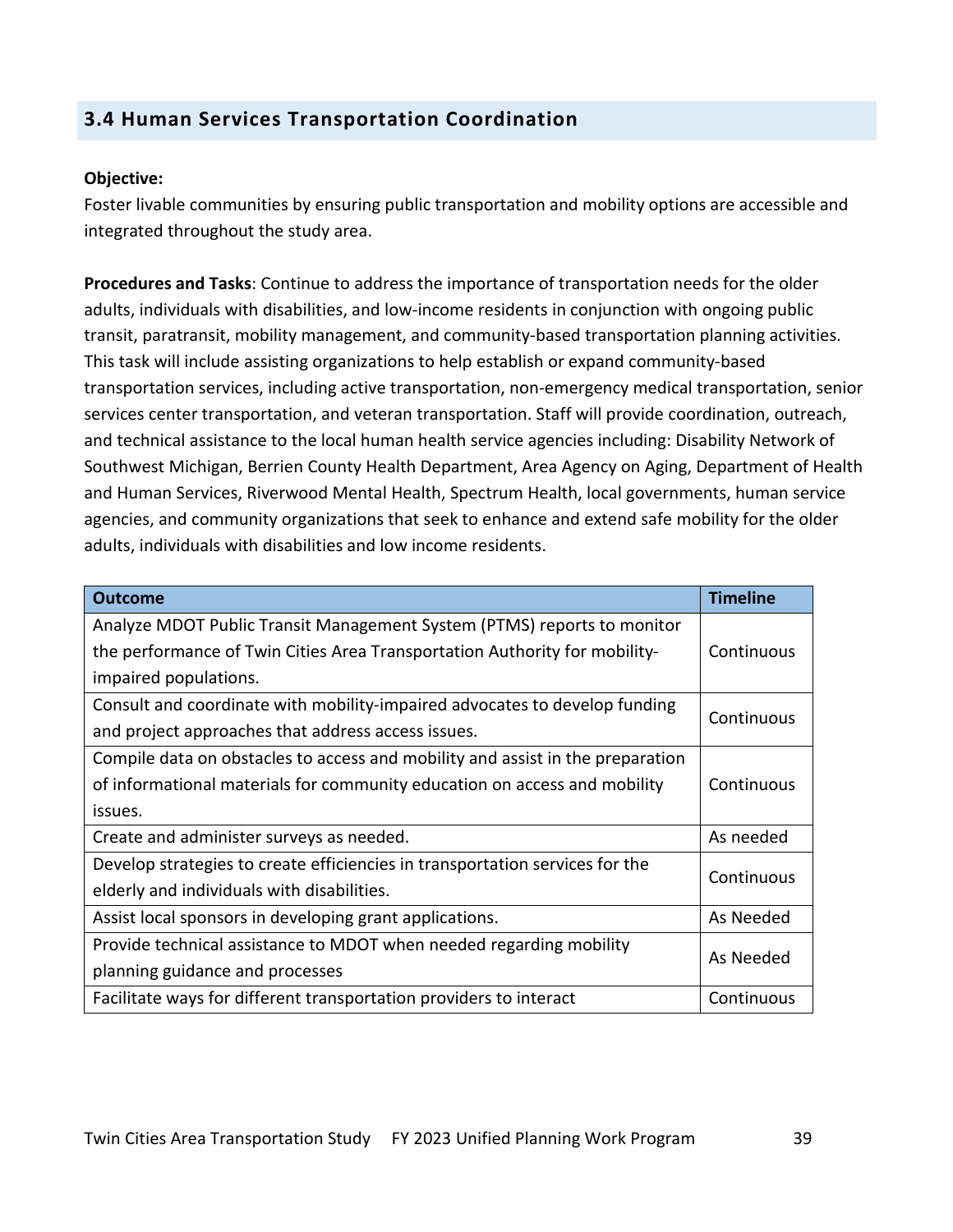## 3.4 Human Services Transportation Coordination

**Objective:**
Foster livable communities by ensuring public transportation and mobility options are accessible and integrated throughout the study area.

**Procedures and Tasks**: Continue to address the importance of transportation needs for the older adults, individuals with disabilities, and low-income residents in conjunction with ongoing public transit, paratransit, mobility management, and community-based transportation planning activities. This task will include assisting organizations to help establish or expand community-based transportation services, including active transportation, non-emergency medical transportation, senior services center transportation, and veteran transportation. Staff will provide coordination, outreach, and technical assistance to the local human health service agencies including: Disability Network of Southwest Michigan, Berrien County Health Department, Area Agency on Aging, Department of Health and Human Services, Riverwood Mental Health, Spectrum Health, local governments, human service agencies, and community organizations that seek to enhance and extend safe mobility for the older adults, individuals with disabilities and low income residents.

| Outcome | Timeline |
|---|---|
| Analyze MDOT Public Transit Management System (PTMS) reports to monitor the performance of Twin Cities Area Transportation Authority for mobility-impaired populations. | Continuous |
| Consult and coordinate with mobility-impaired advocates to develop funding and project approaches that address access issues. | Continuous |
| Compile data on obstacles to access and mobility and assist in the preparation of informational materials for community education on access and mobility issues. | Continuous |
| Create and administer surveys as needed. | As needed |
| Develop strategies to create efficiencies in transportation services for the elderly and individuals with disabilities. | Continuous |
| Assist local sponsors in developing grant applications. | As Needed |
| Provide technical assistance to MDOT when needed regarding mobility planning guidance and processes | As Needed |
| Facilitate ways for different transportation providers to interact | Continuous |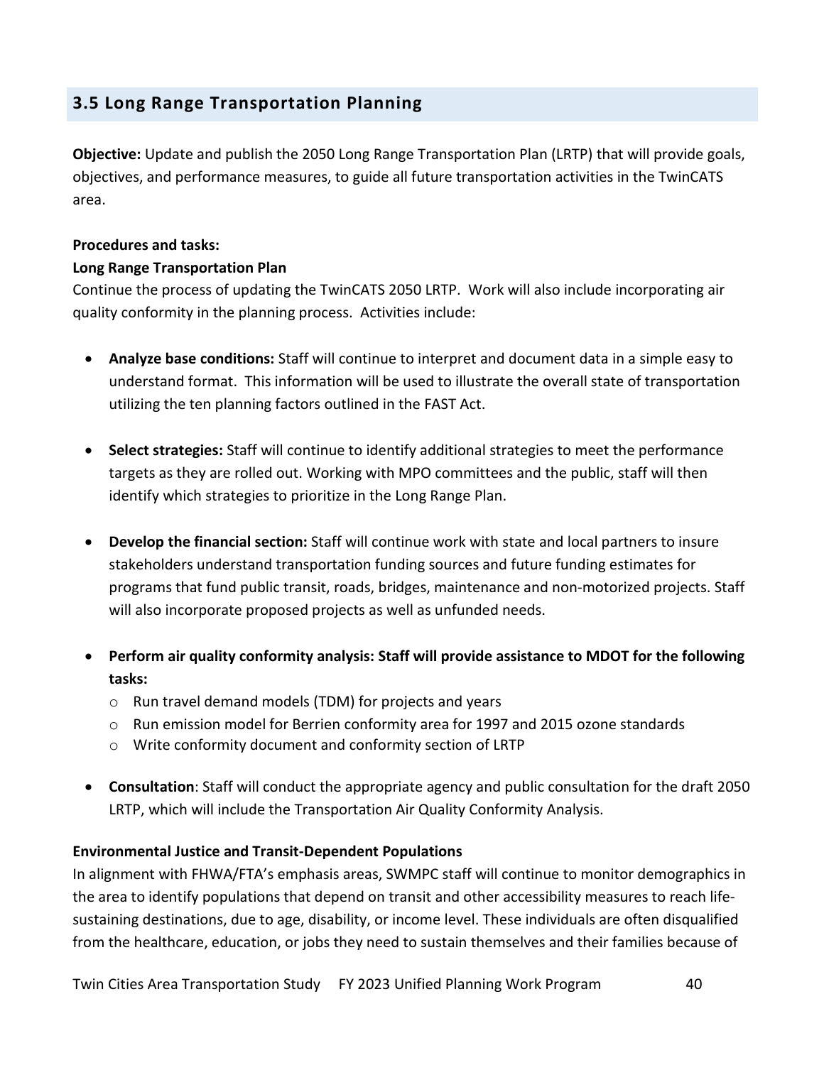## 3.5 Long Range Transportation Planning

**Objective:** Update and publish the 2050 Long Range Transportation Plan (LRTP) that will provide goals, objectives, and performance measures, to guide all future transportation activities in the TwinCATS area.

**Procedures and tasks:**

**Long Range Transportation Plan**

Continue the process of updating the TwinCATS 2050 LRTP. Work will also include incorporating air quality conformity in the planning process. Activities include:

- **Analyze base conditions:** Staff will continue to interpret and document data in a simple easy to understand format. This information will be used to illustrate the overall state of transportation utilizing the ten planning factors outlined in the FAST Act.
- **Select strategies:** Staff will continue to identify additional strategies to meet the performance targets as they are rolled out. Working with MPO committees and the public, staff will then identify which strategies to prioritize in the Long Range Plan.
- **Develop the financial section:** Staff will continue work with state and local partners to insure stakeholders understand transportation funding sources and future funding estimates for programs that fund public transit, roads, bridges, maintenance and non-motorized projects. Staff will also incorporate proposed projects as well as unfunded needs.
- **Perform air quality conformity analysis: Staff will provide assistance to MDOT for the following tasks:**
  - Run travel demand models (TDM) for projects and years
  - Run emission model for Berrien conformity area for 1997 and 2015 ozone standards
  - Write conformity document and conformity section of LRTP
- **Consultation**: Staff will conduct the appropriate agency and public consultation for the draft 2050 LRTP, which will include the Transportation Air Quality Conformity Analysis.

**Environmental Justice and Transit-Dependent Populations**

In alignment with FHWA/FTA's emphasis areas, SWMPC staff will continue to monitor demographics in the area to identify populations that depend on transit and other accessibility measures to reach life-sustaining destinations, due to age, disability, or income level. These individuals are often disqualified from the healthcare, education, or jobs they need to sustain themselves and their families because of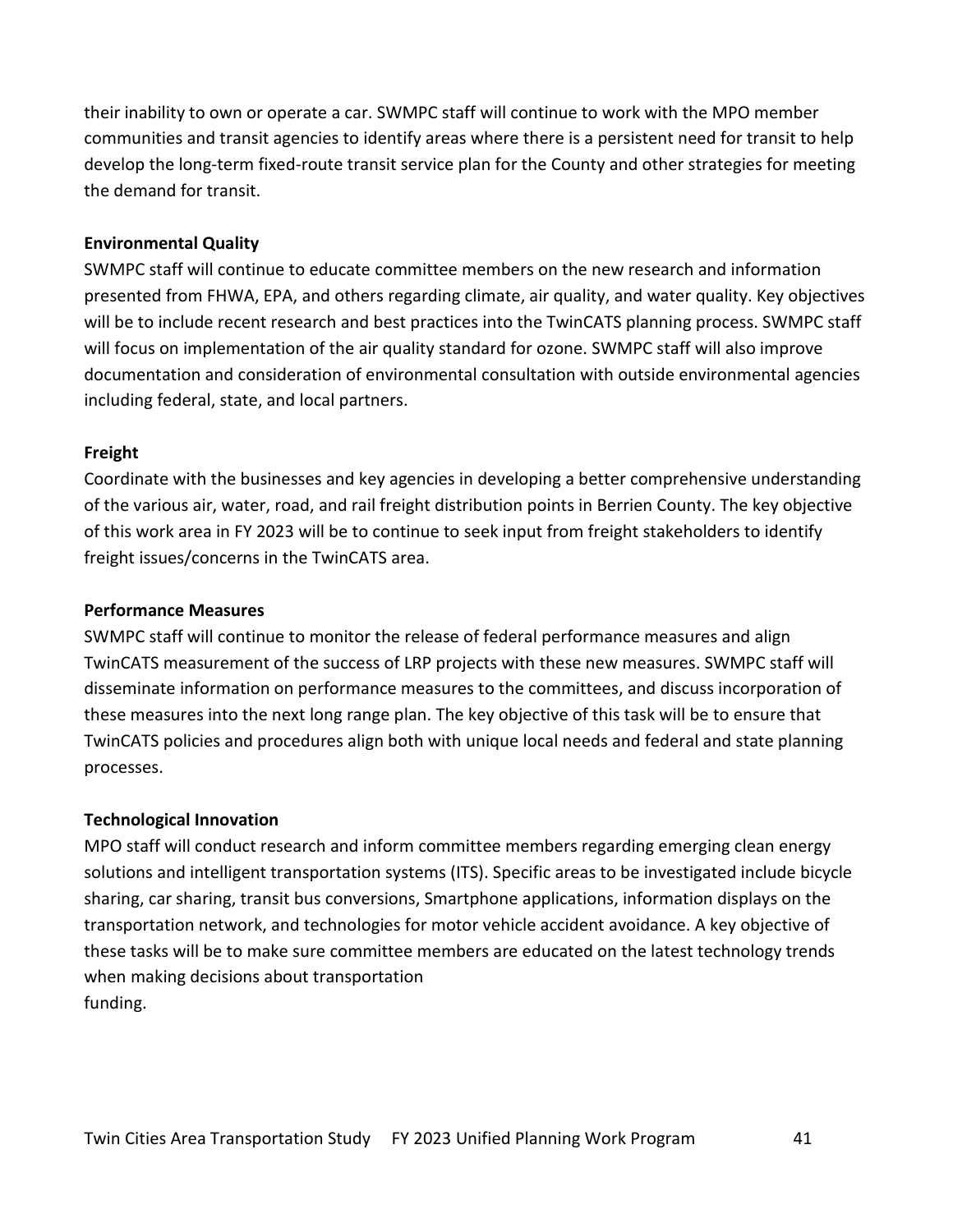their inability to own or operate a car. SWMPC staff will continue to work with the MPO member communities and transit agencies to identify areas where there is a persistent need for transit to help develop the long-term fixed-route transit service plan for the County and other strategies for meeting the demand for transit.

**Environmental Quality**

SWMPC staff will continue to educate committee members on the new research and information presented from FHWA, EPA, and others regarding climate, air quality, and water quality. Key objectives will be to include recent research and best practices into the TwinCATS planning process. SWMPC staff will focus on implementation of the air quality standard for ozone. SWMPC staff will also improve documentation and consideration of environmental consultation with outside environmental agencies including federal, state, and local partners.

**Freight**

Coordinate with the businesses and key agencies in developing a better comprehensive understanding of the various air, water, road, and rail freight distribution points in Berrien County. The key objective of this work area in FY 2023 will be to continue to seek input from freight stakeholders to identify freight issues/concerns in the TwinCATS area.

**Performance Measures**

SWMPC staff will continue to monitor the release of federal performance measures and align TwinCATS measurement of the success of LRP projects with these new measures. SWMPC staff will disseminate information on performance measures to the committees, and discuss incorporation of these measures into the next long range plan. The key objective of this task will be to ensure that TwinCATS policies and procedures align both with unique local needs and federal and state planning processes.

**Technological Innovation**

MPO staff will conduct research and inform committee members regarding emerging clean energy solutions and intelligent transportation systems (ITS). Specific areas to be investigated include bicycle sharing, car sharing, transit bus conversions, Smartphone applications, information displays on the transportation network, and technologies for motor vehicle accident avoidance. A key objective of these tasks will be to make sure committee members are educated on the latest technology trends when making decisions about transportation funding.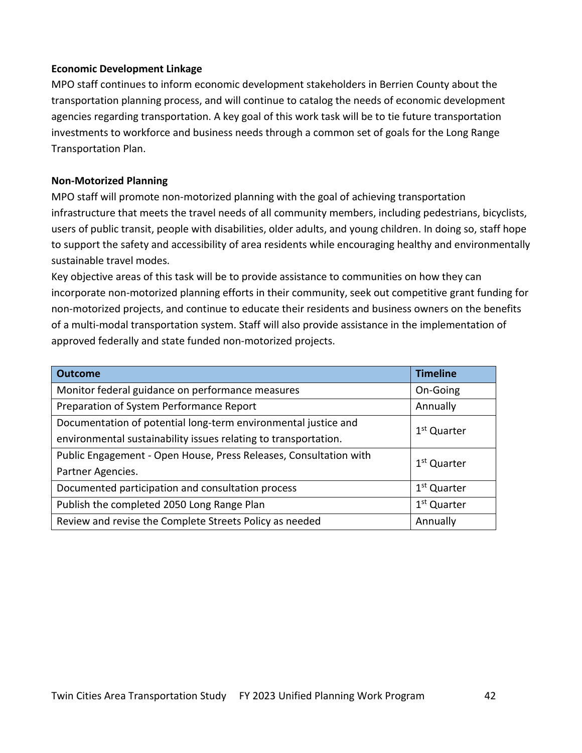**Economic Development Linkage**

MPO staff continues to inform economic development stakeholders in Berrien County about the transportation planning process, and will continue to catalog the needs of economic development agencies regarding transportation. A key goal of this work task will be to tie future transportation investments to workforce and business needs through a common set of goals for the Long Range Transportation Plan.

**Non-Motorized Planning**

MPO staff will promote non-motorized planning with the goal of achieving transportation infrastructure that meets the travel needs of all community members, including pedestrians, bicyclists, users of public transit, people with disabilities, older adults, and young children. In doing so, staff hope to support the safety and accessibility of area residents while encouraging healthy and environmentally sustainable travel modes.

Key objective areas of this task will be to provide assistance to communities on how they can incorporate non-motorized planning efforts in their community, seek out competitive grant funding for non-motorized projects, and continue to educate their residents and business owners on the benefits of a multi-modal transportation system. Staff will also provide assistance in the implementation of approved federally and state funded non-motorized projects.

| Outcome | Timeline |
| --- | --- |
| Monitor federal guidance on performance measures | On-Going |
| Preparation of System Performance Report | Annually |
| Documentation of potential long-term environmental justice and environmental sustainability issues relating to transportation. | 1st Quarter |
| Public Engagement - Open House, Press Releases, Consultation with Partner Agencies. | 1st Quarter |
| Documented participation and consultation process | 1st Quarter |
| Publish the completed 2050 Long Range Plan | 1st Quarter |
| Review and revise the Complete Streets Policy as needed | Annually |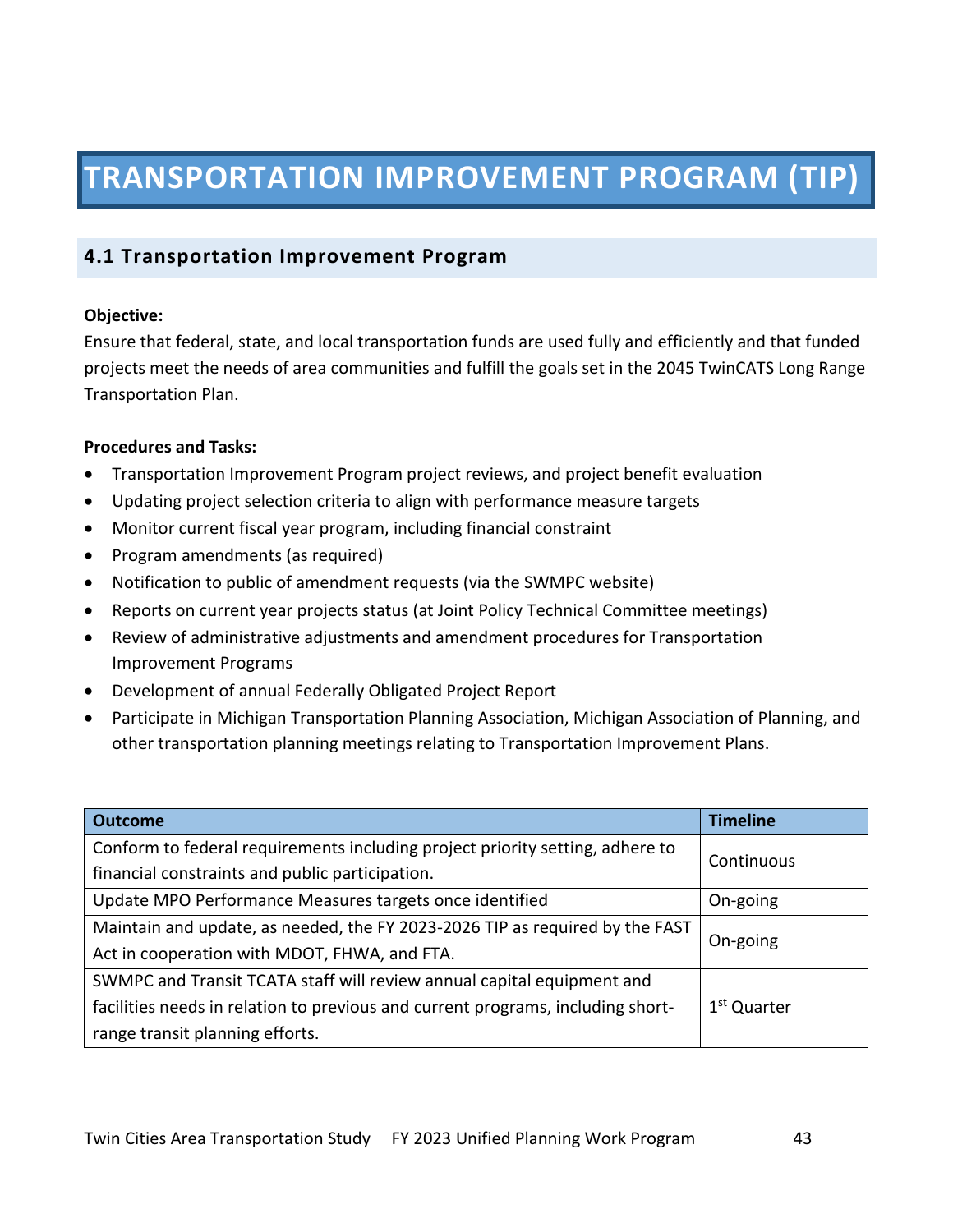# TRANSPORTATION IMPROVEMENT PROGRAM (TIP)

## 4.1 Transportation Improvement Program

**Objective:**
Ensure that federal, state, and local transportation funds are used fully and efficiently and that funded projects meet the needs of area communities and fulfill the goals set in the 2045 TwinCATS Long Range Transportation Plan.

**Procedures and Tasks:**

- Transportation Improvement Program project reviews, and project benefit evaluation
- Updating project selection criteria to align with performance measure targets
- Monitor current fiscal year program, including financial constraint
- Program amendments (as required)
- Notification to public of amendment requests (via the SWMPC website)
- Reports on current year projects status (at Joint Policy Technical Committee meetings)
- Review of administrative adjustments and amendment procedures for Transportation Improvement Programs
- Development of annual Federally Obligated Project Report
- Participate in Michigan Transportation Planning Association, Michigan Association of Planning, and other transportation planning meetings relating to Transportation Improvement Plans.

| Outcome | Timeline |
|---|---|
| Conform to federal requirements including project priority setting, adhere to financial constraints and public participation. | Continuous |
| Update MPO Performance Measures targets once identified | On-going |
| Maintain and update, as needed, the FY 2023-2026 TIP as required by the FAST Act in cooperation with MDOT, FHWA, and FTA. | On-going |
| SWMPC and Transit TCATA staff will review annual capital equipment and facilities needs in relation to previous and current programs, including short-range transit planning efforts. | 1st Quarter |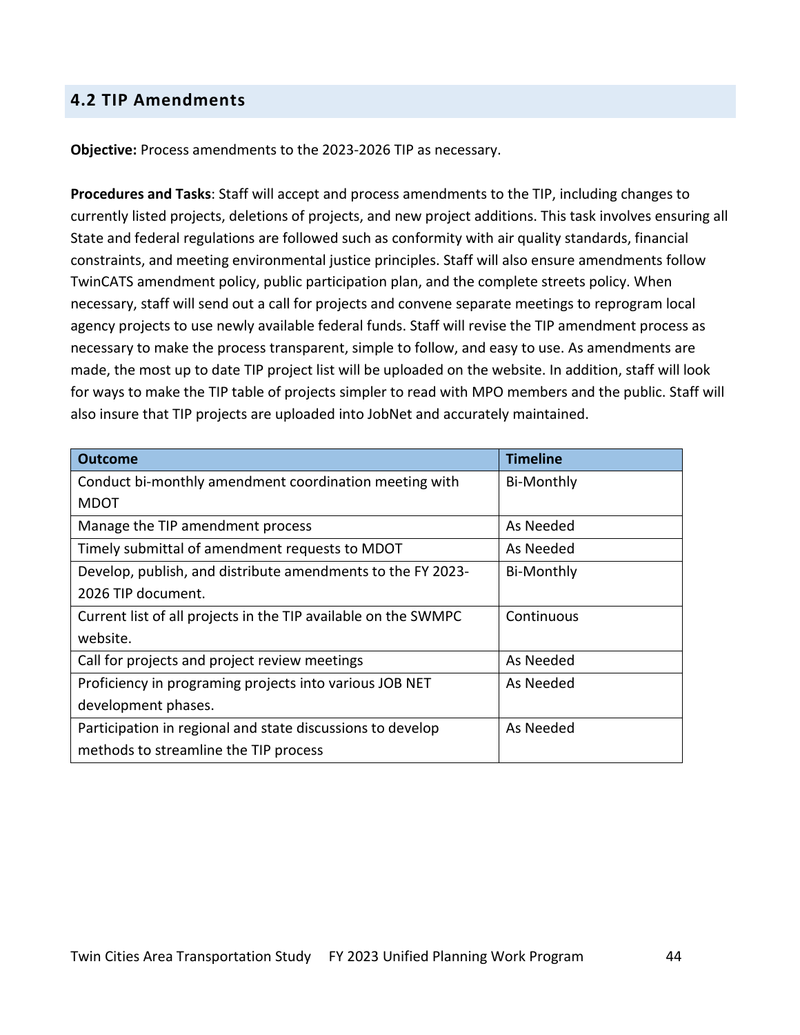## 4.2 TIP Amendments

**Objective:** Process amendments to the 2023-2026 TIP as necessary.

**Procedures and Tasks**: Staff will accept and process amendments to the TIP, including changes to currently listed projects, deletions of projects, and new project additions. This task involves ensuring all State and federal regulations are followed such as conformity with air quality standards, financial constraints, and meeting environmental justice principles. Staff will also ensure amendments follow TwinCATS amendment policy, public participation plan, and the complete streets policy. When necessary, staff will send out a call for projects and convene separate meetings to reprogram local agency projects to use newly available federal funds. Staff will revise the TIP amendment process as necessary to make the process transparent, simple to follow, and easy to use. As amendments are made, the most up to date TIP project list will be uploaded on the website. In addition, staff will look for ways to make the TIP table of projects simpler to read with MPO members and the public. Staff will also insure that TIP projects are uploaded into JobNet and accurately maintained.

| Outcome | Timeline |
| --- | --- |
| Conduct bi-monthly amendment coordination meeting with MDOT | Bi-Monthly |
| Manage the TIP amendment process | As Needed |
| Timely submittal of amendment requests to MDOT | As Needed |
| Develop, publish, and distribute amendments to the FY 2023-2026 TIP document. | Bi-Monthly |
| Current list of all projects in the TIP available on the SWMPC website. | Continuous |
| Call for projects and project review meetings | As Needed |
| Proficiency in programing projects into various JOB NET development phases. | As Needed |
| Participation in regional and state discussions to develop methods to streamline the TIP process | As Needed |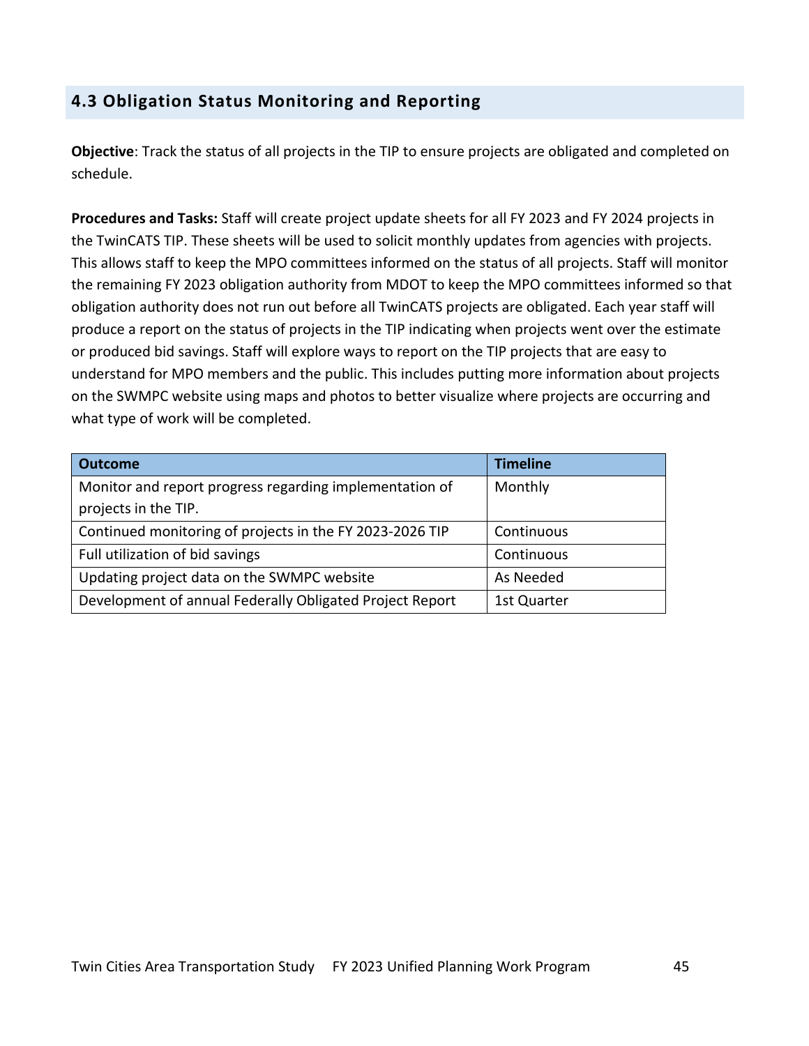## 4.3 Obligation Status Monitoring and Reporting

**Objective**: Track the status of all projects in the TIP to ensure projects are obligated and completed on schedule.

**Procedures and Tasks:** Staff will create project update sheets for all FY 2023 and FY 2024 projects in the TwinCATS TIP. These sheets will be used to solicit monthly updates from agencies with projects. This allows staff to keep the MPO committees informed on the status of all projects. Staff will monitor the remaining FY 2023 obligation authority from MDOT to keep the MPO committees informed so that obligation authority does not run out before all TwinCATS projects are obligated. Each year staff will produce a report on the status of projects in the TIP indicating when projects went over the estimate or produced bid savings. Staff will explore ways to report on the TIP projects that are easy to understand for MPO members and the public. This includes putting more information about projects on the SWMPC website using maps and photos to better visualize where projects are occurring and what type of work will be completed.

| Outcome | Timeline |
|---|---|
| Monitor and report progress regarding implementation of projects in the TIP. | Monthly |
| Continued monitoring of projects in the FY 2023-2026 TIP | Continuous |
| Full utilization of bid savings | Continuous |
| Updating project data on the SWMPC website | As Needed |
| Development of annual Federally Obligated Project Report | 1st Quarter |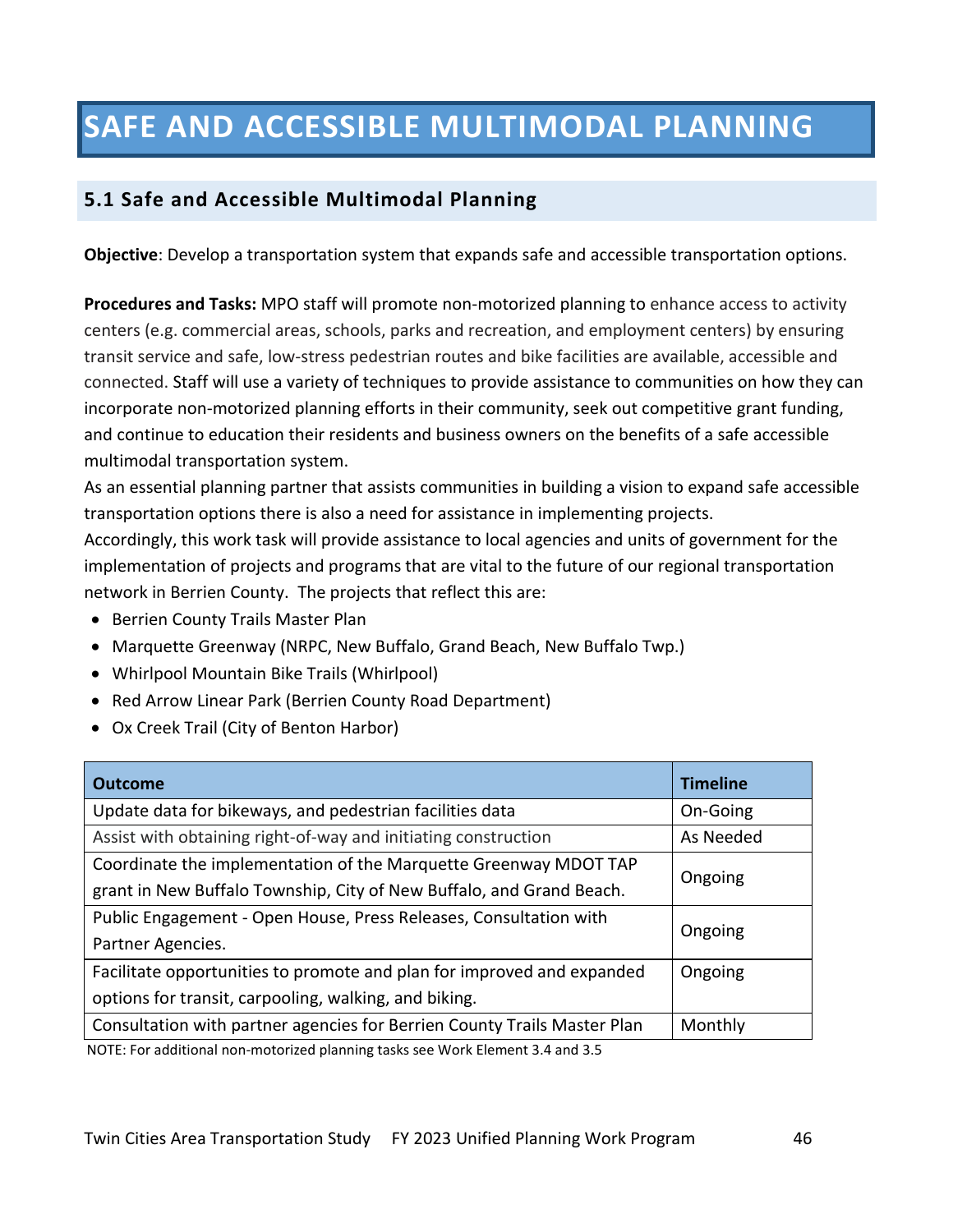# SAFE AND ACCESSIBLE MULTIMODAL PLANNING

## 5.1 Safe and Accessible Multimodal Planning

**Objective**: Develop a transportation system that expands safe and accessible transportation options.

**Procedures and Tasks:** MPO staff will promote non-motorized planning to enhance access to activity centers (e.g. commercial areas, schools, parks and recreation, and employment centers) by ensuring transit service and safe, low-stress pedestrian routes and bike facilities are available, accessible and connected. Staff will use a variety of techniques to provide assistance to communities on how they can incorporate non-motorized planning efforts in their community, seek out competitive grant funding, and continue to education their residents and business owners on the benefits of a safe accessible multimodal transportation system.

As an essential planning partner that assists communities in building a vision to expand safe accessible transportation options there is also a need for assistance in implementing projects.

Accordingly, this work task will provide assistance to local agencies and units of government for the implementation of projects and programs that are vital to the future of our regional transportation network in Berrien County. The projects that reflect this are:

- Berrien County Trails Master Plan
- Marquette Greenway (NRPC, New Buffalo, Grand Beach, New Buffalo Twp.)
- Whirlpool Mountain Bike Trails (Whirlpool)
- Red Arrow Linear Park (Berrien County Road Department)
- Ox Creek Trail (City of Benton Harbor)

| Outcome | Timeline |
|---|---|
| Update data for bikeways, and pedestrian facilities data | On-Going |
| Assist with obtaining right-of-way and initiating construction | As Needed |
| Coordinate the implementation of the Marquette Greenway MDOT TAP grant in New Buffalo Township, City of New Buffalo, and Grand Beach. | Ongoing |
| Public Engagement - Open House, Press Releases, Consultation with Partner Agencies. | Ongoing |
| Facilitate opportunities to promote and plan for improved and expanded options for transit, carpooling, walking, and biking. | Ongoing |
| Consultation with partner agencies for Berrien County Trails Master Plan | Monthly |

NOTE: For additional non-motorized planning tasks see Work Element 3.4 and 3.5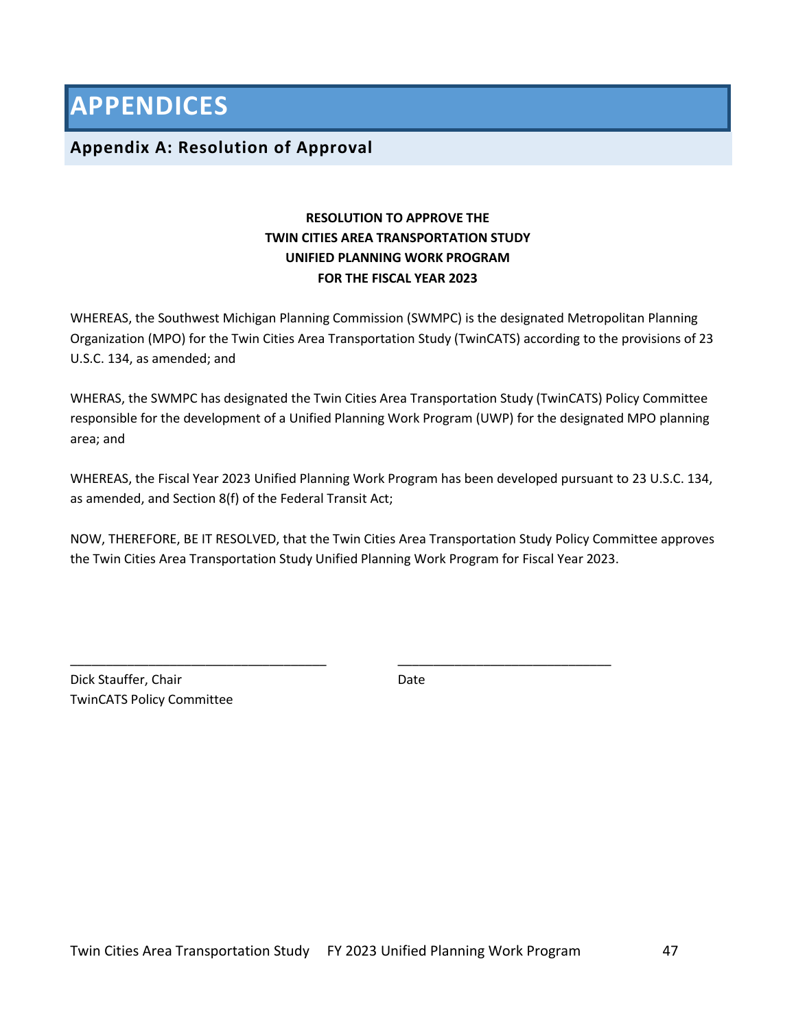# APPENDICES

## Appendix A: Resolution of Approval

**RESOLUTION TO APPROVE THE**
**TWIN CITIES AREA TRANSPORTATION STUDY**
**UNIFIED PLANNING WORK PROGRAM**
**FOR THE FISCAL YEAR 2023**

WHEREAS, the Southwest Michigan Planning Commission (SWMPC) is the designated Metropolitan Planning Organization (MPO) for the Twin Cities Area Transportation Study (TwinCATS) according to the provisions of 23 U.S.C. 134, as amended; and

WHERAS, the SWMPC has designated the Twin Cities Area Transportation Study (TwinCATS) Policy Committee responsible for the development of a Unified Planning Work Program (UWP) for the designated MPO planning area; and

WHEREAS, the Fiscal Year 2023 Unified Planning Work Program has been developed pursuant to 23 U.S.C. 134, as amended, and Section 8(f) of the Federal Transit Act;

NOW, THEREFORE, BE IT RESOLVED, that the Twin Cities Area Transportation Study Policy Committee approves the Twin Cities Area Transportation Study Unified Planning Work Program for Fiscal Year 2023.

\_\_\_\_\_\_\_\_\_\_\_\_\_\_\_\_\_\_\_\_\_\_\_\_\_\_\_\_\_\_\_\_\_\_\_\_ \_\_\_\_\_\_\_\_\_\_\_\_\_\_\_\_\_\_\_\_\_\_\_\_\_\_\_\_\_\_

Dick Stauffer, Chair — Date
TwinCATS Policy Committee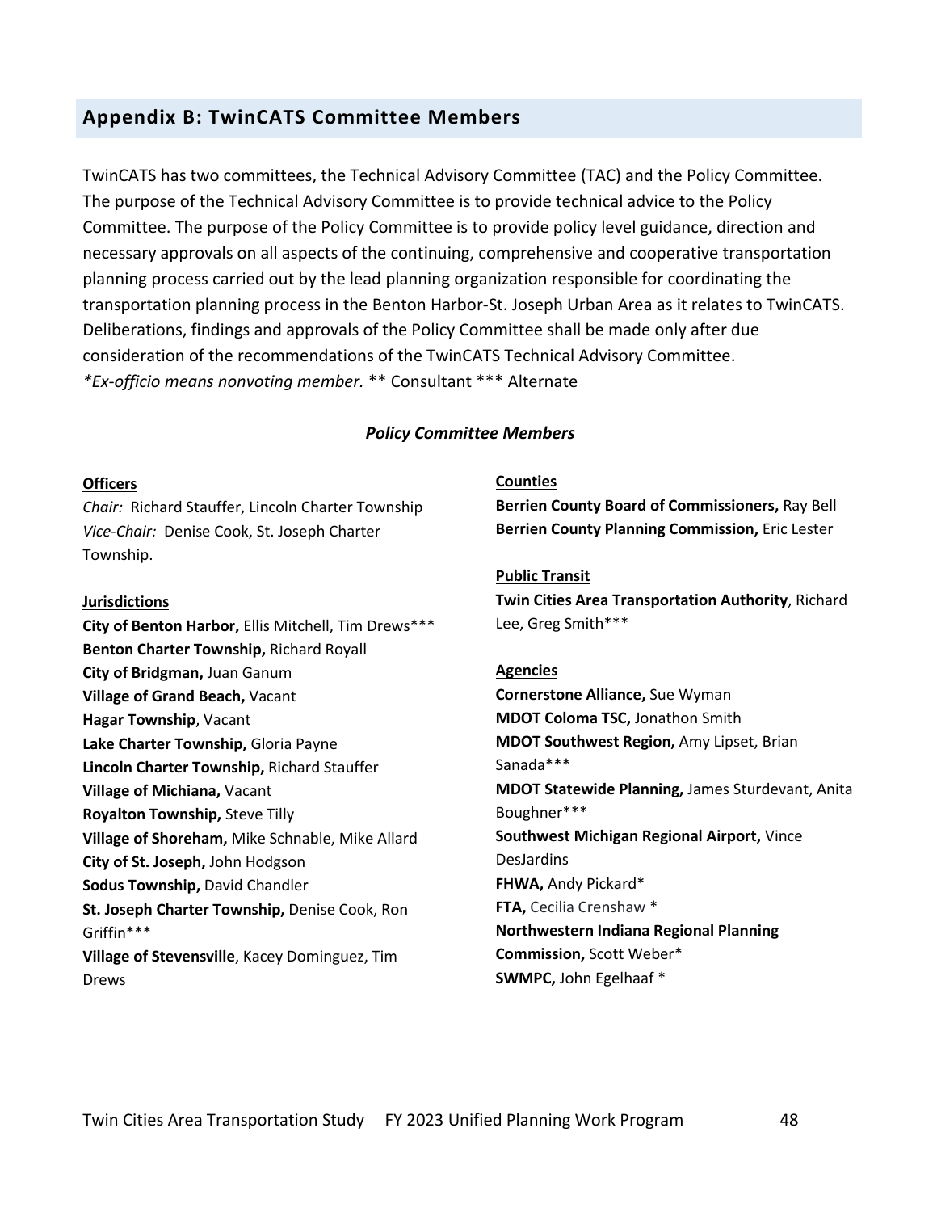## Appendix B: TwinCATS Committee Members

TwinCATS has two committees, the Technical Advisory Committee (TAC) and the Policy Committee. The purpose of the Technical Advisory Committee is to provide technical advice to the Policy Committee. The purpose of the Policy Committee is to provide policy level guidance, direction and necessary approvals on all aspects of the continuing, comprehensive and cooperative transportation planning process carried out by the lead planning organization responsible for coordinating the transportation planning process in the Benton Harbor-St. Joseph Urban Area as it relates to TwinCATS. Deliberations, findings and approvals of the Policy Committee shall be made only after due consideration of the recommendations of the TwinCATS Technical Advisory Committee.
*\*Ex-officio means nonvoting member.* ** Consultant *** Alternate

### *Policy Committee Members*

**Officers**

*Chair:* Richard Stauffer, Lincoln Charter Township
*Vice-Chair:* Denise Cook, St. Joseph Charter Township.

**Jurisdictions**

**City of Benton Harbor,** Ellis Mitchell, Tim Drews***
**Benton Charter Township,** Richard Royall
**City of Bridgman,** Juan Ganum
**Village of Grand Beach,** Vacant
**Hagar Township**, Vacant
**Lake Charter Township,** Gloria Payne
**Lincoln Charter Township,** Richard Stauffer
**Village of Michiana,** Vacant
**Royalton Township,** Steve Tilly
**Village of Shoreham,** Mike Schnable, Mike Allard
**City of St. Joseph,** John Hodgson
**Sodus Township,** David Chandler
**St. Joseph Charter Township,** Denise Cook, Ron Griffin***
**Village of Stevensville**, Kacey Dominguez, Tim Drews

**Counties**

**Berrien County Board of Commissioners,** Ray Bell
**Berrien County Planning Commission,** Eric Lester

**Public Transit**

**Twin Cities Area Transportation Authority**, Richard Lee, Greg Smith***

**Agencies**

**Cornerstone Alliance,** Sue Wyman
**MDOT Coloma TSC,** Jonathon Smith
**MDOT Southwest Region,** Amy Lipset, Brian Sanada***
**MDOT Statewide Planning,** James Sturdevant, Anita Boughner***
**Southwest Michigan Regional Airport,** Vince DesJardins
**FHWA,** Andy Pickard*
**FTA,** Cecilia Crenshaw *
**Northwestern Indiana Regional Planning Commission,** Scott Weber*
**SWMPC,** John Egelhaaf *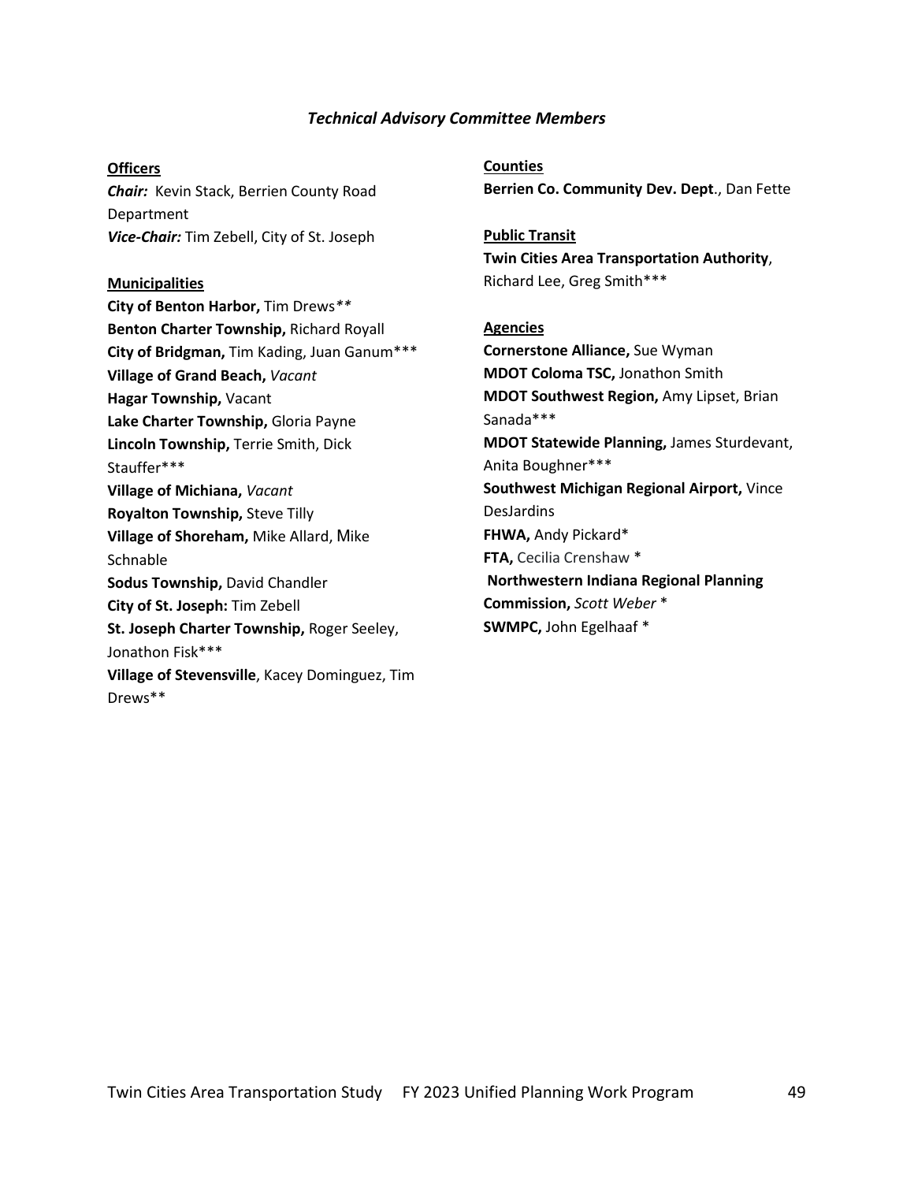### *Technical Advisory Committee Members*

**Officers**

***Chair:*** Kevin Stack, Berrien County Road Department
***Vice-Chair:*** Tim Zebell, City of St. Joseph

**Municipalities**

**City of Benton Harbor,** Tim Drews**
**Benton Charter Township,** Richard Royall
**City of Bridgman,** Tim Kading, Juan Ganum***
**Village of Grand Beach,** *Vacant*
**Hagar Township,** Vacant
**Lake Charter Township,** Gloria Payne
**Lincoln Township,** Terrie Smith, Dick Stauffer***
**Village of Michiana,** *Vacant*
**Royalton Township,** Steve Tilly
**Village of Shoreham,** Mike Allard, Mike Schnable
**Sodus Township,** David Chandler
**City of St. Joseph:** Tim Zebell
**St. Joseph Charter Township,** Roger Seeley, Jonathon Fisk***
**Village of Stevensville**, Kacey Dominguez, Tim Drews**

**Counties**

**Berrien Co. Community Dev. Dept**., Dan Fette

**Public Transit**

**Twin Cities Area Transportation Authority**, Richard Lee, Greg Smith***

**Agencies**

**Cornerstone Alliance,** Sue Wyman
**MDOT Coloma TSC,** Jonathon Smith
**MDOT Southwest Region,** Amy Lipset, Brian Sanada***
**MDOT Statewide Planning,** James Sturdevant, Anita Boughner***
**Southwest Michigan Regional Airport,** Vince DesJardins
**FHWA,** Andy Pickard*
**FTA,** Cecilia Crenshaw *
**Northwestern Indiana Regional Planning Commission,** *Scott Weber* *
**SWMPC,** John Egelhaaf *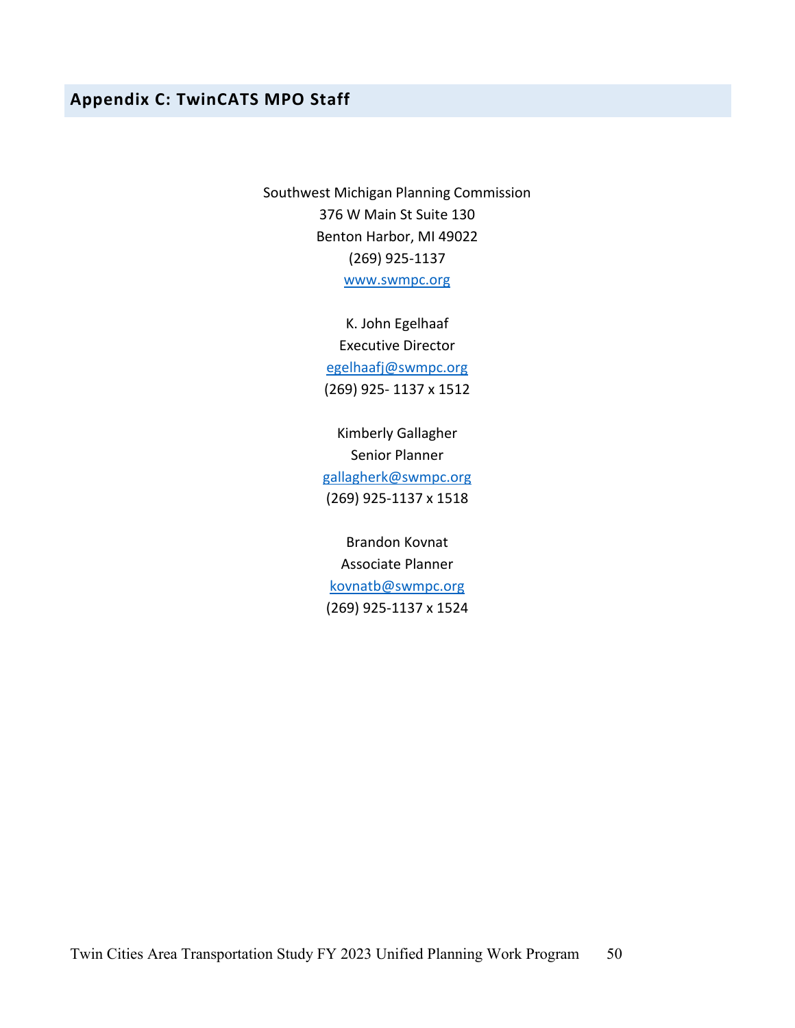## Appendix C: TwinCATS MPO Staff

Southwest Michigan Planning Commission
376 W Main St Suite 130
Benton Harbor, MI 49022
(269) 925-1137
www.swmpc.org

K. John Egelhaaf
Executive Director
egelhaafj@swmpc.org
(269) 925- 1137 x 1512

Kimberly Gallagher
Senior Planner
gallagherk@swmpc.org
(269) 925-1137 x 1518

Brandon Kovnat
Associate Planner
kovnatb@swmpc.org
(269) 925-1137 x 1524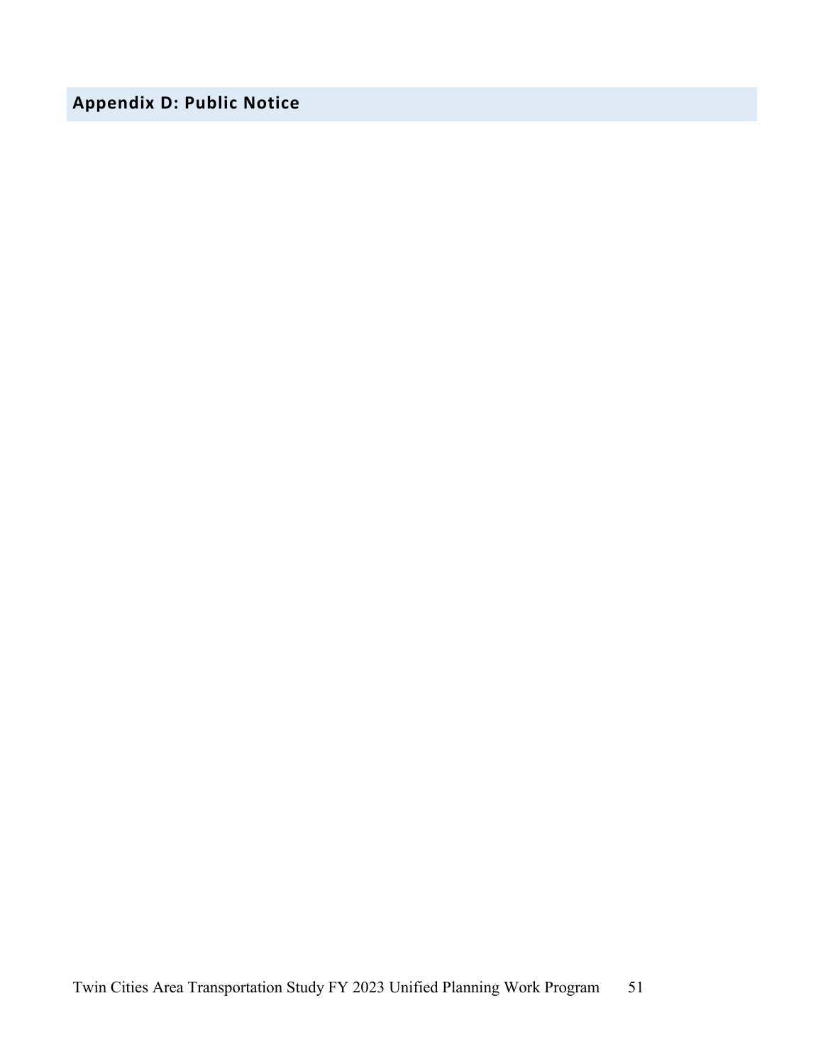## Appendix D: Public Notice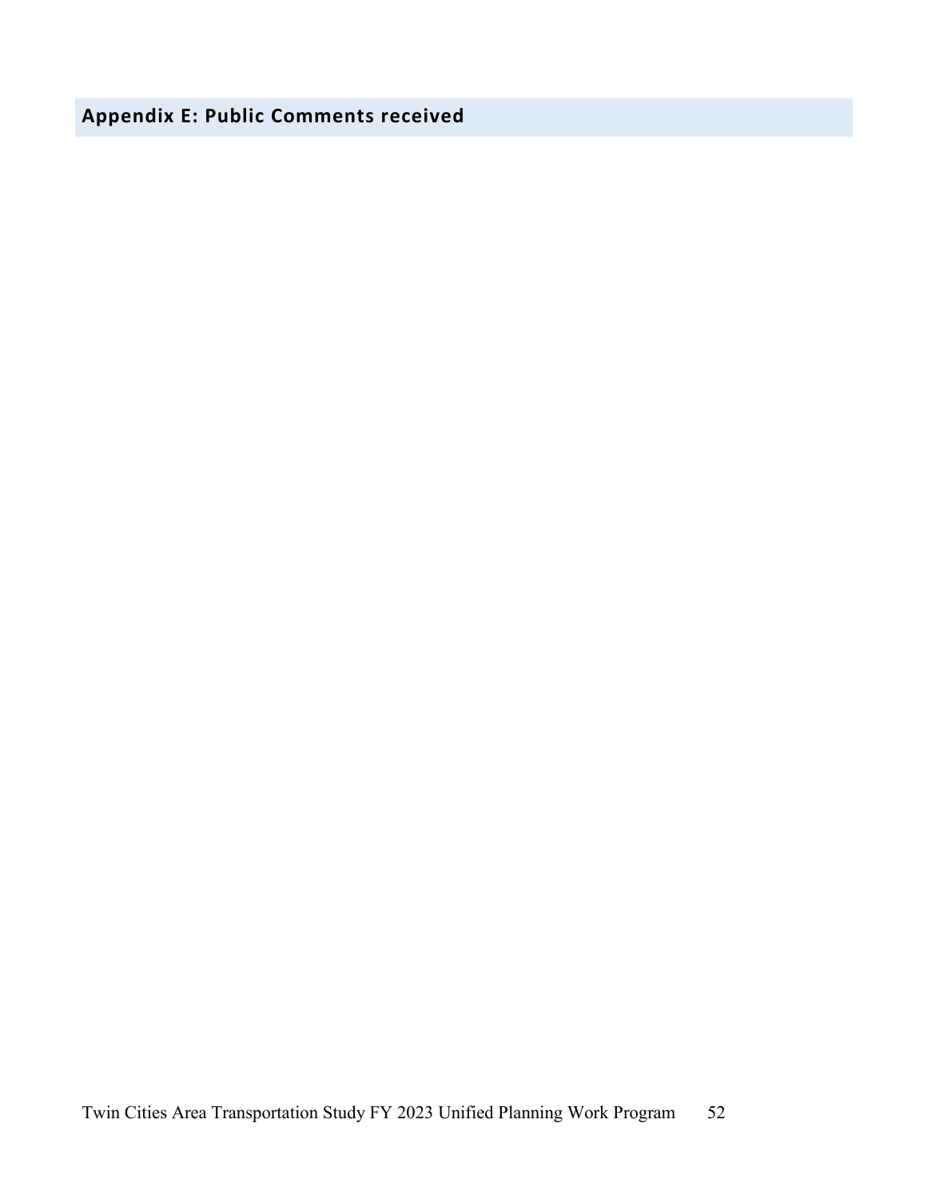## Appendix E: Public Comments received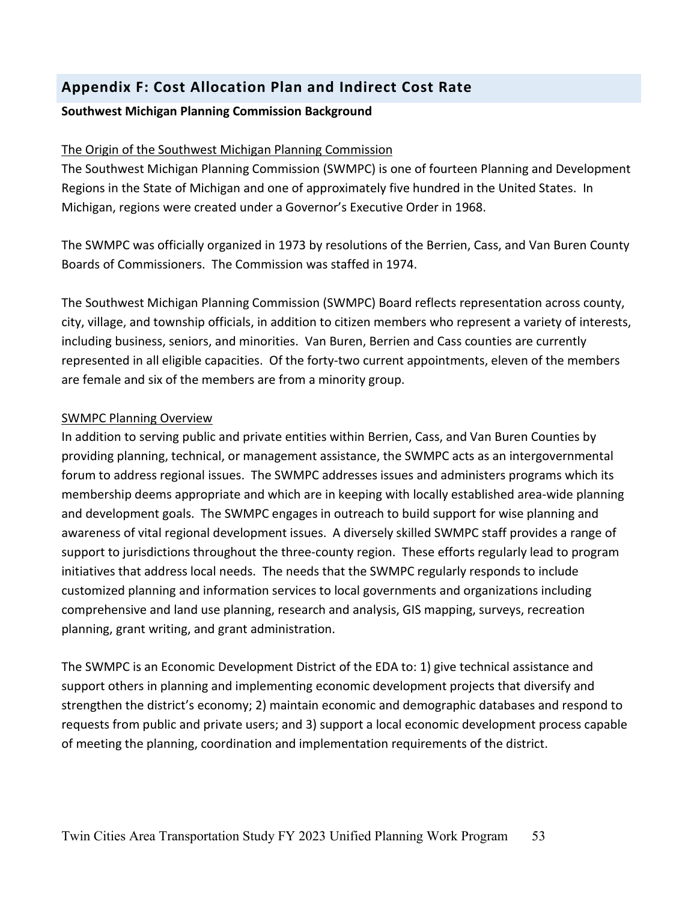## Appendix F: Cost Allocation Plan and Indirect Cost Rate

**Southwest Michigan Planning Commission Background**

The Origin of the Southwest Michigan Planning Commission

The Southwest Michigan Planning Commission (SWMPC) is one of fourteen Planning and Development Regions in the State of Michigan and one of approximately five hundred in the United States. In Michigan, regions were created under a Governor's Executive Order in 1968.

The SWMPC was officially organized in 1973 by resolutions of the Berrien, Cass, and Van Buren County Boards of Commissioners. The Commission was staffed in 1974.

The Southwest Michigan Planning Commission (SWMPC) Board reflects representation across county, city, village, and township officials, in addition to citizen members who represent a variety of interests, including business, seniors, and minorities. Van Buren, Berrien and Cass counties are currently represented in all eligible capacities. Of the forty-two current appointments, eleven of the members are female and six of the members are from a minority group.

SWMPC Planning Overview

In addition to serving public and private entities within Berrien, Cass, and Van Buren Counties by providing planning, technical, or management assistance, the SWMPC acts as an intergovernmental forum to address regional issues. The SWMPC addresses issues and administers programs which its membership deems appropriate and which are in keeping with locally established area-wide planning and development goals. The SWMPC engages in outreach to build support for wise planning and awareness of vital regional development issues. A diversely skilled SWMPC staff provides a range of support to jurisdictions throughout the three-county region. These efforts regularly lead to program initiatives that address local needs. The needs that the SWMPC regularly responds to include customized planning and information services to local governments and organizations including comprehensive and land use planning, research and analysis, GIS mapping, surveys, recreation planning, grant writing, and grant administration.

The SWMPC is an Economic Development District of the EDA to: 1) give technical assistance and support others in planning and implementing economic development projects that diversify and strengthen the district's economy; 2) maintain economic and demographic databases and respond to requests from public and private users; and 3) support a local economic development process capable of meeting the planning, coordination and implementation requirements of the district.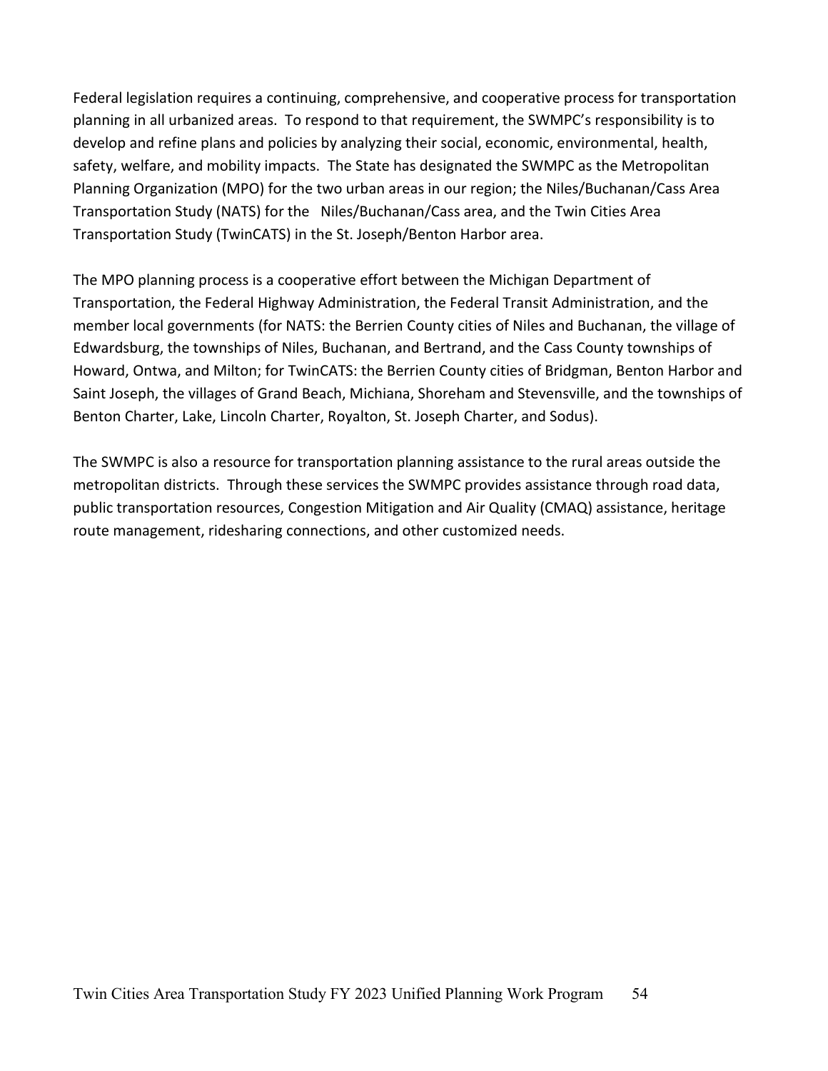Federal legislation requires a continuing, comprehensive, and cooperative process for transportation planning in all urbanized areas. To respond to that requirement, the SWMPC's responsibility is to develop and refine plans and policies by analyzing their social, economic, environmental, health, safety, welfare, and mobility impacts. The State has designated the SWMPC as the Metropolitan Planning Organization (MPO) for the two urban areas in our region; the Niles/Buchanan/Cass Area Transportation Study (NATS) for the Niles/Buchanan/Cass area, and the Twin Cities Area Transportation Study (TwinCATS) in the St. Joseph/Benton Harbor area.

The MPO planning process is a cooperative effort between the Michigan Department of Transportation, the Federal Highway Administration, the Federal Transit Administration, and the member local governments (for NATS: the Berrien County cities of Niles and Buchanan, the village of Edwardsburg, the townships of Niles, Buchanan, and Bertrand, and the Cass County townships of Howard, Ontwa, and Milton; for TwinCATS: the Berrien County cities of Bridgman, Benton Harbor and Saint Joseph, the villages of Grand Beach, Michiana, Shoreham and Stevensville, and the townships of Benton Charter, Lake, Lincoln Charter, Royalton, St. Joseph Charter, and Sodus).

The SWMPC is also a resource for transportation planning assistance to the rural areas outside the metropolitan districts. Through these services the SWMPC provides assistance through road data, public transportation resources, Congestion Mitigation and Air Quality (CMAQ) assistance, heritage route management, ridesharing connections, and other customized needs.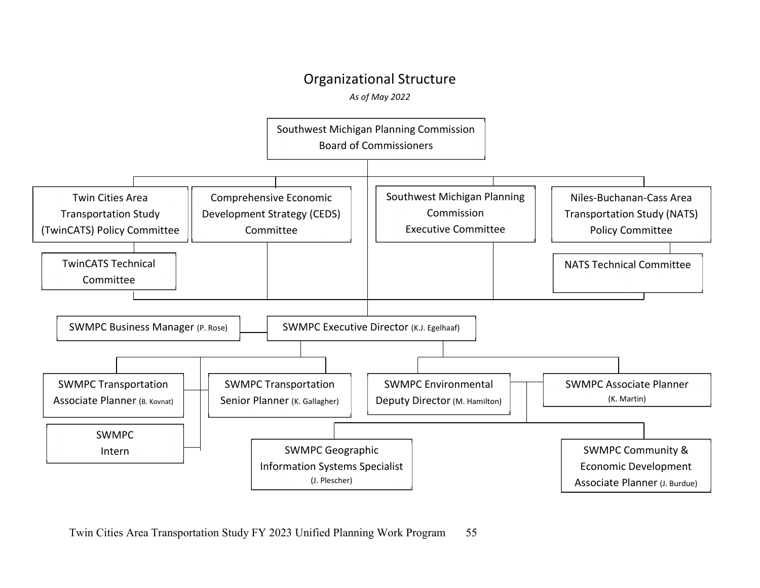# Organizational Structure

*As of May 2022*

- Southwest Michigan Planning Commission Board of Commissioners
  - Twin Cities Area Transportation Study (TwinCATS) Policy Committee
    - TwinCATS Technical Committee
  - Comprehensive Economic Development Strategy (CEDS) Committee
  - Southwest Michigan Planning Commission Executive Committee
  - Niles-Buchanan-Cass Area Transportation Study (NATS) Policy Committee
    - NATS Technical Committee
  - SWMPC Executive Director (K.J. Egelhaaf)
    - SWMPC Business Manager (P. Rose)
    - SWMPC Transportation Associate Planner (B. Kovnat)
    - SWMPC Intern
    - SWMPC Transportation Senior Planner (K. Gallagher)
    - SWMPC Environmental Deputy Director (M. Hamilton)
    - SWMPC Associate Planner (K. Martin)
    - SWMPC Geographic Information Systems Specialist (J. Plescher)
    - SWMPC Community & Economic Development Associate Planner (J. Burdue)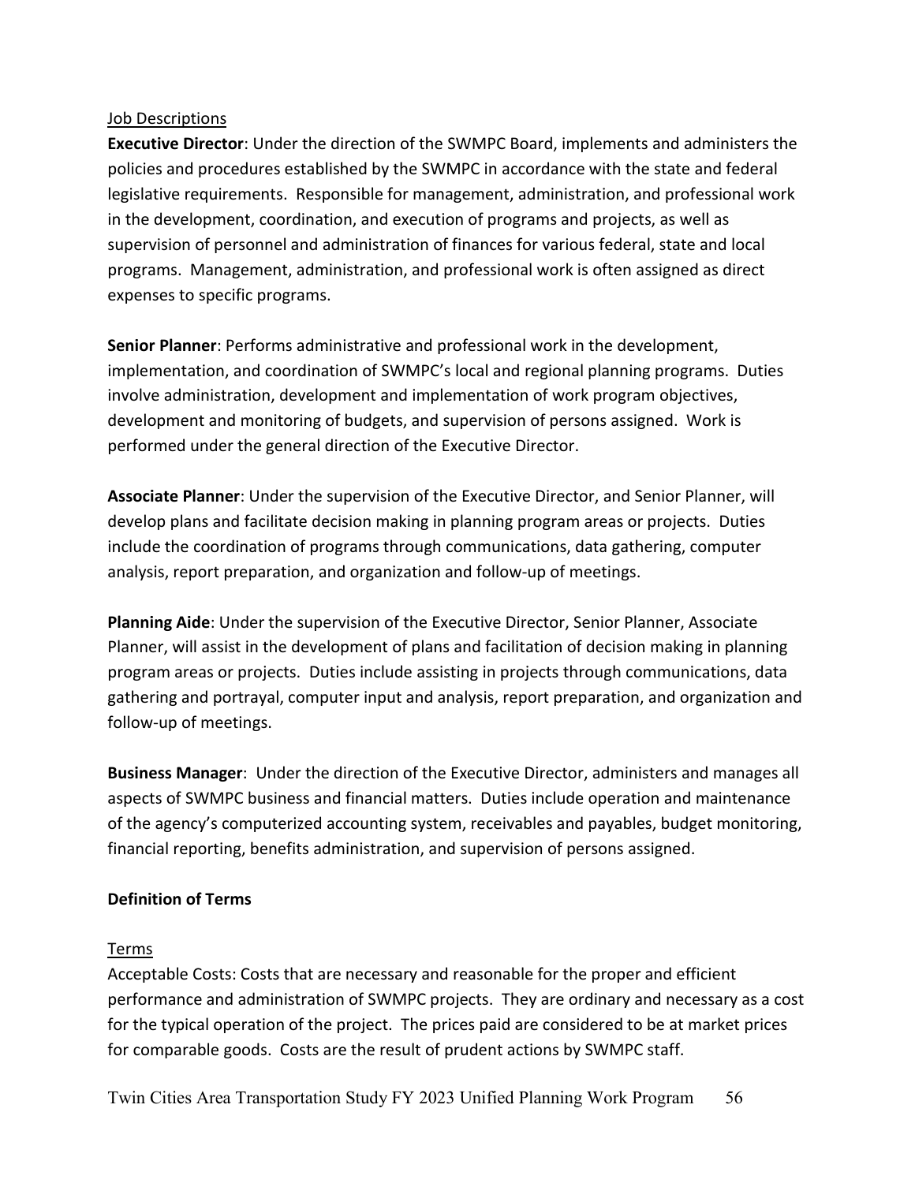Job Descriptions

**Executive Director**: Under the direction of the SWMPC Board, implements and administers the policies and procedures established by the SWMPC in accordance with the state and federal legislative requirements. Responsible for management, administration, and professional work in the development, coordination, and execution of programs and projects, as well as supervision of personnel and administration of finances for various federal, state and local programs. Management, administration, and professional work is often assigned as direct expenses to specific programs.

**Senior Planner**: Performs administrative and professional work in the development, implementation, and coordination of SWMPC's local and regional planning programs. Duties involve administration, development and implementation of work program objectives, development and monitoring of budgets, and supervision of persons assigned. Work is performed under the general direction of the Executive Director.

**Associate Planner**: Under the supervision of the Executive Director, and Senior Planner, will develop plans and facilitate decision making in planning program areas or projects. Duties include the coordination of programs through communications, data gathering, computer analysis, report preparation, and organization and follow-up of meetings.

**Planning Aide**: Under the supervision of the Executive Director, Senior Planner, Associate Planner, will assist in the development of plans and facilitation of decision making in planning program areas or projects. Duties include assisting in projects through communications, data gathering and portrayal, computer input and analysis, report preparation, and organization and follow-up of meetings.

**Business Manager**: Under the direction of the Executive Director, administers and manages all aspects of SWMPC business and financial matters. Duties include operation and maintenance of the agency's computerized accounting system, receivables and payables, budget monitoring, financial reporting, benefits administration, and supervision of persons assigned.

**Definition of Terms**

Terms

Acceptable Costs: Costs that are necessary and reasonable for the proper and efficient performance and administration of SWMPC projects. They are ordinary and necessary as a cost for the typical operation of the project. The prices paid are considered to be at market prices for comparable goods. Costs are the result of prudent actions by SWMPC staff.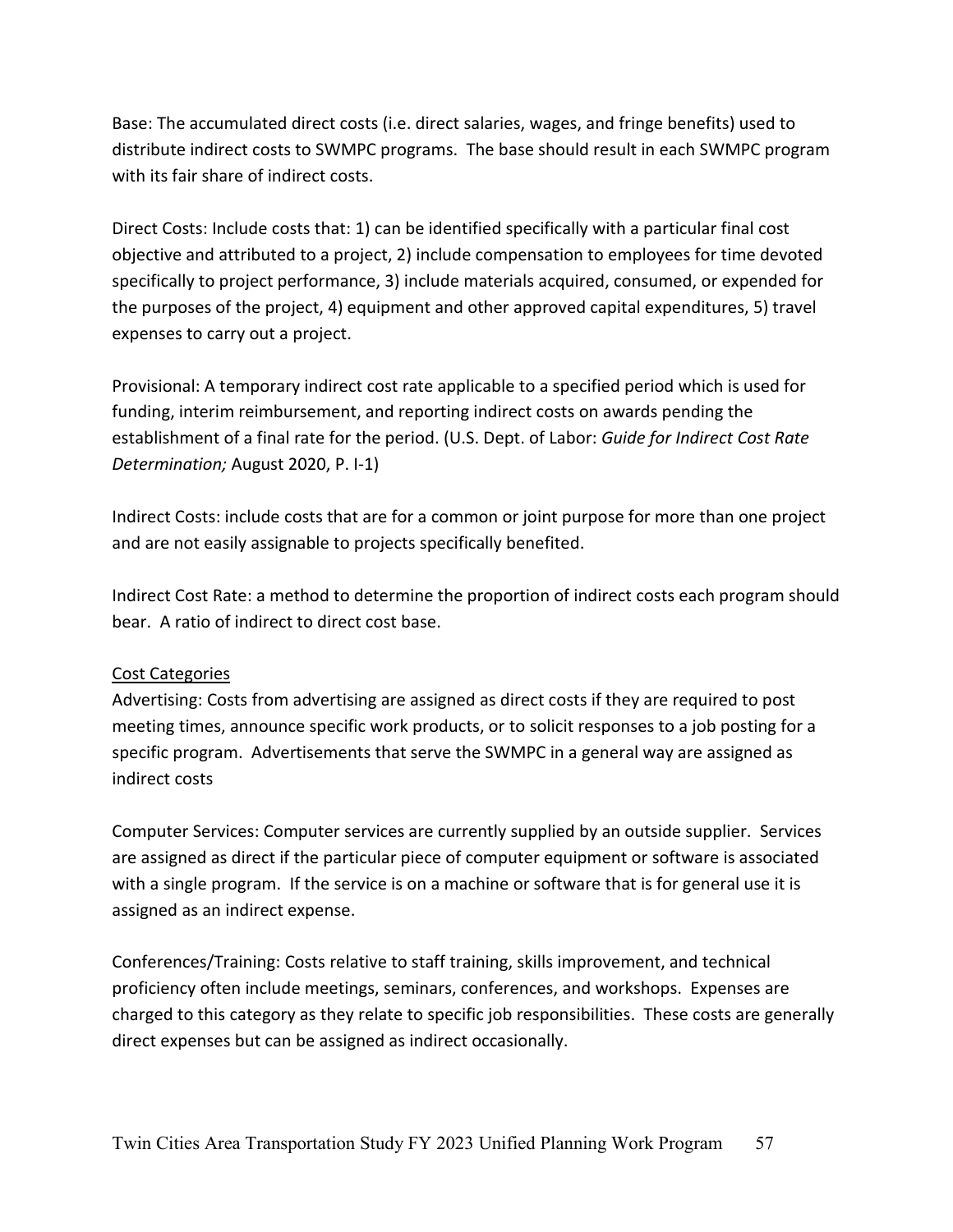Base: The accumulated direct costs (i.e. direct salaries, wages, and fringe benefits) used to distribute indirect costs to SWMPC programs. The base should result in each SWMPC program with its fair share of indirect costs.

Direct Costs: Include costs that: 1) can be identified specifically with a particular final cost objective and attributed to a project, 2) include compensation to employees for time devoted specifically to project performance, 3) include materials acquired, consumed, or expended for the purposes of the project, 4) equipment and other approved capital expenditures, 5) travel expenses to carry out a project.

Provisional: A temporary indirect cost rate applicable to a specified period which is used for funding, interim reimbursement, and reporting indirect costs on awards pending the establishment of a final rate for the period. (U.S. Dept. of Labor: *Guide for Indirect Cost Rate Determination;* August 2020, P. I-1)

Indirect Costs: include costs that are for a common or joint purpose for more than one project and are not easily assignable to projects specifically benefited.

Indirect Cost Rate: a method to determine the proportion of indirect costs each program should bear. A ratio of indirect to direct cost base.

<u>Cost Categories</u>

Advertising: Costs from advertising are assigned as direct costs if they are required to post meeting times, announce specific work products, or to solicit responses to a job posting for a specific program. Advertisements that serve the SWMPC in a general way are assigned as indirect costs

Computer Services: Computer services are currently supplied by an outside supplier. Services are assigned as direct if the particular piece of computer equipment or software is associated with a single program. If the service is on a machine or software that is for general use it is assigned as an indirect expense.

Conferences/Training: Costs relative to staff training, skills improvement, and technical proficiency often include meetings, seminars, conferences, and workshops. Expenses are charged to this category as they relate to specific job responsibilities. These costs are generally direct expenses but can be assigned as indirect occasionally.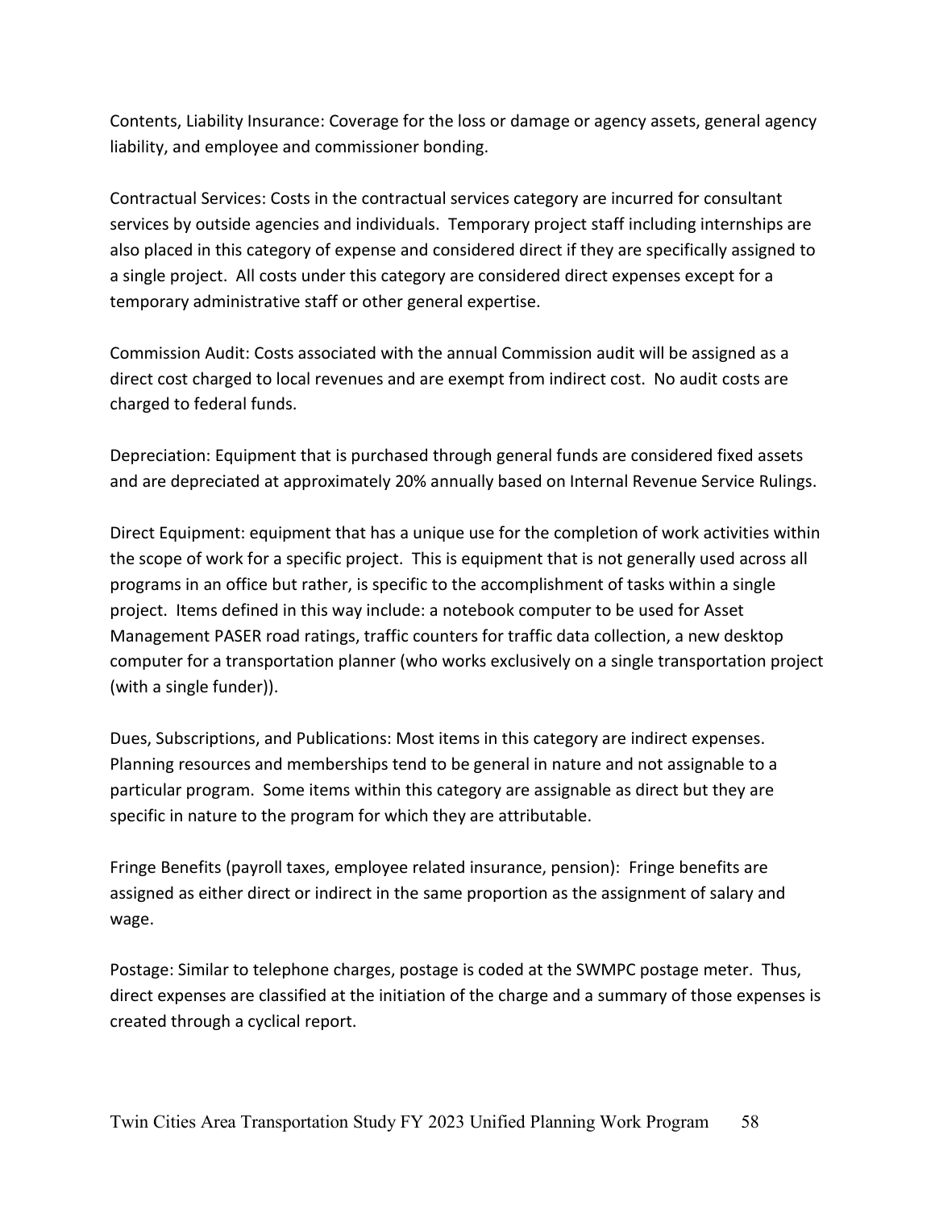Contents, Liability Insurance: Coverage for the loss or damage or agency assets, general agency liability, and employee and commissioner bonding.

Contractual Services: Costs in the contractual services category are incurred for consultant services by outside agencies and individuals. Temporary project staff including internships are also placed in this category of expense and considered direct if they are specifically assigned to a single project. All costs under this category are considered direct expenses except for a temporary administrative staff or other general expertise.

Commission Audit: Costs associated with the annual Commission audit will be assigned as a direct cost charged to local revenues and are exempt from indirect cost. No audit costs are charged to federal funds.

Depreciation: Equipment that is purchased through general funds are considered fixed assets and are depreciated at approximately 20% annually based on Internal Revenue Service Rulings.

Direct Equipment: equipment that has a unique use for the completion of work activities within the scope of work for a specific project. This is equipment that is not generally used across all programs in an office but rather, is specific to the accomplishment of tasks within a single project. Items defined in this way include: a notebook computer to be used for Asset Management PASER road ratings, traffic counters for traffic data collection, a new desktop computer for a transportation planner (who works exclusively on a single transportation project (with a single funder)).

Dues, Subscriptions, and Publications: Most items in this category are indirect expenses. Planning resources and memberships tend to be general in nature and not assignable to a particular program. Some items within this category are assignable as direct but they are specific in nature to the program for which they are attributable.

Fringe Benefits (payroll taxes, employee related insurance, pension): Fringe benefits are assigned as either direct or indirect in the same proportion as the assignment of salary and wage.

Postage: Similar to telephone charges, postage is coded at the SWMPC postage meter. Thus, direct expenses are classified at the initiation of the charge and a summary of those expenses is created through a cyclical report.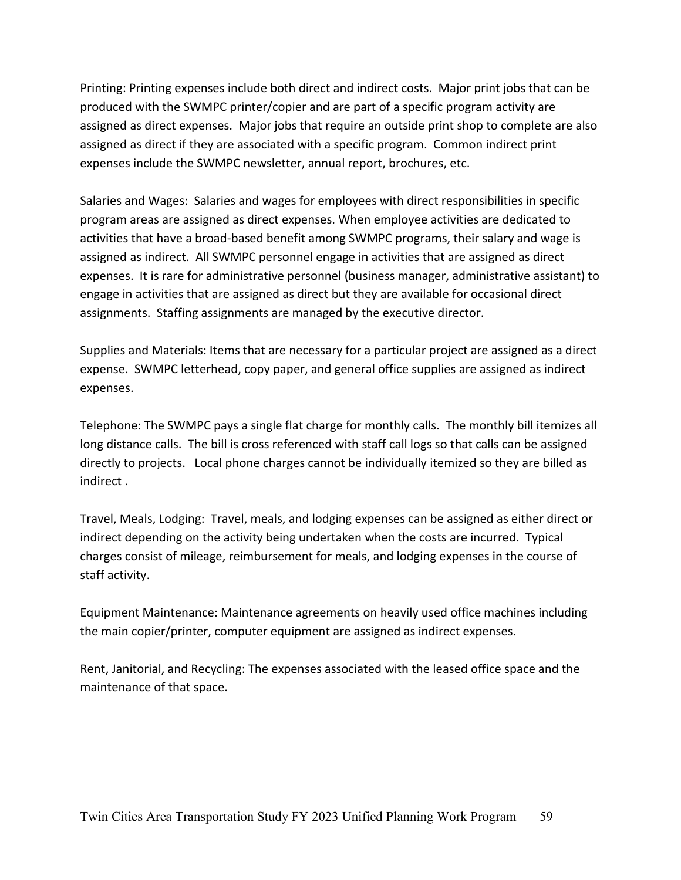Printing: Printing expenses include both direct and indirect costs. Major print jobs that can be produced with the SWMPC printer/copier and are part of a specific program activity are assigned as direct expenses. Major jobs that require an outside print shop to complete are also assigned as direct if they are associated with a specific program. Common indirect print expenses include the SWMPC newsletter, annual report, brochures, etc.

Salaries and Wages: Salaries and wages for employees with direct responsibilities in specific program areas are assigned as direct expenses. When employee activities are dedicated to activities that have a broad-based benefit among SWMPC programs, their salary and wage is assigned as indirect. All SWMPC personnel engage in activities that are assigned as direct expenses. It is rare for administrative personnel (business manager, administrative assistant) to engage in activities that are assigned as direct but they are available for occasional direct assignments. Staffing assignments are managed by the executive director.

Supplies and Materials: Items that are necessary for a particular project are assigned as a direct expense. SWMPC letterhead, copy paper, and general office supplies are assigned as indirect expenses.

Telephone: The SWMPC pays a single flat charge for monthly calls. The monthly bill itemizes all long distance calls. The bill is cross referenced with staff call logs so that calls can be assigned directly to projects. Local phone charges cannot be individually itemized so they are billed as indirect .

Travel, Meals, Lodging: Travel, meals, and lodging expenses can be assigned as either direct or indirect depending on the activity being undertaken when the costs are incurred. Typical charges consist of mileage, reimbursement for meals, and lodging expenses in the course of staff activity.

Equipment Maintenance: Maintenance agreements on heavily used office machines including the main copier/printer, computer equipment are assigned as indirect expenses.

Rent, Janitorial, and Recycling: The expenses associated with the leased office space and the maintenance of that space.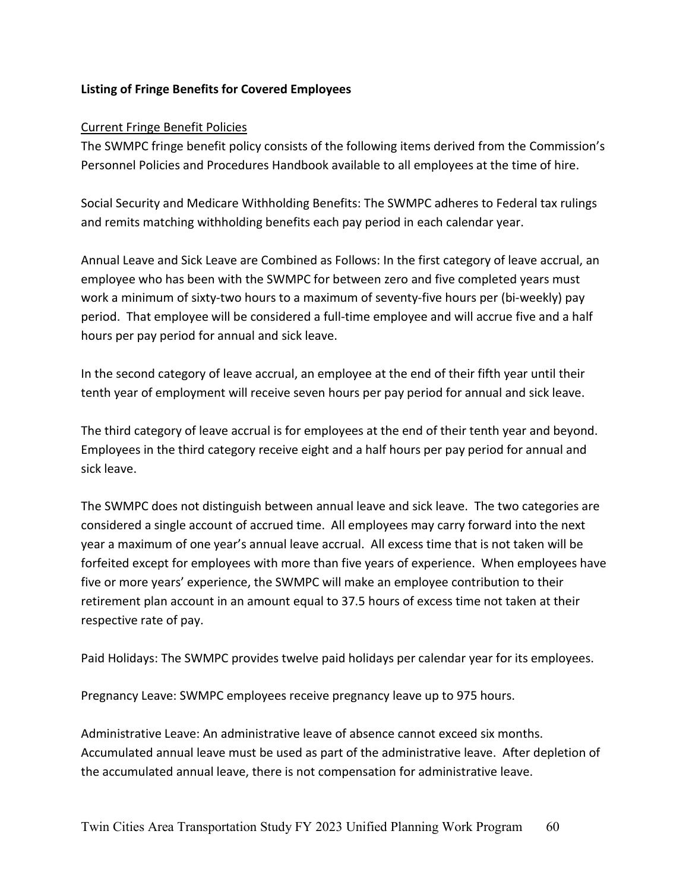**Listing of Fringe Benefits for Covered Employees**

Current Fringe Benefit Policies

The SWMPC fringe benefit policy consists of the following items derived from the Commission's Personnel Policies and Procedures Handbook available to all employees at the time of hire.

Social Security and Medicare Withholding Benefits: The SWMPC adheres to Federal tax rulings and remits matching withholding benefits each pay period in each calendar year.

Annual Leave and Sick Leave are Combined as Follows: In the first category of leave accrual, an employee who has been with the SWMPC for between zero and five completed years must work a minimum of sixty-two hours to a maximum of seventy-five hours per (bi-weekly) pay period. That employee will be considered a full-time employee and will accrue five and a half hours per pay period for annual and sick leave.

In the second category of leave accrual, an employee at the end of their fifth year until their tenth year of employment will receive seven hours per pay period for annual and sick leave.

The third category of leave accrual is for employees at the end of their tenth year and beyond. Employees in the third category receive eight and a half hours per pay period for annual and sick leave.

The SWMPC does not distinguish between annual leave and sick leave. The two categories are considered a single account of accrued time. All employees may carry forward into the next year a maximum of one year's annual leave accrual. All excess time that is not taken will be forfeited except for employees with more than five years of experience. When employees have five or more years' experience, the SWMPC will make an employee contribution to their retirement plan account in an amount equal to 37.5 hours of excess time not taken at their respective rate of pay.

Paid Holidays: The SWMPC provides twelve paid holidays per calendar year for its employees.

Pregnancy Leave: SWMPC employees receive pregnancy leave up to 975 hours.

Administrative Leave: An administrative leave of absence cannot exceed six months. Accumulated annual leave must be used as part of the administrative leave. After depletion of the accumulated annual leave, there is not compensation for administrative leave.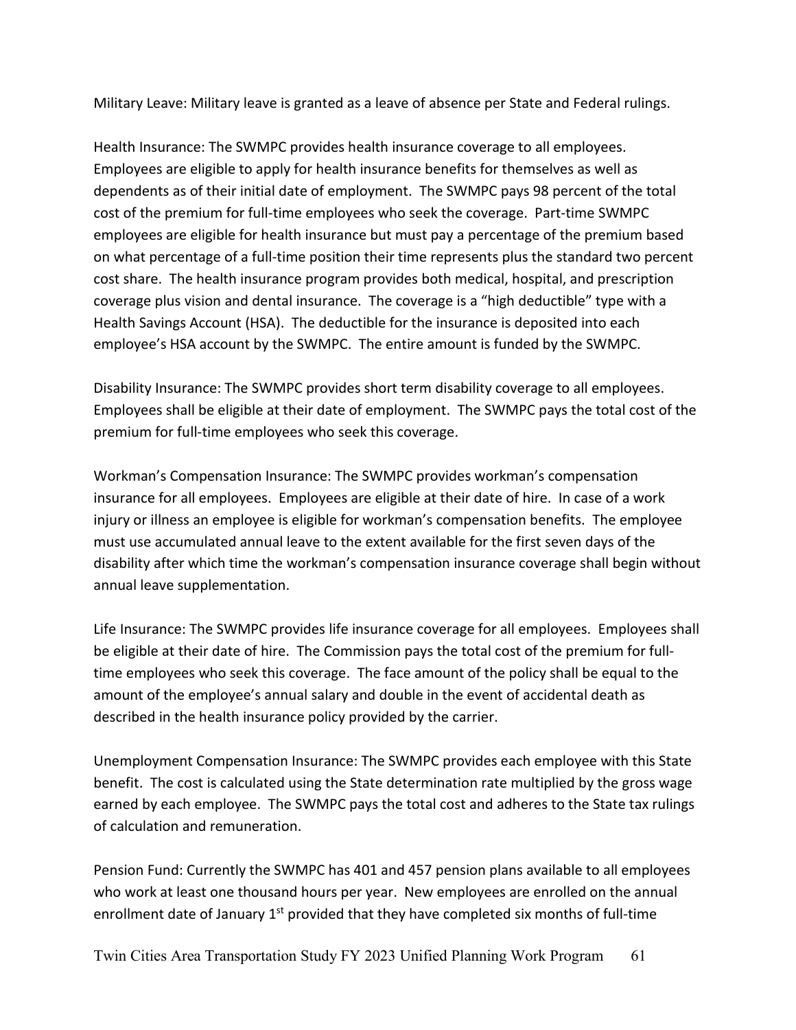Military Leave: Military leave is granted as a leave of absence per State and Federal rulings.

Health Insurance: The SWMPC provides health insurance coverage to all employees. Employees are eligible to apply for health insurance benefits for themselves as well as dependents as of their initial date of employment. The SWMPC pays 98 percent of the total cost of the premium for full-time employees who seek the coverage. Part-time SWMPC employees are eligible for health insurance but must pay a percentage of the premium based on what percentage of a full-time position their time represents plus the standard two percent cost share. The health insurance program provides both medical, hospital, and prescription coverage plus vision and dental insurance. The coverage is a "high deductible" type with a Health Savings Account (HSA). The deductible for the insurance is deposited into each employee's HSA account by the SWMPC. The entire amount is funded by the SWMPC.

Disability Insurance: The SWMPC provides short term disability coverage to all employees. Employees shall be eligible at their date of employment. The SWMPC pays the total cost of the premium for full-time employees who seek this coverage.

Workman's Compensation Insurance: The SWMPC provides workman's compensation insurance for all employees. Employees are eligible at their date of hire. In case of a work injury or illness an employee is eligible for workman's compensation benefits. The employee must use accumulated annual leave to the extent available for the first seven days of the disability after which time the workman's compensation insurance coverage shall begin without annual leave supplementation.

Life Insurance: The SWMPC provides life insurance coverage for all employees. Employees shall be eligible at their date of hire. The Commission pays the total cost of the premium for full-time employees who seek this coverage. The face amount of the policy shall be equal to the amount of the employee's annual salary and double in the event of accidental death as described in the health insurance policy provided by the carrier.

Unemployment Compensation Insurance: The SWMPC provides each employee with this State benefit. The cost is calculated using the State determination rate multiplied by the gross wage earned by each employee. The SWMPC pays the total cost and adheres to the State tax rulings of calculation and remuneration.

Pension Fund: Currently the SWMPC has 401 and 457 pension plans available to all employees who work at least one thousand hours per year. New employees are enrolled on the annual enrollment date of January 1st provided that they have completed six months of full-time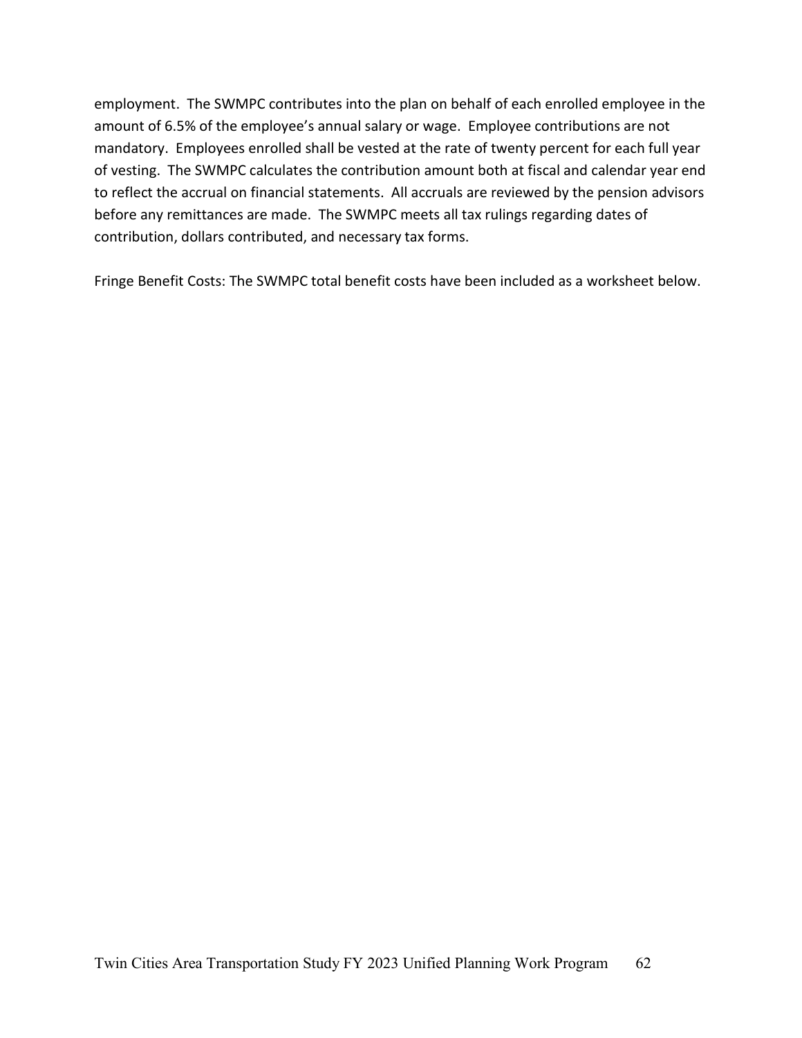employment. The SWMPC contributes into the plan on behalf of each enrolled employee in the amount of 6.5% of the employee's annual salary or wage. Employee contributions are not mandatory. Employees enrolled shall be vested at the rate of twenty percent for each full year of vesting. The SWMPC calculates the contribution amount both at fiscal and calendar year end to reflect the accrual on financial statements. All accruals are reviewed by the pension advisors before any remittances are made. The SWMPC meets all tax rulings regarding dates of contribution, dollars contributed, and necessary tax forms.

Fringe Benefit Costs: The SWMPC total benefit costs have been included as a worksheet below.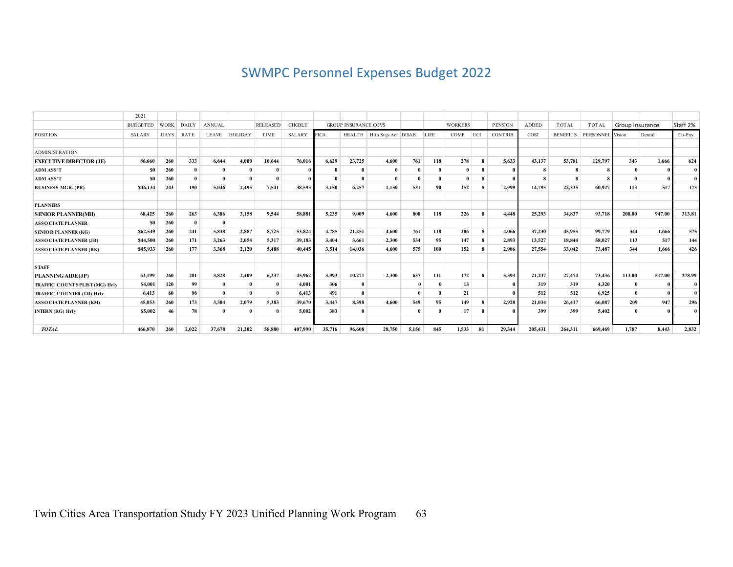# SWMPC Personnel Expenses Budget 2022

| POSITION | 2021 BUDGETED SALARY | WORK DAYS | DAILY RATE | ANNUAL LEAVE | HOLIDAY | RELEASED TIME | CHGBLE SALARY | FICA | GROUP INSURANCE COVS HEALTH | Hlth Svgs Act | DISAB | LIFE | WORKERS COMP | UCI | PENSION CONTRIB | ADDED COST | TOTAL BENEFITS | TOTAL PERSONNEL | Group Insurance Vision | Dental | Staff 2% Co-Pay |
|---|---|---|---|---|---|---|---|---|---|---|---|---|---|---|---|---|---|---|---|---|---|
| ADMINISTRATION | | | | | | | | | | | | | | | | | | | | | |
| **EXECUTIVE DIRECTOR (JE)** | 86,660 | 260 | 333 | 6,644 | 4,000 | 10,644 | 76,016 | 6,629 | 23,725 | 4,600 | 761 | 118 | 278 | 8 | 5,633 | 43,137 | 53,781 | 129,797 | 343 | 1,666 | 624 |
| **ADM ASS'T** | $0 | 260 | 0 | 0 | 0 | 0 | 0 | 0 | 0 | 0 | 0 | 0 | 0 | 8 | 0 | 8 | 8 | 8 | 0 | 0 | 0 |
| **ADM ASS'T** | $0 | 260 | 0 | 0 | 0 | 0 | 0 | 0 | 0 | 0 | 0 | 0 | 0 | 8 | 0 | 8 | 8 | 8 | 0 | 0 | 0 |
| **BUSINESS MGR. (PR)** | $46,134 | 243 | 190 | 5,046 | 2,495 | 7,541 | 38,593 | 3,150 | 6,257 | 1,150 | 531 | 90 | 152 | 8 | 2,999 | 14,793 | 22,335 | 60,927 | 113 | 517 | 173 |
| PLANNERS | | | | | | | | | | | | | | | | | | | | | |
| **SENIOR PLANNER(MH)** | 68,425 | 260 | 263 | 6,386 | 3,158 | 9,544 | 58,881 | 5,235 | 9,009 | 4,600 | 808 | 118 | 226 | 8 | 4,448 | 25,293 | 34,837 | 93,718 | 208.00 | 947.00 | 313.81 |
| **ASSOCIATE PLANNER** | $0 | 260 | 0 | 0 | | | | | | | | | | | | | | | | | |
| **SENIOR PLANNER (KG)** | $62,549 | 260 | 241 | 5,838 | 2,887 | 8,725 | 53,824 | 4,785 | 21,251 | 4,600 | 761 | 118 | 206 | 8 | 4,066 | 37,230 | 45,955 | 99,779 | 344 | 1,666 | 575 |
| **ASSOCIATE PLANNER (JB)** | $44,500 | 260 | 171 | 3,263 | 2,054 | 5,317 | 39,183 | 3,404 | 3,661 | 2,300 | 534 | 95 | 147 | 8 | 2,893 | 13,527 | 18,844 | 58,027 | 113 | 517 | 144 |
| **ASSOCIATE PLANNER (BK)** | $45,933 | 260 | 177 | 3,368 | 2,120 | 5,488 | 40,445 | 3,514 | 14,036 | 4,600 | 575 | 100 | 152 | 8 | 2,986 | 27,554 | 33,042 | 73,487 | 344 | 1,666 | 426 |
| STAFF | | | | | | | | | | | | | | | | | | | | | |
| **PLANNING AIDE (JP)** | 52,199 | 260 | 201 | 3,828 | 2,409 | 6,237 | 45,962 | 3,993 | 10,271 | 2,300 | 637 | 111 | 172 | 8 | 3,393 | 21,237 | 27,474 | 73,436 | 113.00 | 517.00 | 278.99 |
| **TRAFFIC COUNTSPLIST (MG) Hrly** | $4,001 | 120 | 99 | 0 | 0 | 0 | 4,001 | 306 | 0 | | 0 | 0 | 13 | | 0 | 319 | 319 | 4,320 | 0 | 0 | 0 |
| **TRAFFIC COUNTER (LD) Hrly** | 6,413 | 60 | 96 | 0 | 0 | 0 | 6,413 | 491 | 0 | | 0 | 0 | 21 | | 0 | 512 | 512 | 6,925 | 0 | 0 | 0 |
| **ASSOCIATE PLANNER (KM)** | 45,053 | 260 | 173 | 3,304 | 2,079 | 5,383 | 39,670 | 3,447 | 8,398 | 4,600 | 549 | 95 | 149 | 8 | 2,928 | 21,034 | 26,417 | 66,087 | 209 | 947 | 296 |
| **INTERN (RG) Hrly** | $5,002 | 46 | 78 | 0 | 0 | 0 | 5,002 | 383 | 0 | | 0 | 0 | 17 | 0 | 0 | 399 | 399 | 5,402 | 0 | 0 | 0 |
| ***TOTAL*** | 466,870 | 260 | 2,022 | 37,678 | 21,202 | 58,880 | 407,990 | 35,716 | 96,608 | 28,750 | 5,156 | 845 | 1,533 | 81 | 29,344 | 205,431 | 264,311 | 669,469 | 1,787 | 8,443 | 2,832 |

Twin Cities Area Transportation Study FY 2023 Unified Planning Work Program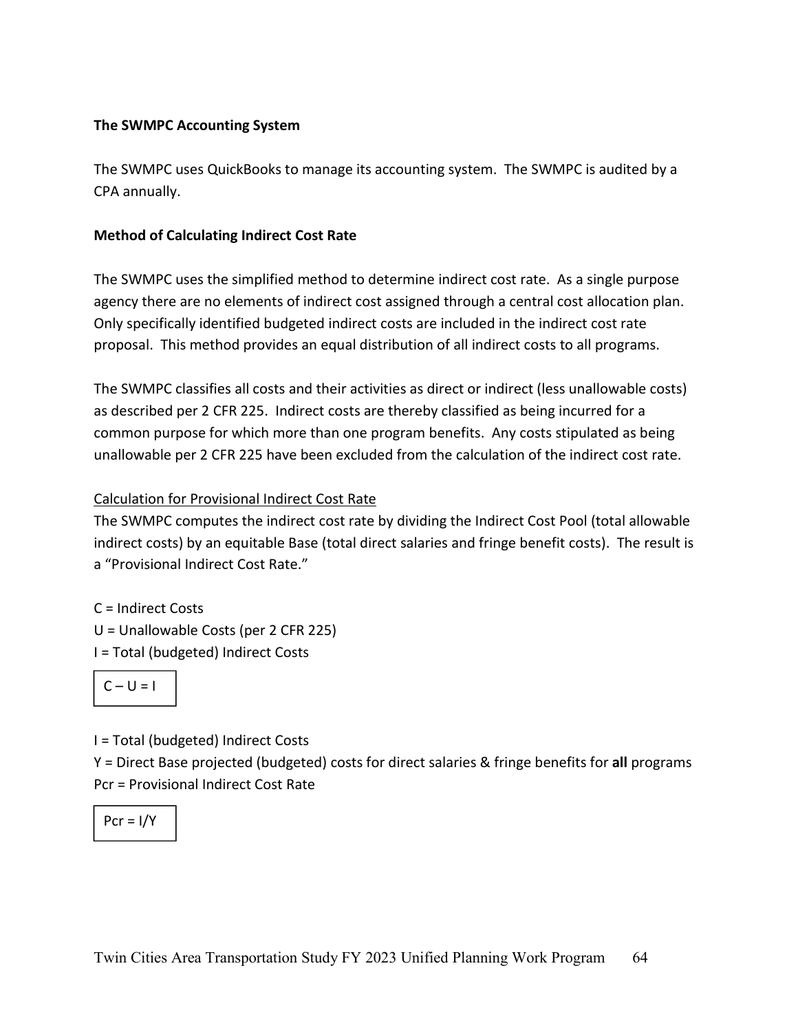**The SWMPC Accounting System**

The SWMPC uses QuickBooks to manage its accounting system. The SWMPC is audited by a CPA annually.

**Method of Calculating Indirect Cost Rate**

The SWMPC uses the simplified method to determine indirect cost rate. As a single purpose agency there are no elements of indirect cost assigned through a central cost allocation plan. Only specifically identified budgeted indirect costs are included in the indirect cost rate proposal. This method provides an equal distribution of all indirect costs to all programs.

The SWMPC classifies all costs and their activities as direct or indirect (less unallowable costs) as described per 2 CFR 225. Indirect costs are thereby classified as being incurred for a common purpose for which more than one program benefits. Any costs stipulated as being unallowable per 2 CFR 225 have been excluded from the calculation of the indirect cost rate.

Calculation for Provisional Indirect Cost Rate

The SWMPC computes the indirect cost rate by dividing the Indirect Cost Pool (total allowable indirect costs) by an equitable Base (total direct salaries and fringe benefit costs). The result is a "Provisional Indirect Cost Rate."

C = Indirect Costs
U = Unallowable Costs (per 2 CFR 225)
I = Total (budgeted) Indirect Costs

$$C - U = I$$

I = Total (budgeted) Indirect Costs
Y = Direct Base projected (budgeted) costs for direct salaries & fringe benefits for **all** programs
Pcr = Provisional Indirect Cost Rate

$$Pcr = I/Y$$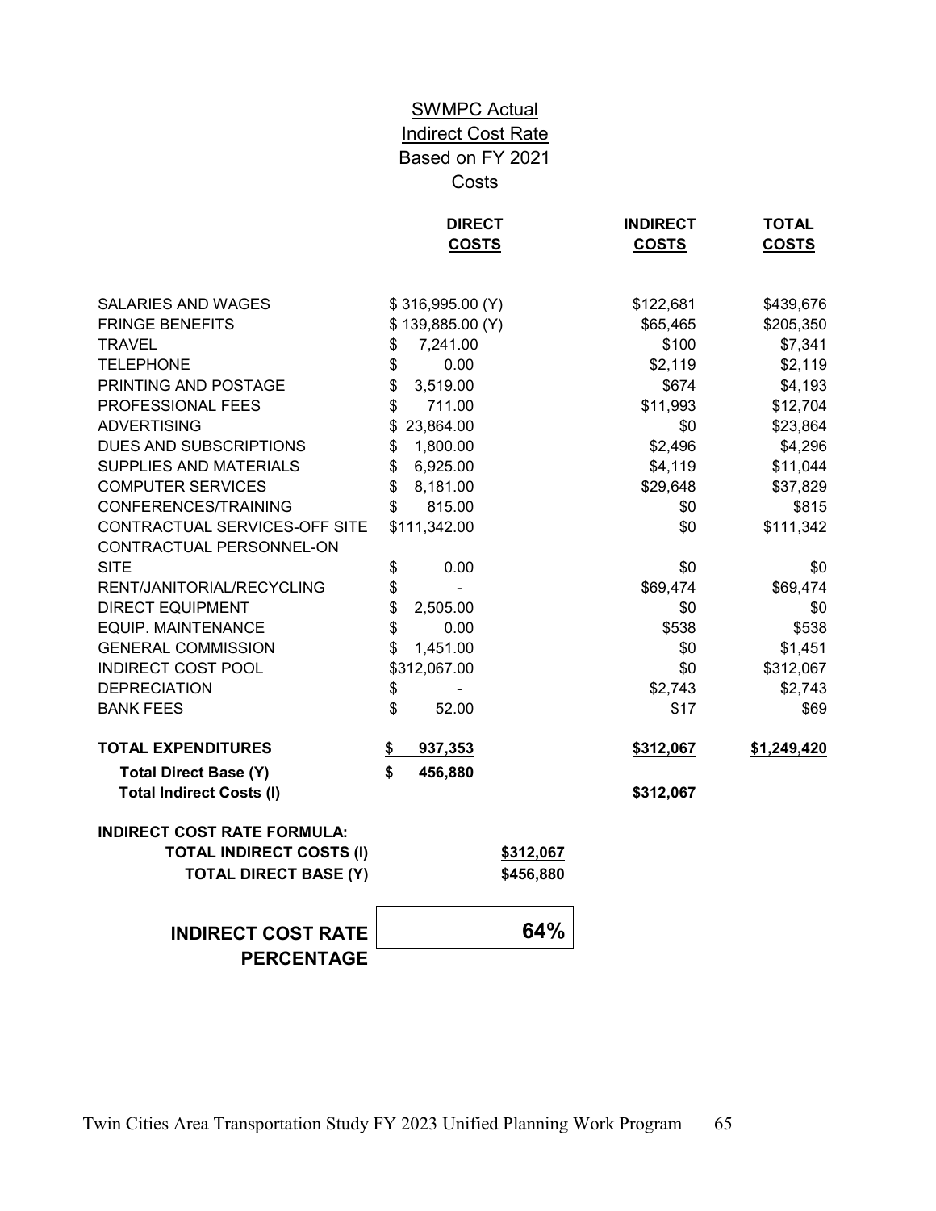## SWMPC Actual
## Indirect Cost Rate
## Based on FY 2021
## Costs

| | DIRECT COSTS | INDIRECT COSTS | TOTAL COSTS |
|---|---|---|---|
| SALARIES AND WAGES | $ 316,995.00 (Y) | $122,681 | $439,676 |
| FRINGE BENEFITS | $ 139,885.00 (Y) | $65,465 | $205,350 |
| TRAVEL | $ 7,241.00 | $100 | $7,341 |
| TELEPHONE | $ 0.00 | $2,119 | $2,119 |
| PRINTING AND POSTAGE | $ 3,519.00 | $674 | $4,193 |
| PROFESSIONAL FEES | $ 711.00 | $11,993 | $12,704 |
| ADVERTISING | $ 23,864.00 | $0 | $23,864 |
| DUES AND SUBSCRIPTIONS | $ 1,800.00 | $2,496 | $4,296 |
| SUPPLIES AND MATERIALS | $ 6,925.00 | $4,119 | $11,044 |
| COMPUTER SERVICES | $ 8,181.00 | $29,648 | $37,829 |
| CONFERENCES/TRAINING | $ 815.00 | $0 | $815 |
| CONTRACTUAL SERVICES-OFF SITE | $111,342.00 | $0 | $111,342 |
| CONTRACTUAL PERSONNEL-ON SITE | $ 0.00 | $0 | $0 |
| RENT/JANITORIAL/RECYCLING | $ - | $69,474 | $69,474 |
| DIRECT EQUIPMENT | $ 2,505.00 | $0 | $0 |
| EQUIP. MAINTENANCE | $ 0.00 | $538 | $538 |
| GENERAL COMMISSION | $ 1,451.00 | $0 | $1,451 |
| INDIRECT COST POOL | $312,067.00 | $0 | $312,067 |
| DEPRECIATION | $ - | $2,743 | $2,743 |
| BANK FEES | $ 52.00 | $17 | $69 |
| **TOTAL EXPENDITURES** | **$ 937,353** | **$312,067** | **$1,249,420** |
| **Total Direct Base (Y)** | **$ 456,880** | | |
| **Total Indirect Costs (I)** | | **$312,067** | |

**INDIRECT COST RATE FORMULA:**

| | |
|---|---|
| **TOTAL INDIRECT COSTS (I)** | **$312,067** |
| **TOTAL DIRECT BASE (Y)** | **$456,880** |

**INDIRECT COST RATE PERCENTAGE** | **64%**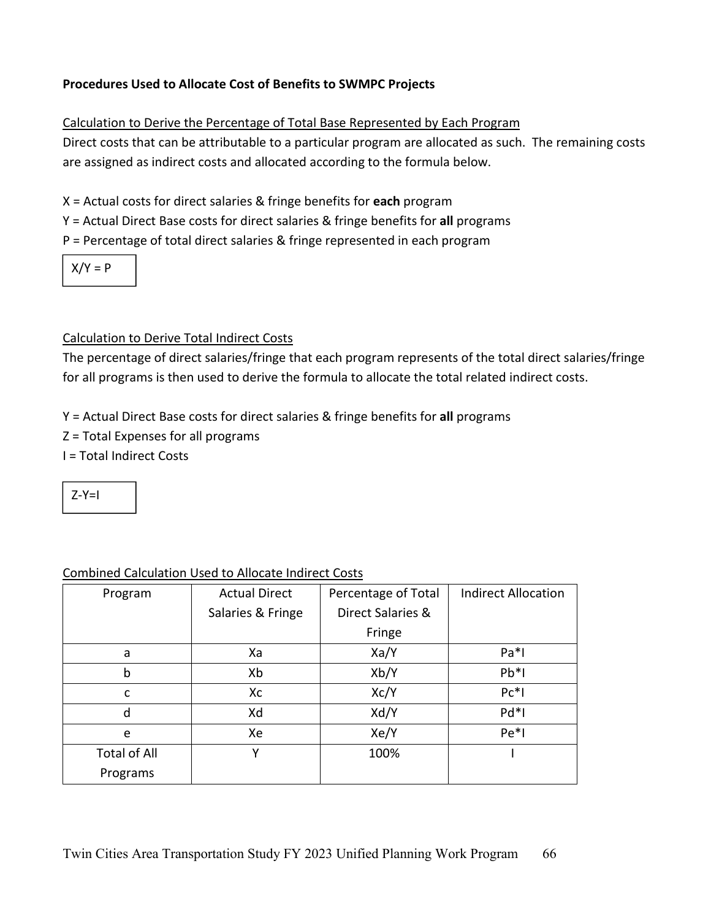**Procedures Used to Allocate Cost of Benefits to SWMPC Projects**

Calculation to Derive the Percentage of Total Base Represented by Each Program

Direct costs that can be attributable to a particular program are allocated as such. The remaining costs are assigned as indirect costs and allocated according to the formula below.

X = Actual costs for direct salaries & fringe benefits for **each** program
Y = Actual Direct Base costs for direct salaries & fringe benefits for **all** programs
P = Percentage of total direct salaries & fringe represented in each program

$X/Y = P$

Calculation to Derive Total Indirect Costs

The percentage of direct salaries/fringe that each program represents of the total direct salaries/fringe for all programs is then used to derive the formula to allocate the total related indirect costs.

Y = Actual Direct Base costs for direct salaries & fringe benefits for **all** programs
Z = Total Expenses for all programs
I = Total Indirect Costs

$Z-Y=I$

Combined Calculation Used to Allocate Indirect Costs

| Program | Actual Direct Salaries & Fringe | Percentage of Total Direct Salaries & Fringe | Indirect Allocation |
|---|---|---|---|
| a | $X_a$ | $X_a/Y$ | $P_a*I$ |
| b | $X_b$ | $X_b/Y$ | $P_b*I$ |
| c | $X_c$ | $X_c/Y$ | $P_c*I$ |
| d | $X_d$ | $X_d/Y$ | $P_d*I$ |
| e | $X_e$ | $X_e/Y$ | $P_e*I$ |
| Total of All Programs | Y | 100% | I |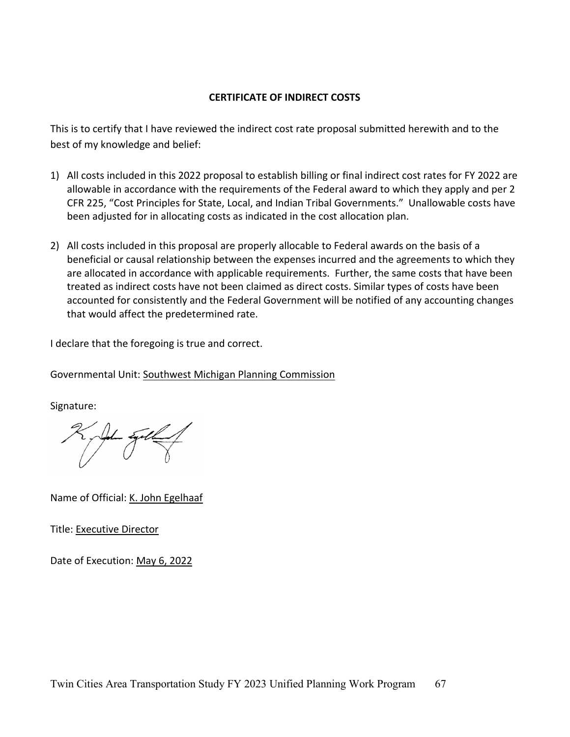**CERTIFICATE OF INDIRECT COSTS**

This is to certify that I have reviewed the indirect cost rate proposal submitted herewith and to the best of my knowledge and belief:

1) All costs included in this 2022 proposal to establish billing or final indirect cost rates for FY 2022 are allowable in accordance with the requirements of the Federal award to which they apply and per 2 CFR 225, "Cost Principles for State, Local, and Indian Tribal Governments." Unallowable costs have been adjusted for in allocating costs as indicated in the cost allocation plan.

2) All costs included in this proposal are properly allocable to Federal awards on the basis of a beneficial or causal relationship between the expenses incurred and the agreements to which they are allocated in accordance with applicable requirements. Further, the same costs that have been treated as indirect costs have not been claimed as direct costs. Similar types of costs have been accounted for consistently and the Federal Government will be notified of any accounting changes that would affect the predetermined rate.

I declare that the foregoing is true and correct.

Governmental Unit: Southwest Michigan Planning Commission

Signature:

Name of Official: K. John Egelhaaf

Title: Executive Director

Date of Execution: May 6, 2022